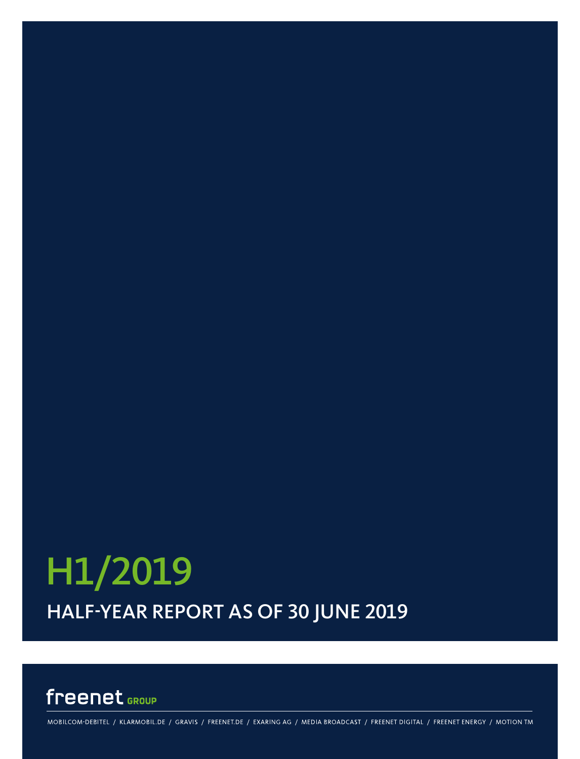# H1/2019

## HALF-YEAR REPORT AS OF 30 JUNE 2019

freenet GROUP

MOBILCOM-DEBITEL / KLARMOBIL.DE / GRAVIS / FREENET.DE / EXARING AG / MEDIA BROADCAST / FREENET DIGITAL / FREENET ENERGY / MOTION TM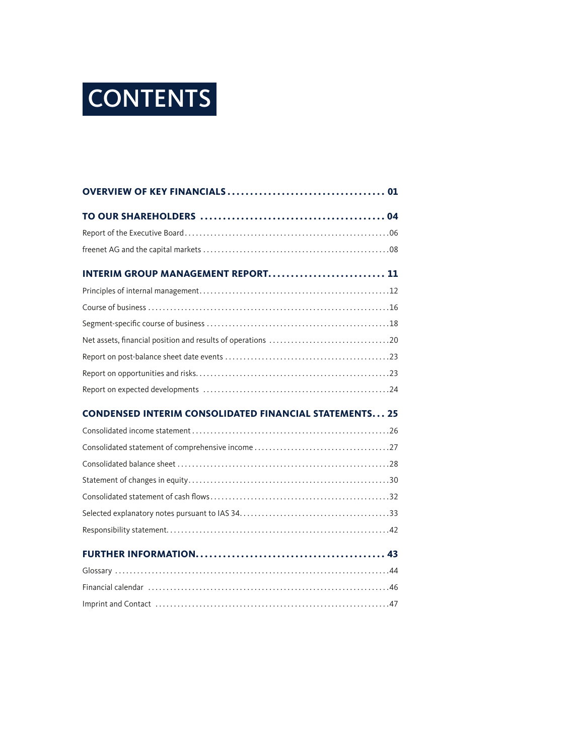# CONTENTS

**OVERVIEW OF KEY FINANCIALS** 01

**TO OUR SHAREHOLDERS** 04

- Report of the Executive Board 06
- freenet AG and the capital markets 08

**INTERIM GROUP MANAGEMENT REPORT** 11

- Principles of internal management 12
- Course of business 16
- Segment-specific course of business 18
- Net assets, financial position and results of operations 20
- Report on post-balance sheet date events 23
- Report on opportunities and risks 23
- Report on expected developments 24

**CONDENSED INTERIM CONSOLIDATED FINANCIAL STATEMENTS** 25

- Consolidated income statement 26
- Consolidated statement of comprehensive income 27
- Consolidated balance sheet 28
- Statement of changes in equity 30
- Consolidated statement of cash flows 32
- Selected explanatory notes pursuant to IAS 34 33
- Responsibility statement 42

**FURTHER INFORMATION** 43

- Glossary 44
- Financial calendar 46
- Imprint and Contact 47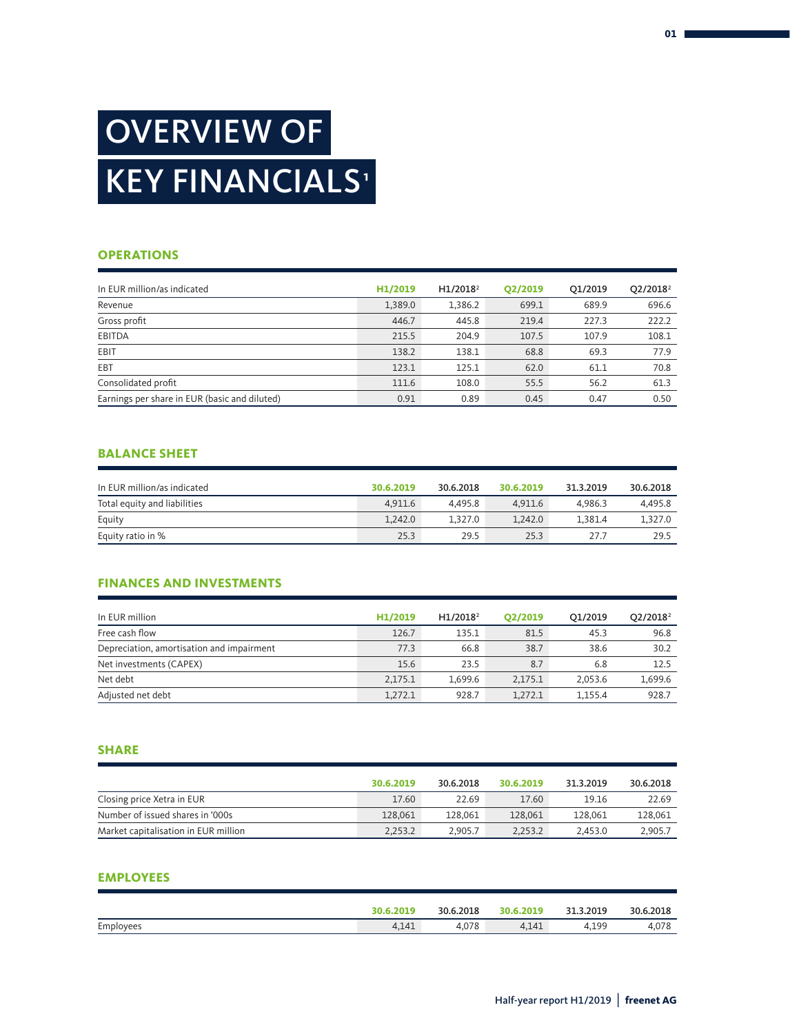# OVERVIEW OF KEY FINANCIALS[1]

## OPERATIONS

| In EUR million/as indicated | H1/2019 | H1/2018[2] | Q2/2019 | Q1/2019 | Q2/2018[2] |
|---|---|---|---|---|---|
| Revenue | 1,389.0 | 1,386.2 | 699.1 | 689.9 | 696.6 |
| Gross profit | 446.7 | 445.8 | 219.4 | 227.3 | 222.2 |
| EBITDA | 215.5 | 204.9 | 107.5 | 107.9 | 108.1 |
| EBIT | 138.2 | 138.1 | 68.8 | 69.3 | 77.9 |
| EBT | 123.1 | 125.1 | 62.0 | 61.1 | 70.8 |
| Consolidated profit | 111.6 | 108.0 | 55.5 | 56.2 | 61.3 |
| Earnings per share in EUR (basic and diluted) | 0.91 | 0.89 | 0.45 | 0.47 | 0.50 |

## BALANCE SHEET

| In EUR million/as indicated | 30.6.2019 | 30.6.2018 | 30.6.2019 | 31.3.2019 | 30.6.2018 |
|---|---|---|---|---|---|
| Total equity and liabilities | 4,911.6 | 4,495.8 | 4,911.6 | 4,986.3 | 4,495.8 |
| Equity | 1,242.0 | 1,327.0 | 1,242.0 | 1,381.4 | 1,327.0 |
| Equity ratio in % | 25.3 | 29.5 | 25.3 | 27.7 | 29.5 |

## FINANCES AND INVESTMENTS

| In EUR million | H1/2019 | H1/2018[2] | Q2/2019 | Q1/2019 | Q2/2018[2] |
|---|---|---|---|---|---|
| Free cash flow | 126.7 | 135.1 | 81.5 | 45.3 | 96.8 |
| Depreciation, amortisation and impairment | 77.3 | 66.8 | 38.7 | 38.6 | 30.2 |
| Net investments (CAPEX) | 15.6 | 23.5 | 8.7 | 6.8 | 12.5 |
| Net debt | 2,175.1 | 1,699.6 | 2,175.1 | 2,053.6 | 1,699.6 |
| Adjusted net debt | 1,272.1 | 928.7 | 1,272.1 | 1,155.4 | 928.7 |

## SHARE

| | 30.6.2019 | 30.6.2018 | 30.6.2019 | 31.3.2019 | 30.6.2018 |
|---|---|---|---|---|---|
| Closing price Xetra in EUR | 17.60 | 22.69 | 17.60 | 19.16 | 22.69 |
| Number of issued shares in '000s | 128,061 | 128,061 | 128,061 | 128,061 | 128,061 |
| Market capitalisation in EUR million | 2,253.2 | 2,905.7 | 2,253.2 | 2,453.0 | 2,905.7 |

## EMPLOYEES

| | 30.6.2019 | 30.6.2018 | 30.6.2019 | 31.3.2019 | 30.6.2018 |
|---|---|---|---|---|---|
| Employees | 4,141 | 4,078 | 4,141 | 4,199 | 4,078 |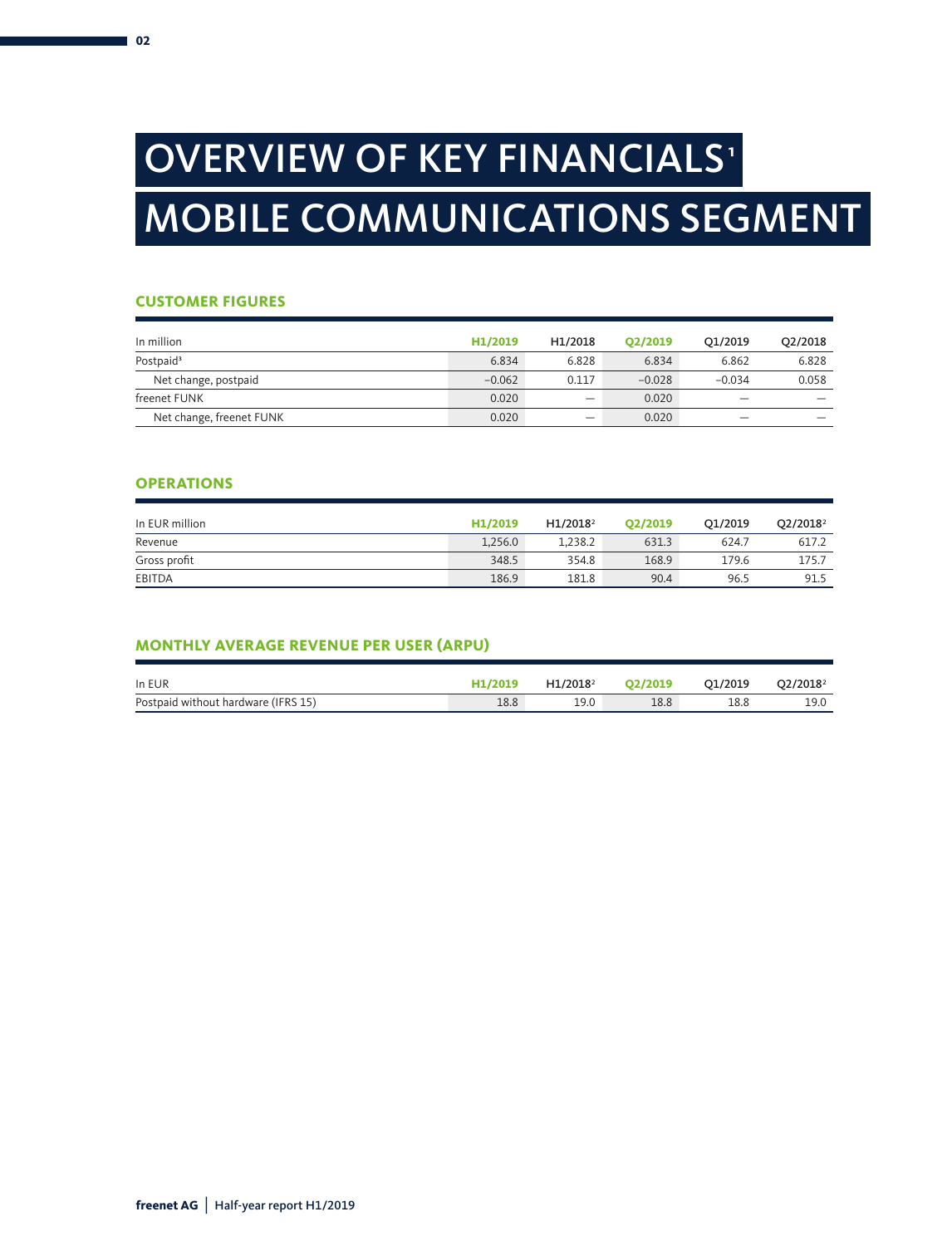# OVERVIEW OF KEY FINANCIALS[1]

# MOBILE COMMUNICATIONS SEGMENT

### CUSTOMER FIGURES

| In million | H1/2019 | H1/2018 | Q2/2019 | Q1/2019 | Q2/2018 |
|---|---|---|---|---|---|
| Postpaid[3] | 6.834 | 6.828 | 6.834 | 6.862 | 6.828 |
| Net change, postpaid | −0.062 | 0.117 | −0.028 | −0.034 | 0.058 |
| freenet FUNK | 0.020 | – | 0.020 | – | – |
| Net change, freenet FUNK | 0.020 | – | 0.020 | – | – |

### OPERATIONS

| In EUR million | H1/2019 | H1/2018[2] | Q2/2019 | Q1/2019 | Q2/2018[2] |
|---|---|---|---|---|---|
| Revenue | 1,256.0 | 1,238.2 | 631.3 | 624.7 | 617.2 |
| Gross profit | 348.5 | 354.8 | 168.9 | 179.6 | 175.7 |
| EBITDA | 186.9 | 181.8 | 90.4 | 96.5 | 91.5 |

### MONTHLY AVERAGE REVENUE PER USER (ARPU)

| In EUR | H1/2019 | H1/2018[2] | Q2/2019 | Q1/2019 | Q2/2018[2] |
|---|---|---|---|---|---|
| Postpaid without hardware (IFRS 15) | 18.8 | 19.0 | 18.8 | 18.8 | 19.0 |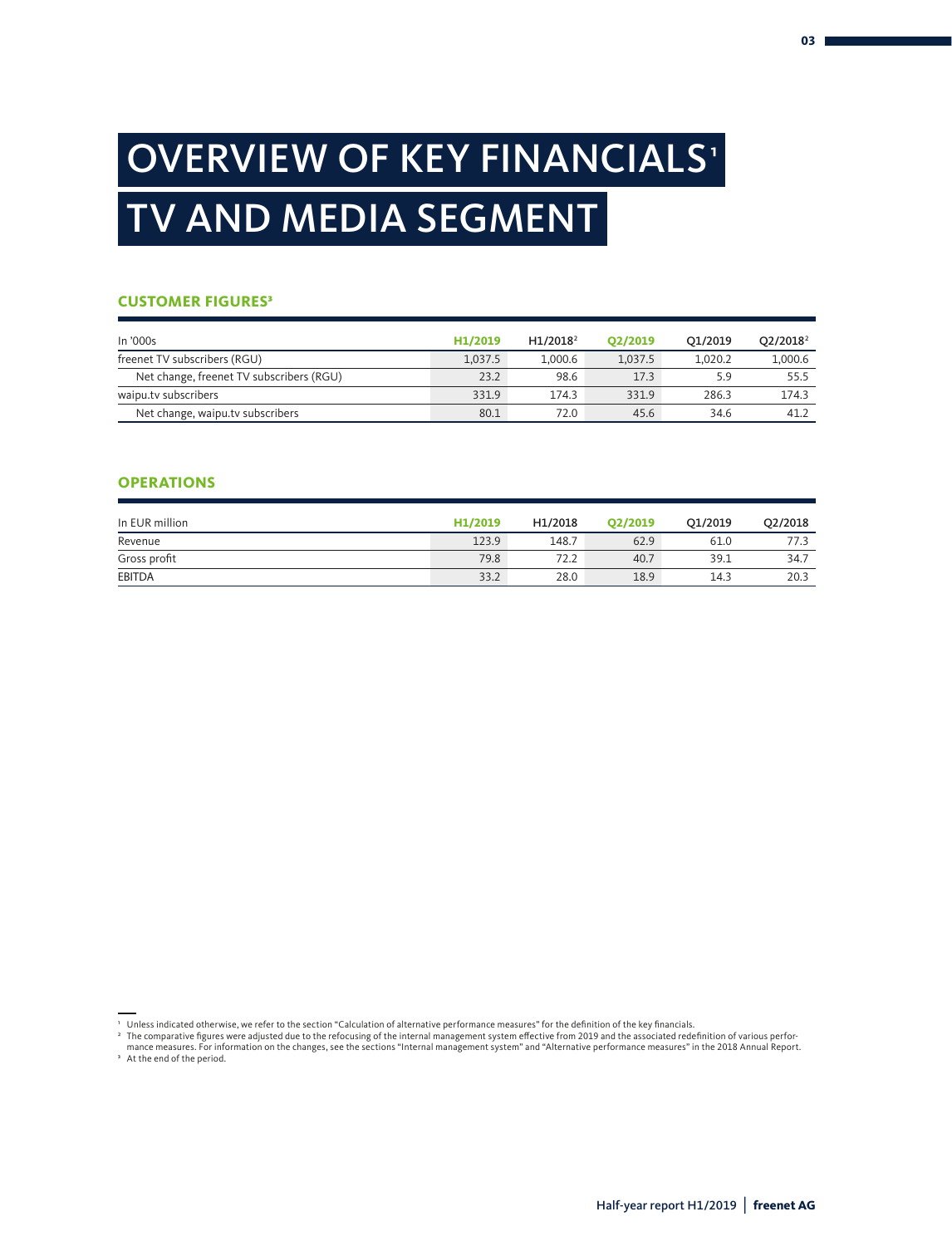# OVERVIEW OF KEY FINANCIALS[1]

# TV AND MEDIA SEGMENT

## CUSTOMER FIGURES[3]

| In '000s | H1/2019 | H1/2018[2] | Q2/2019 | Q1/2019 | Q2/2018[2] |
|---|---|---|---|---|---|
| freenet TV subscribers (RGU) | 1,037.5 | 1,000.6 | 1,037.5 | 1,020.2 | 1,000.6 |
| Net change, freenet TV subscribers (RGU) | 23.2 | 98.6 | 17.3 | 5.9 | 55.5 |
| waipu.tv subscribers | 331.9 | 174.3 | 331.9 | 286.3 | 174.3 |
| Net change, waipu.tv subscribers | 80.1 | 72.0 | 45.6 | 34.6 | 41.2 |

## OPERATIONS

| In EUR million | H1/2019 | H1/2018 | Q2/2019 | Q1/2019 | Q2/2018 |
|---|---|---|---|---|---|
| Revenue | 123.9 | 148.7 | 62.9 | 61.0 | 77.3 |
| Gross profit | 79.8 | 72.2 | 40.7 | 39.1 | 34.7 |
| EBITDA | 33.2 | 28.0 | 18.9 | 14.3 | 20.3 |

[1] Unless indicated otherwise, we refer to the section "Calculation of alternative performance measures" for the definition of the key financials.

[2] The comparative figures were adjusted due to the refocusing of the internal management system effective from 2019 and the associated redefinition of various performance measures. For information on the changes, see the sections "Internal management system" and "Alternative performance measures" in the 2018 Annual Report.

[3] At the end of the period.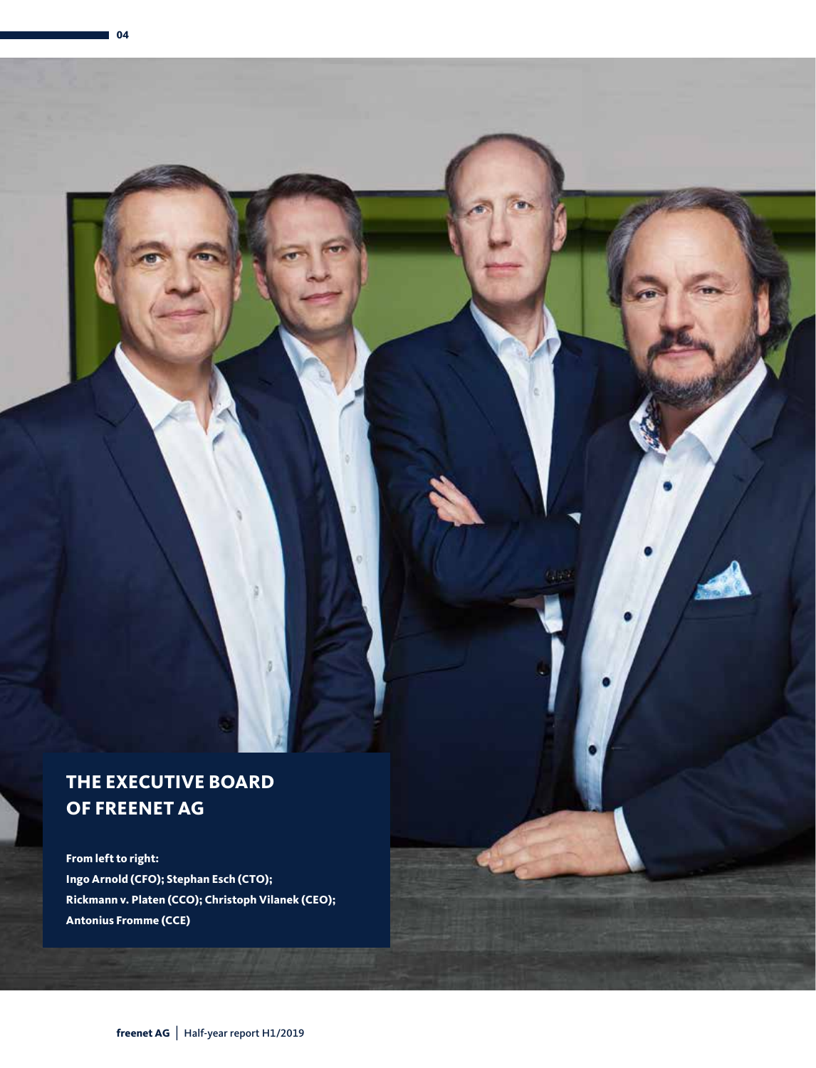## THE EXECUTIVE BOARD OF FREENET AG

**From left to right:**
**Ingo Arnold (CFO); Stephan Esch (CTO); Rickmann v. Platen (CCO); Christoph Vilanek (CEO); Antonius Fromme (CCE)**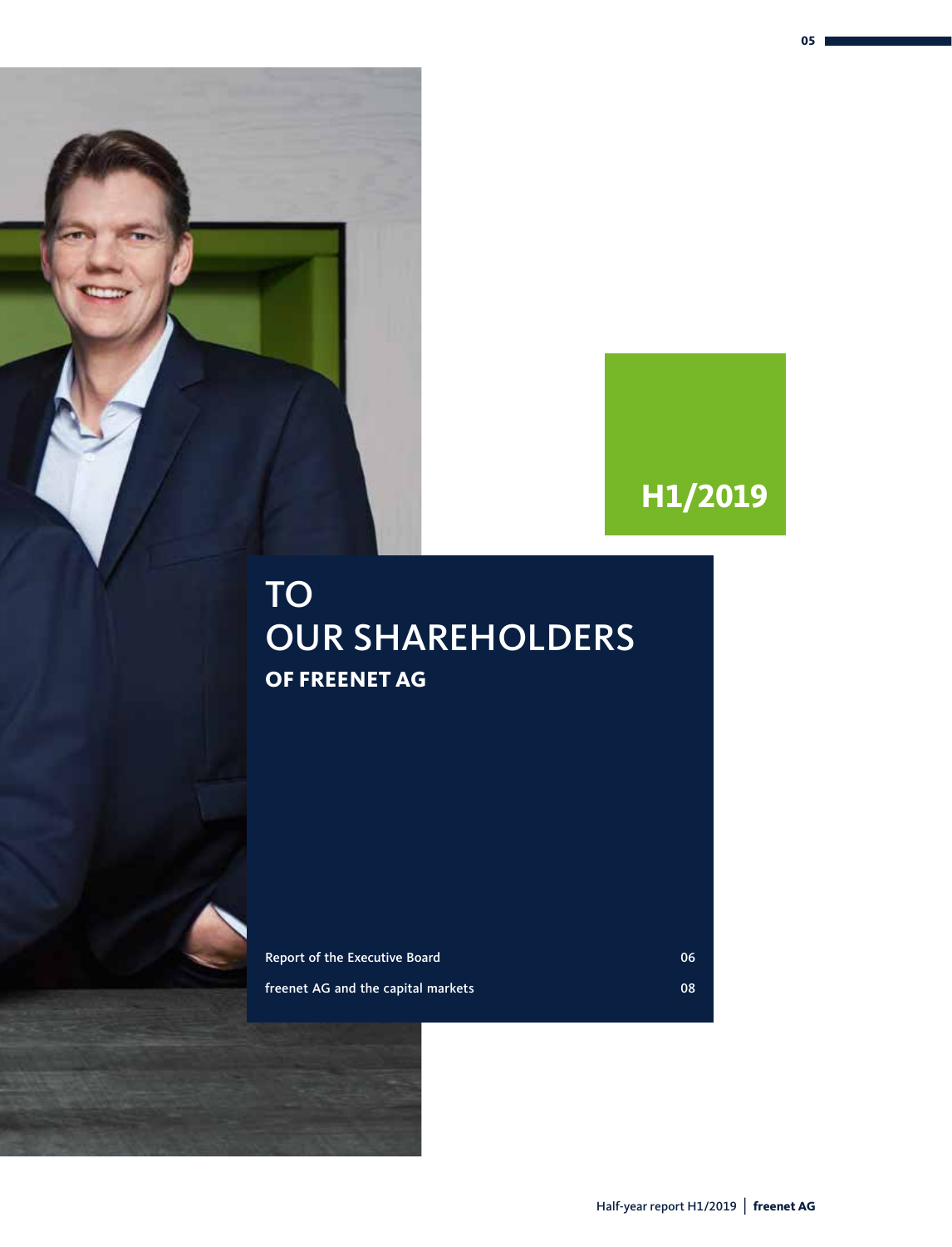H1/2019

# TO OUR SHAREHOLDERS

## OF FREENET AG

| | |
|---|---|
| Report of the Executive Board | 06 |
| freenet AG and the capital markets | 08 |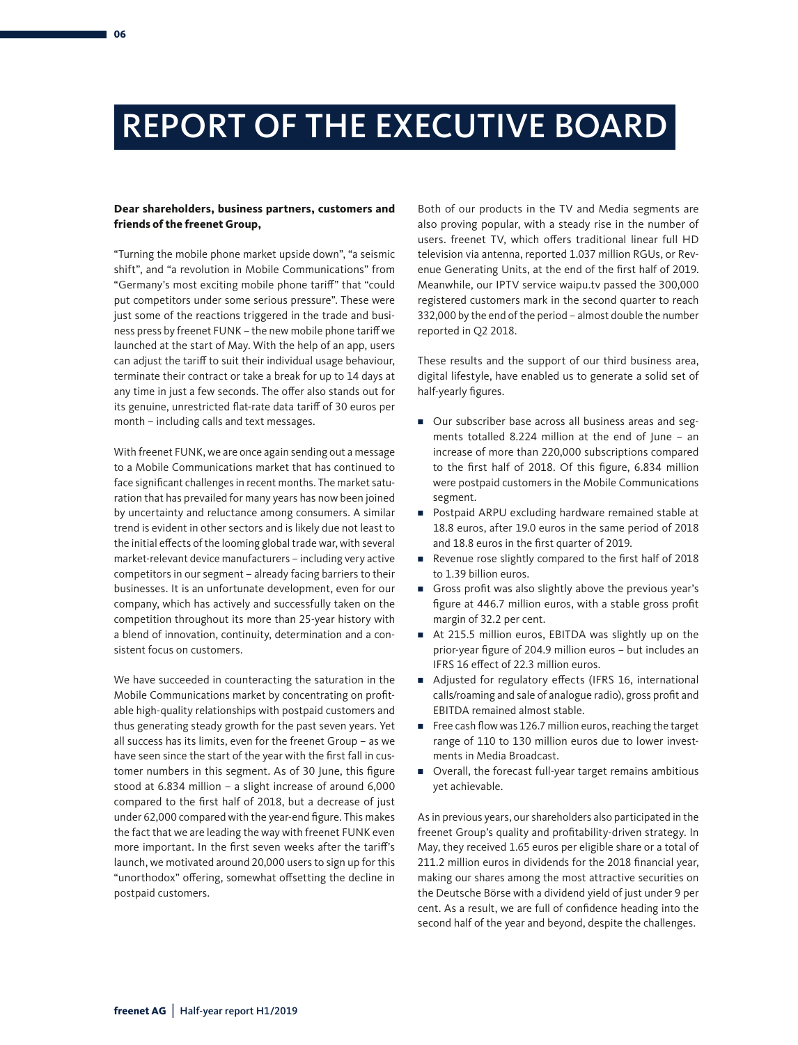# REPORT OF THE EXECUTIVE BOARD

**Dear shareholders, business partners, customers and friends of the freenet Group,**

"Turning the mobile phone market upside down", "a seismic shift", and "a revolution in Mobile Communications" from "Germany's most exciting mobile phone tariff" that "could put competitors under some serious pressure". These were just some of the reactions triggered in the trade and business press by freenet FUNK – the new mobile phone tariff we launched at the start of May. With the help of an app, users can adjust the tariff to suit their individual usage behaviour, terminate their contract or take a break for up to 14 days at any time in just a few seconds. The offer also stands out for its genuine, unrestricted flat-rate data tariff of 30 euros per month – including calls and text messages.

With freenet FUNK, we are once again sending out a message to a Mobile Communications market that has continued to face significant challenges in recent months. The market saturation that has prevailed for many years has now been joined by uncertainty and reluctance among consumers. A similar trend is evident in other sectors and is likely due not least to the initial effects of the looming global trade war, with several market-relevant device manufacturers – including very active competitors in our segment – already facing barriers to their businesses. It is an unfortunate development, even for our company, which has actively and successfully taken on the competition throughout its more than 25-year history with a blend of innovation, continuity, determination and a consistent focus on customers.

We have succeeded in counteracting the saturation in the Mobile Communications market by concentrating on profitable high-quality relationships with postpaid customers and thus generating steady growth for the past seven years. Yet all success has its limits, even for the freenet Group – as we have seen since the start of the year with the first fall in customer numbers in this segment. As of 30 June, this figure stood at 6.834 million – a slight increase of around 6,000 compared to the first half of 2018, but a decrease of just under 62,000 compared with the year-end figure. This makes the fact that we are leading the way with freenet FUNK even more important. In the first seven weeks after the tariff's launch, we motivated around 20,000 users to sign up for this "unorthodox" offering, somewhat offsetting the decline in postpaid customers.

Both of our products in the TV and Media segments are also proving popular, with a steady rise in the number of users. freenet TV, which offers traditional linear full HD television via antenna, reported 1.037 million RGUs, or Revenue Generating Units, at the end of the first half of 2019. Meanwhile, our IPTV service waipu.tv passed the 300,000 registered customers mark in the second quarter to reach 332,000 by the end of the period – almost double the number reported in Q2 2018.

These results and the support of our third business area, digital lifestyle, have enabled us to generate a solid set of half-yearly figures.

- Our subscriber base across all business areas and segments totalled 8.224 million at the end of June – an increase of more than 220,000 subscriptions compared to the first half of 2018. Of this figure, 6.834 million were postpaid customers in the Mobile Communications segment.
- Postpaid ARPU excluding hardware remained stable at 18.8 euros, after 19.0 euros in the same period of 2018 and 18.8 euros in the first quarter of 2019.
- Revenue rose slightly compared to the first half of 2018 to 1.39 billion euros.
- Gross profit was also slightly above the previous year's figure at 446.7 million euros, with a stable gross profit margin of 32.2 per cent.
- At 215.5 million euros, EBITDA was slightly up on the prior-year figure of 204.9 million euros – but includes an IFRS 16 effect of 22.3 million euros.
- Adjusted for regulatory effects (IFRS 16, international calls/roaming and sale of analogue radio), gross profit and EBITDA remained almost stable.
- Free cash flow was 126.7 million euros, reaching the target range of 110 to 130 million euros due to lower investments in Media Broadcast.
- Overall, the forecast full-year target remains ambitious yet achievable.

As in previous years, our shareholders also participated in the freenet Group's quality and profitability-driven strategy. In May, they received 1.65 euros per eligible share or a total of 211.2 million euros in dividends for the 2018 financial year, making our shares among the most attractive securities on the Deutsche Börse with a dividend yield of just under 9 per cent. As a result, we are full of confidence heading into the second half of the year and beyond, despite the challenges.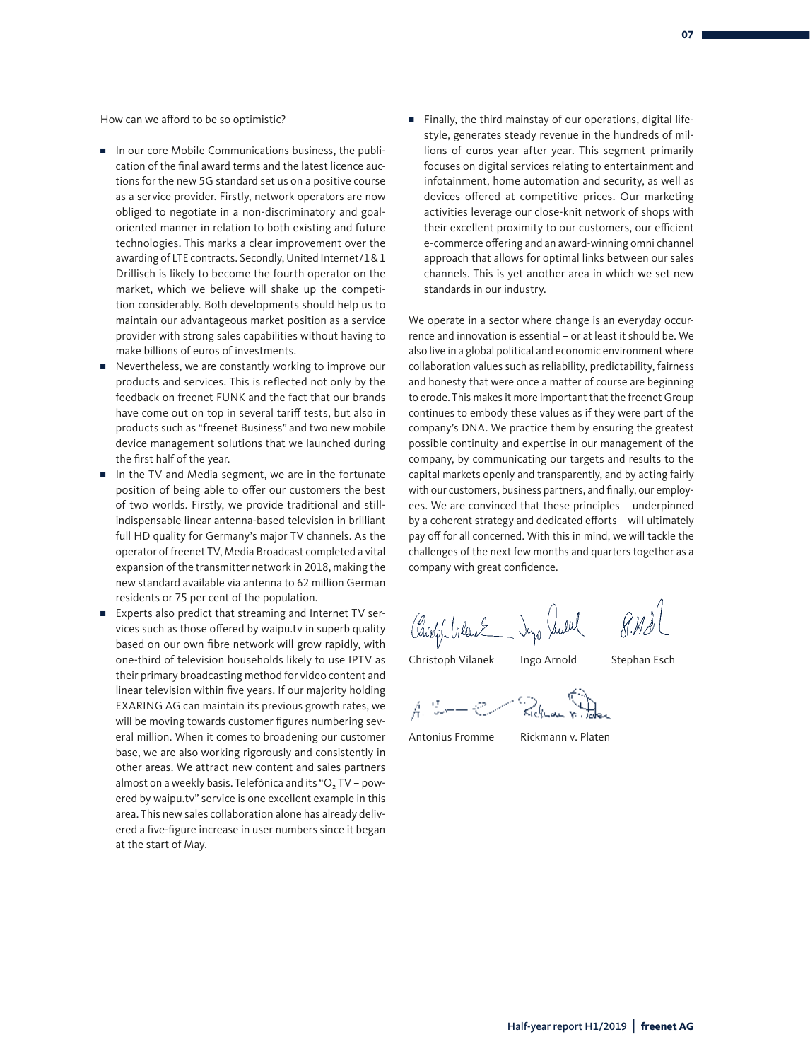How can we afford to be so optimistic?

- In our core Mobile Communications business, the publication of the final award terms and the latest licence auctions for the new 5G standard set us on a positive course as a service provider. Firstly, network operators are now obliged to negotiate in a non-discriminatory and goal-oriented manner in relation to both existing and future technologies. This marks a clear improvement over the awarding of LTE contracts. Secondly, United Internet/1&1 Drillisch is likely to become the fourth operator on the market, which we believe will shake up the competition considerably. Both developments should help us to maintain our advantageous market position as a service provider with strong sales capabilities without having to make billions of euros of investments.
- Nevertheless, we are constantly working to improve our products and services. This is reflected not only by the feedback on freenet FUNK and the fact that our brands have come out on top in several tariff tests, but also in products such as "freenet Business" and two new mobile device management solutions that we launched during the first half of the year.
- In the TV and Media segment, we are in the fortunate position of being able to offer our customers the best of two worlds. Firstly, we provide traditional and still-indispensable linear antenna-based television in brilliant full HD quality for Germany's major TV channels. As the operator of freenet TV, Media Broadcast completed a vital expansion of the transmitter network in 2018, making the new standard available via antenna to 62 million German residents or 75 per cent of the population.
- Experts also predict that streaming and Internet TV services such as those offered by waipu.tv in superb quality based on our own fibre network will grow rapidly, with one-third of television households likely to use IPTV as their primary broadcasting method for video content and linear television within five years. If our majority holding EXARING AG can maintain its previous growth rates, we will be moving towards customer figures numbering several million. When it comes to broadening our customer base, we are also working rigorously and consistently in other areas. We attract new content and sales partners almost on a weekly basis. Telefónica and its "$O_2$ TV – powered by waipu.tv" service is one excellent example in this area. This new sales collaboration alone has already delivered a five-figure increase in user numbers since it began at the start of May.
- Finally, the third mainstay of our operations, digital lifestyle, generates steady revenue in the hundreds of millions of euros year after year. This segment primarily focuses on digital services relating to entertainment and infotainment, home automation and security, as well as devices offered at competitive prices. Our marketing activities leverage our close-knit network of shops with their excellent proximity to our customers, our efficient e-commerce offering and an award-winning omni channel approach that allows for optimal links between our sales channels. This is yet another area in which we set new standards in our industry.

We operate in a sector where change is an everyday occurrence and innovation is essential – or at least it should be. We also live in a global political and economic environment where collaboration values such as reliability, predictability, fairness and honesty that were once a matter of course are beginning to erode. This makes it more important that the freenet Group continues to embody these values as if they were part of the company's DNA. We practice them by ensuring the greatest possible continuity and expertise in our management of the company, by communicating our targets and results to the capital markets openly and transparently, and by acting fairly with our customers, business partners, and finally, our employees. We are convinced that these principles – underpinned by a coherent strategy and dedicated efforts – will ultimately pay off for all concerned. With this in mind, we will tackle the challenges of the next few months and quarters together as a company with great confidence.

Christoph Vilanek    Ingo Arnold    Stephan Esch

Antonius Fromme    Rickmann v. Platen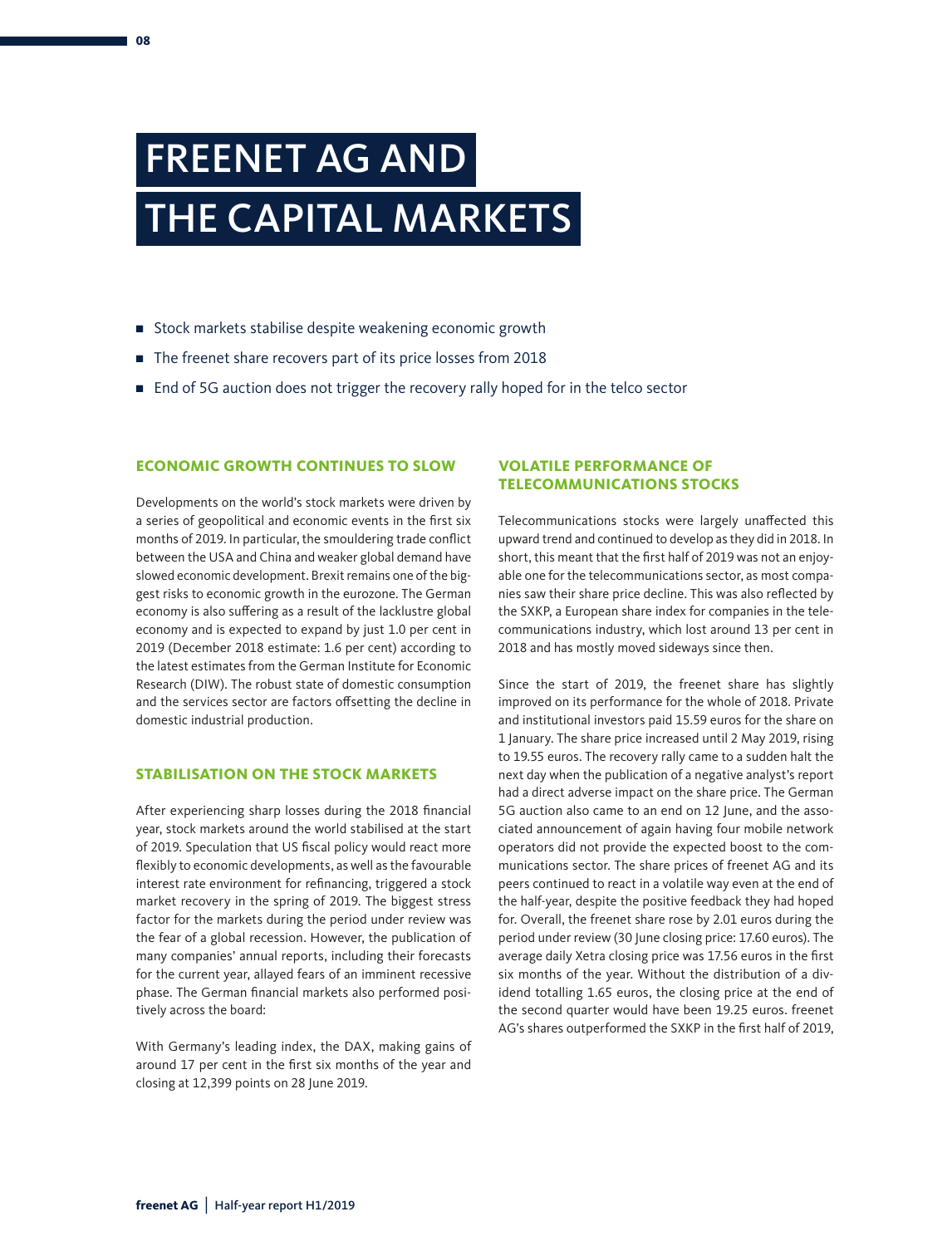# FREENET AG AND THE CAPITAL MARKETS

- Stock markets stabilise despite weakening economic growth
- The freenet share recovers part of its price losses from 2018
- End of 5G auction does not trigger the recovery rally hoped for in the telco sector

## ECONOMIC GROWTH CONTINUES TO SLOW

Developments on the world's stock markets were driven by a series of geopolitical and economic events in the first six months of 2019. In particular, the smouldering trade conflict between the USA and China and weaker global demand have slowed economic development. Brexit remains one of the biggest risks to economic growth in the eurozone. The German economy is also suffering as a result of the lacklustre global economy and is expected to expand by just 1.0 per cent in 2019 (December 2018 estimate: 1.6 per cent) according to the latest estimates from the German Institute for Economic Research (DIW). The robust state of domestic consumption and the services sector are factors offsetting the decline in domestic industrial production.

## STABILISATION ON THE STOCK MARKETS

After experiencing sharp losses during the 2018 financial year, stock markets around the world stabilised at the start of 2019. Speculation that US fiscal policy would react more flexibly to economic developments, as well as the favourable interest rate environment for refinancing, triggered a stock market recovery in the spring of 2019. The biggest stress factor for the markets during the period under review was the fear of a global recession. However, the publication of many companies' annual reports, including their forecasts for the current year, allayed fears of an imminent recessive phase. The German financial markets also performed positively across the board:

With Germany's leading index, the DAX, making gains of around 17 per cent in the first six months of the year and closing at 12,399 points on 28 June 2019.

## VOLATILE PERFORMANCE OF TELECOMMUNICATIONS STOCKS

Telecommunications stocks were largely unaffected this upward trend and continued to develop as they did in 2018. In short, this meant that the first half of 2019 was not an enjoyable one for the telecommunications sector, as most companies saw their share price decline. This was also reflected by the SXKP, a European share index for companies in the telecommunications industry, which lost around 13 per cent in 2018 and has mostly moved sideways since then.

Since the start of 2019, the freenet share has slightly improved on its performance for the whole of 2018. Private and institutional investors paid 15.59 euros for the share on 1 January. The share price increased until 2 May 2019, rising to 19.55 euros. The recovery rally came to a sudden halt the next day when the publication of a negative analyst's report had a direct adverse impact on the share price. The German 5G auction also came to an end on 12 June, and the associated announcement of again having four mobile network operators did not provide the expected boost to the communications sector. The share prices of freenet AG and its peers continued to react in a volatile way even at the end of the half-year, despite the positive feedback they had hoped for. Overall, the freenet share rose by 2.01 euros during the period under review (30 June closing price: 17.60 euros). The average daily Xetra closing price was 17.56 euros in the first six months of the year. Without the distribution of a dividend totalling 1.65 euros, the closing price at the end of the second quarter would have been 19.25 euros. freenet AG's shares outperformed the SXKP in the first half of 2019,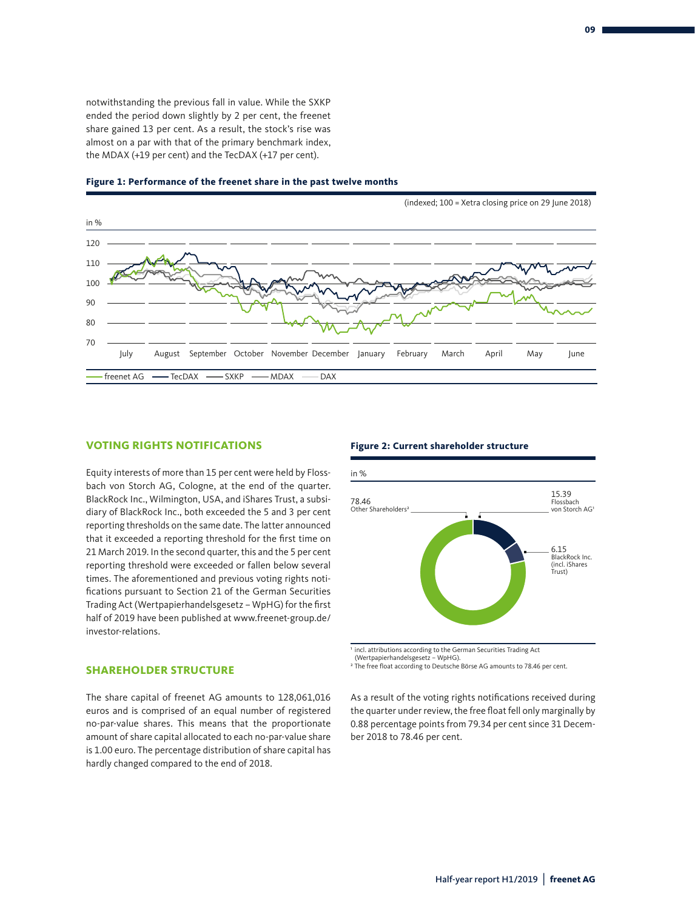notwithstanding the previous fall in value. While the SXKP ended the period down slightly by 2 per cent, the freenet share gained 13 per cent. As a result, the stock's rise was almost on a par with that of the primary benchmark index, the MDAX (+19 per cent) and the TecDAX (+17 per cent).

**Figure 1: Performance of the freenet share in the past twelve months**

(indexed; 100 = Xetra closing price on 29 June 2018)

## VOTING RIGHTS NOTIFICATIONS

Equity interests of more than 15 per cent were held by Flossbach von Storch AG, Cologne, at the end of the quarter. BlackRock Inc., Wilmington, USA, and iShares Trust, a subsidiary of BlackRock Inc., both exceeded the 5 and 3 per cent reporting thresholds on the same date. The latter announced that it exceeded a reporting threshold for the first time on 21 March 2019. In the second quarter, this and the 5 per cent reporting threshold were exceeded or fallen below several times. The aforementioned and previous voting rights notifications pursuant to Section 21 of the German Securities Trading Act (Wertpapierhandelsgesetz – WpHG) for the first half of 2019 have been published at www.freenet-group.de/investor-relations.

## SHAREHOLDER STRUCTURE

The share capital of freenet AG amounts to 128,061,016 euros and is comprised of an equal number of registered no-par-value shares. This means that the proportionate amount of share capital allocated to each no-par-value share is 1.00 euro. The percentage distribution of share capital has hardly changed compared to the end of 2018.

**Figure 2: Current shareholder structure**

in %

- 78.46 Other Shareholders[2]
- 15.39 Flossbach von Storch AG[1]
- 6.15 BlackRock Inc. (incl. iShares Trust)

[1] incl. attributions according to the German Securities Trading Act (Wertpapierhandelsgesetz – WpHG).
[2] The free float according to Deutsche Börse AG amounts to 78.46 per cent.

As a result of the voting rights notifications received during the quarter under review, the free float fell only marginally by 0.88 percentage points from 79.34 per cent since 31 December 2018 to 78.46 per cent.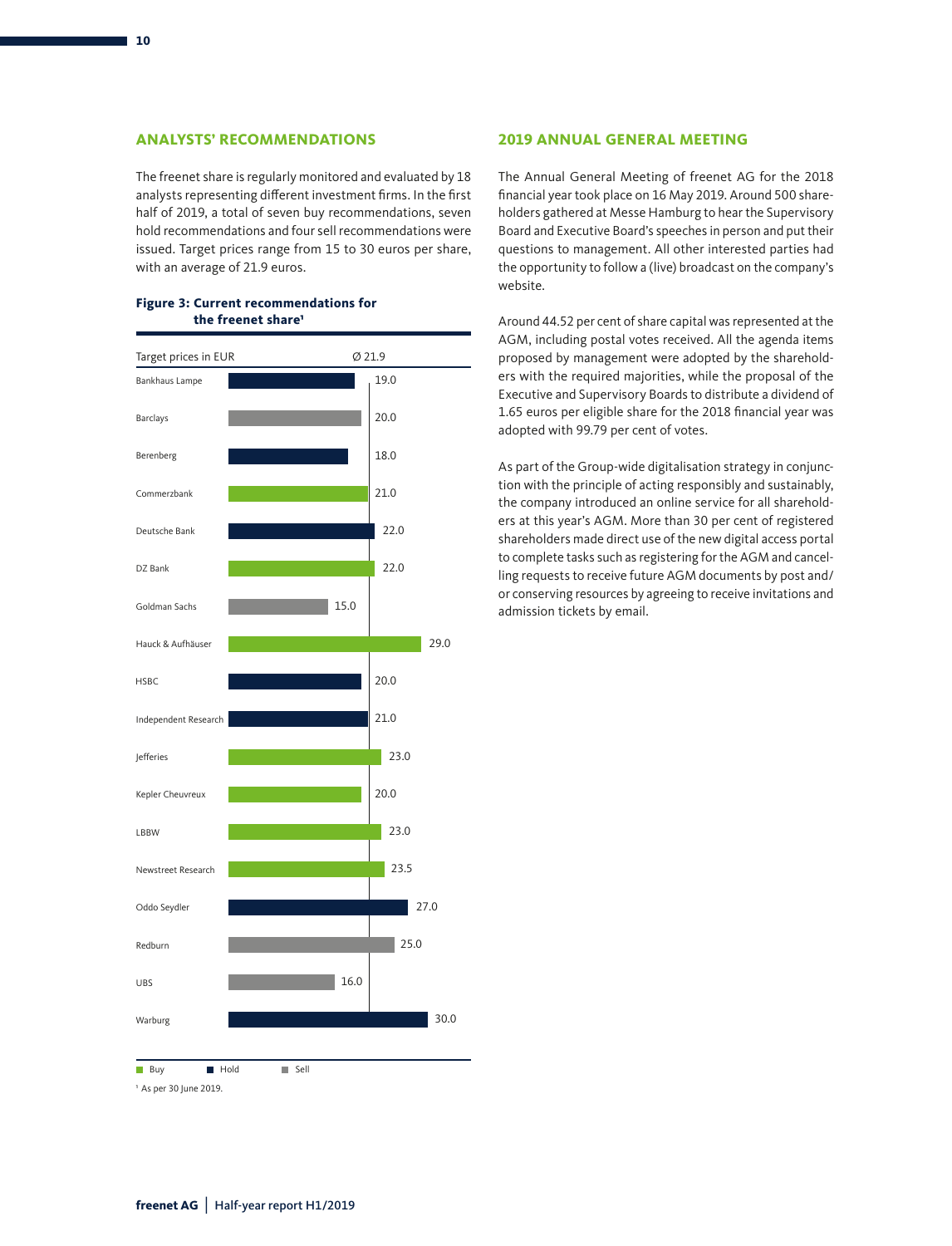## ANALYSTS' RECOMMENDATIONS

The freenet share is regularly monitored and evaluated by 18 analysts representing different investment firms. In the first half of 2019, a total of seven buy recommendations, seven hold recommendations and four sell recommendations were issued. Target prices range from 15 to 30 euros per share, with an average of 21.9 euros.

**Figure 3: Current recommendations for the freenet share¹**

| Analyst | Recommendation | Target prices in EUR (Ø 21.9) |
|---|---|---|
| Bankhaus Lampe | Hold | 19.0 |
| Barclays | Sell | 20.0 |
| Berenberg | Hold | 18.0 |
| Commerzbank | Buy | 21.0 |
| Deutsche Bank | Hold | 22.0 |
| DZ Bank | Buy | 22.0 |
| Goldman Sachs | Sell | 15.0 |
| Hauck & Aufhäuser | Buy | 29.0 |
| HSBC | Hold | 20.0 |
| Independent Research | Hold | 21.0 |
| Jefferies | Buy | 23.0 |
| Kepler Cheuvreux | Buy | 20.0 |
| LBBW | Buy | 23.0 |
| Newstreet Research | Buy | 23.5 |
| Oddo Seydler | Hold | 27.0 |
| Redburn | Sell | 25.0 |
| UBS | Sell | 16.0 |
| Warburg | Hold | 30.0 |

¹ As per 30 June 2019.

## 2019 ANNUAL GENERAL MEETING

The Annual General Meeting of freenet AG for the 2018 financial year took place on 16 May 2019. Around 500 shareholders gathered at Messe Hamburg to hear the Supervisory Board and Executive Board's speeches in person and put their questions to management. All other interested parties had the opportunity to follow a (live) broadcast on the company's website.

Around 44.52 per cent of share capital was represented at the AGM, including postal votes received. All the agenda items proposed by management were adopted by the shareholders with the required majorities, while the proposal of the Executive and Supervisory Boards to distribute a dividend of 1.65 euros per eligible share for the 2018 financial year was adopted with 99.79 per cent of votes.

As part of the Group-wide digitalisation strategy in conjunction with the principle of acting responsibly and sustainably, the company introduced an online service for all shareholders at this year's AGM. More than 30 per cent of registered shareholders made direct use of the new digital access portal to complete tasks such as registering for the AGM and cancelling requests to receive future AGM documents by post and/or conserving resources by agreeing to receive invitations and admission tickets by email.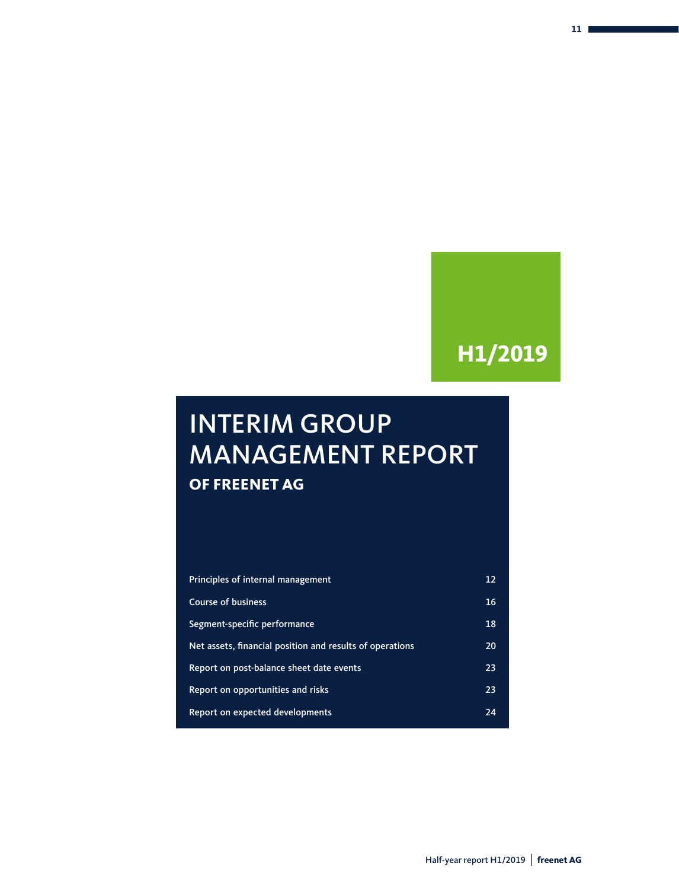H1/2019

# INTERIM GROUP MANAGEMENT REPORT

## OF FREENET AG

| | |
|---|---|
| Principles of internal management | 12 |
| Course of business | 16 |
| Segment-specific performance | 18 |
| Net assets, financial position and results of operations | 20 |
| Report on post-balance sheet date events | 23 |
| Report on opportunities and risks | 23 |
| Report on expected developments | 24 |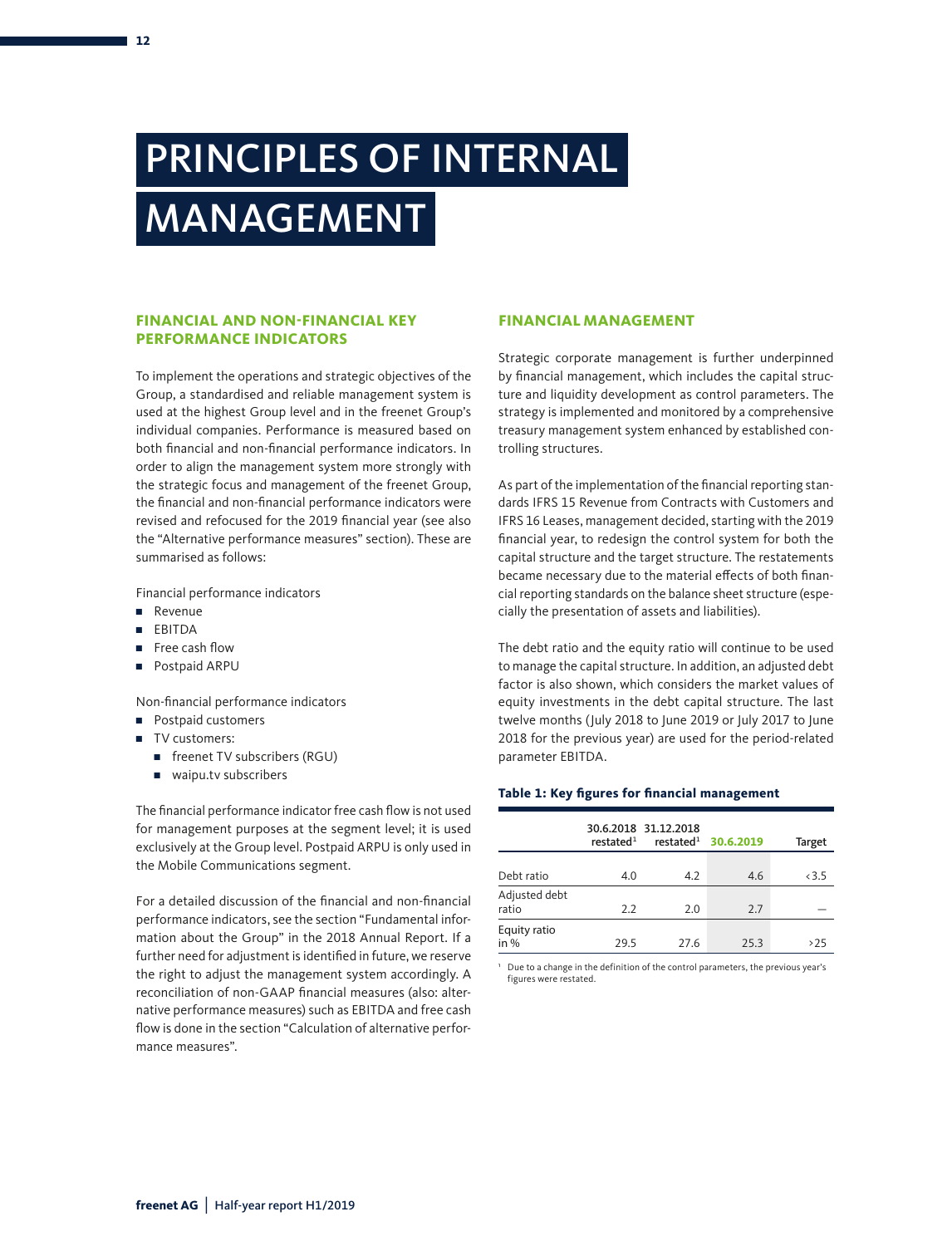# PRINCIPLES OF INTERNAL MANAGEMENT

## FINANCIAL AND NON-FINANCIAL KEY PERFORMANCE INDICATORS

To implement the operations and strategic objectives of the Group, a standardised and reliable management system is used at the highest Group level and in the freenet Group's individual companies. Performance is measured based on both financial and non-financial performance indicators. In order to align the management system more strongly with the strategic focus and management of the freenet Group, the financial and non-financial performance indicators were revised and refocused for the 2019 financial year (see also the "Alternative performance measures" section). These are summarised as follows:

Financial performance indicators

- Revenue
- EBITDA
- Free cash flow
- Postpaid ARPU

Non-financial performance indicators

- Postpaid customers
- TV customers:
  - freenet TV subscribers (RGU)
  - waipu.tv subscribers

The financial performance indicator free cash flow is not used for management purposes at the segment level; it is used exclusively at the Group level. Postpaid ARPU is only used in the Mobile Communications segment.

For a detailed discussion of the financial and non-financial performance indicators, see the section "Fundamental information about the Group" in the 2018 Annual Report. If a further need for adjustment is identified in future, we reserve the right to adjust the management system accordingly. A reconciliation of non-GAAP financial measures (also: alternative performance measures) such as EBITDA and free cash flow is done in the section "Calculation of alternative performance measures".

## FINANCIAL MANAGEMENT

Strategic corporate management is further underpinned by financial management, which includes the capital structure and liquidity development as control parameters. The strategy is implemented and monitored by a comprehensive treasury management system enhanced by established controlling structures.

As part of the implementation of the financial reporting standards IFRS 15 Revenue from Contracts with Customers and IFRS 16 Leases, management decided, starting with the 2019 financial year, to redesign the control system for both the capital structure and the target structure. The restatements became necessary due to the material effects of both financial reporting standards on the balance sheet structure (especially the presentation of assets and liabilities).

The debt ratio and the equity ratio will continue to be used to manage the capital structure. In addition, an adjusted debt factor is also shown, which considers the market values of equity investments in the debt capital structure. The last twelve months (July 2018 to June 2019 or July 2017 to June 2018 for the previous year) are used for the period-related parameter EBITDA.

**Table 1: Key figures for financial management**

| | 30.6.2018 restated[1] | 31.12.2018 restated[1] | 30.6.2019 | Target |
|---|---|---|---|---|
| Debt ratio | 4.0 | 4.2 | 4.6 | <3.5 |
| Adjusted debt ratio | 2.2 | 2.0 | 2.7 | – |
| Equity ratio in % | 29.5 | 27.6 | 25.3 | >25 |

[1] Due to a change in the definition of the control parameters, the previous year's figures were restated.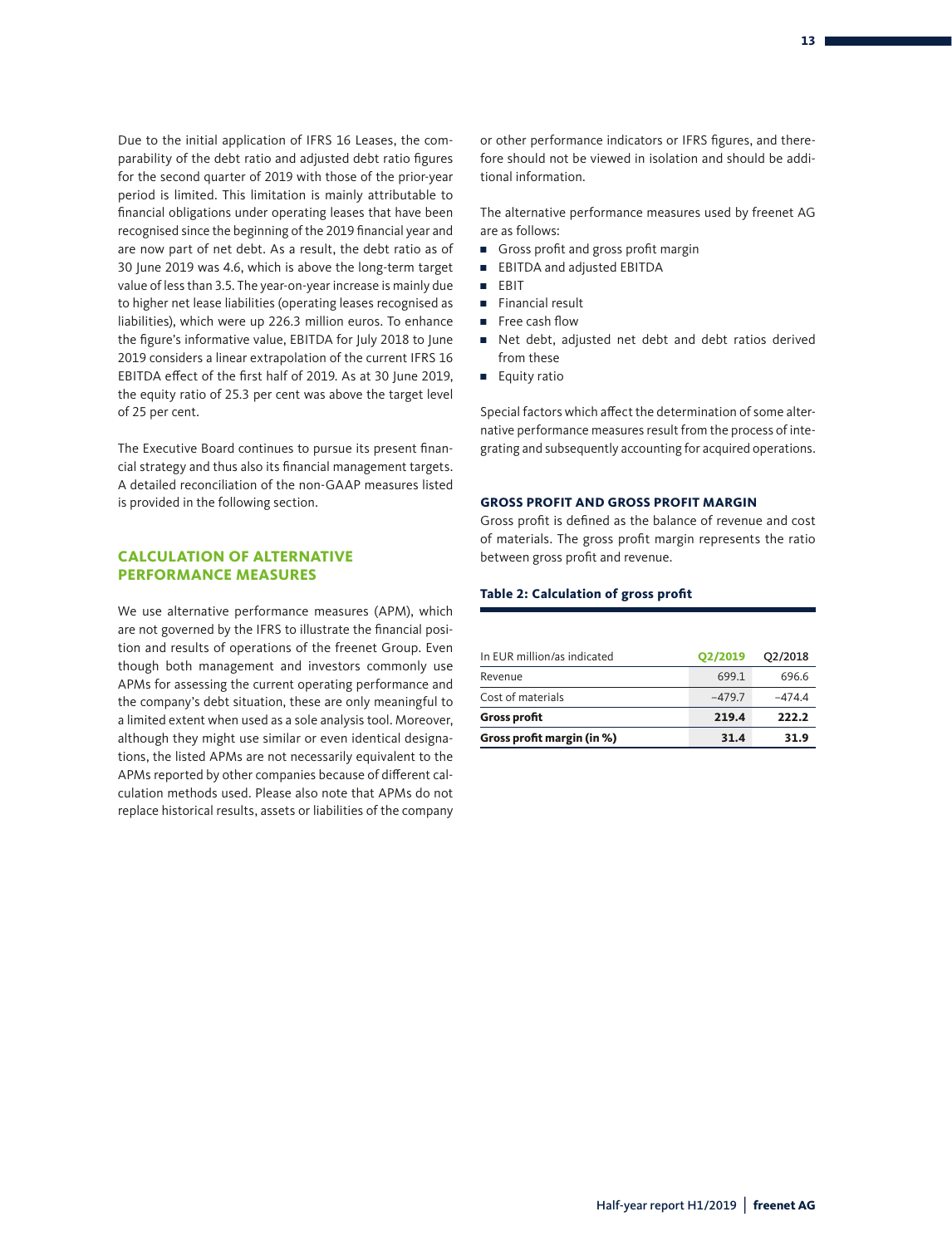Due to the initial application of IFRS 16 Leases, the comparability of the debt ratio and adjusted debt ratio figures for the second quarter of 2019 with those of the prior-year period is limited. This limitation is mainly attributable to financial obligations under operating leases that have been recognised since the beginning of the 2019 financial year and are now part of net debt. As a result, the debt ratio as of 30 June 2019 was 4.6, which is above the long-term target value of less than 3.5. The year-on-year increase is mainly due to higher net lease liabilities (operating leases recognised as liabilities), which were up 226.3 million euros. To enhance the figure's informative value, EBITDA for July 2018 to June 2019 considers a linear extrapolation of the current IFRS 16 EBITDA effect of the first half of 2019. As at 30 June 2019, the equity ratio of 25.3 per cent was above the target level of 25 per cent.

The Executive Board continues to pursue its present financial strategy and thus also its financial management targets. A detailed reconciliation of the non-GAAP measures listed is provided in the following section.

## CALCULATION OF ALTERNATIVE PERFORMANCE MEASURES

We use alternative performance measures (APM), which are not governed by the IFRS to illustrate the financial position and results of operations of the freenet Group. Even though both management and investors commonly use APMs for assessing the current operating performance and the company's debt situation, these are only meaningful to a limited extent when used as a sole analysis tool. Moreover, although they might use similar or even identical designations, the listed APMs are not necessarily equivalent to the APMs reported by other companies because of different calculation methods used. Please also note that APMs do not replace historical results, assets or liabilities of the company or other performance indicators or IFRS figures, and therefore should not be viewed in isolation and should be additional information.

The alternative performance measures used by freenet AG are as follows:

- Gross profit and gross profit margin
- EBITDA and adjusted EBITDA
- EBIT
- Financial result
- Free cash flow
- Net debt, adjusted net debt and debt ratios derived from these
- Equity ratio

Special factors which affect the determination of some alternative performance measures result from the process of integrating and subsequently accounting for acquired operations.

### GROSS PROFIT AND GROSS PROFIT MARGIN

Gross profit is defined as the balance of revenue and cost of materials. The gross profit margin represents the ratio between gross profit and revenue.

**Table 2: Calculation of gross profit**

| In EUR million/as indicated | Q2/2019 | Q2/2018 |
|---|---|---|
| Revenue | 699.1 | 696.6 |
| Cost of materials | –479.7 | –474.4 |
| **Gross profit** | **219.4** | **222.2** |
| **Gross profit margin (in %)** | **31.4** | **31.9** |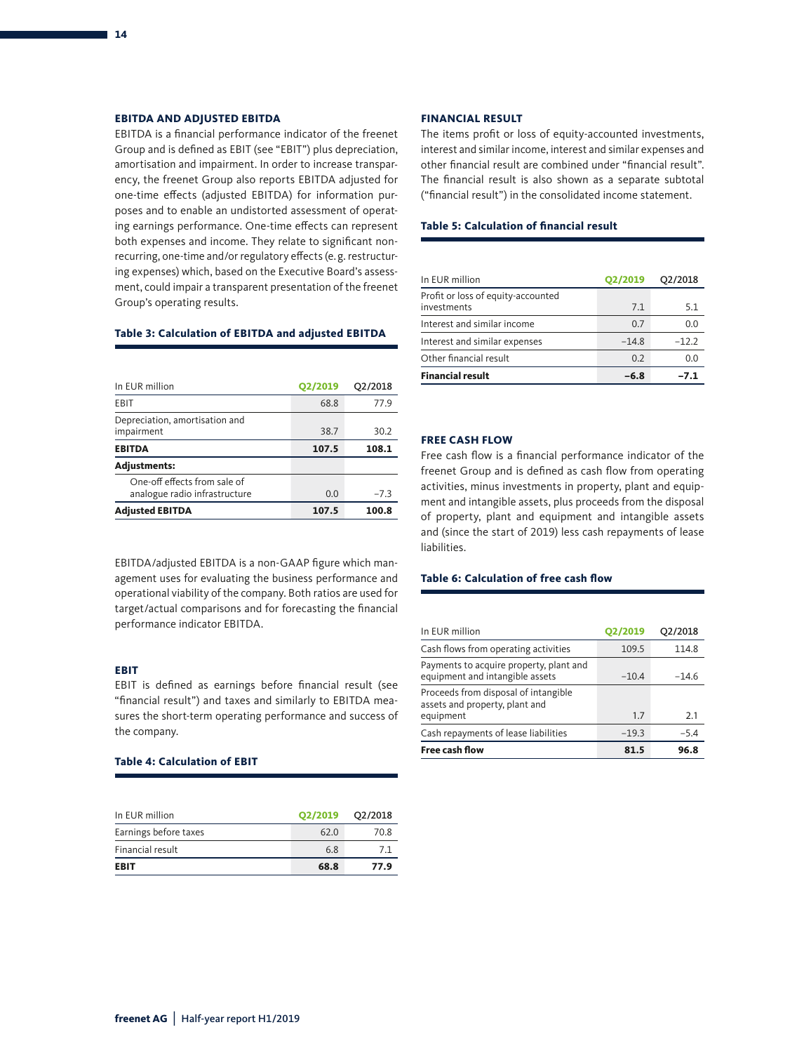## EBITDA AND ADJUSTED EBITDA

EBITDA is a financial performance indicator of the freenet Group and is defined as EBIT (see "EBIT") plus depreciation, amortisation and impairment. In order to increase transparency, the freenet Group also reports EBITDA adjusted for one-time effects (adjusted EBITDA) for information purposes and to enable an undistorted assessment of operating earnings performance. One-time effects can represent both expenses and income. They relate to significant non-recurring, one-time and/or regulatory effects (e. g. restructuring expenses) which, based on the Executive Board's assessment, could impair a transparent presentation of the freenet Group's operating results.

**Table 3: Calculation of EBITDA and adjusted EBITDA**

| In EUR million | Q2/2019 | Q2/2018 |
|---|---|---|
| EBIT | 68.8 | 77.9 |
| Depreciation, amortisation and impairment | 38.7 | 30.2 |
| **EBITDA** | **107.5** | **108.1** |
| **Adjustments:** | | |
| One-off effects from sale of analogue radio infrastructure | 0.0 | –7.3 |
| **Adjusted EBITDA** | **107.5** | **100.8** |

EBITDA/adjusted EBITDA is a non-GAAP figure which management uses for evaluating the business performance and operational viability of the company. Both ratios are used for target/actual comparisons and for forecasting the financial performance indicator EBITDA.

## EBIT

EBIT is defined as earnings before financial result (see "financial result") and taxes and similarly to EBITDA measures the short-term operating performance and success of the company.

**Table 4: Calculation of EBIT**

| In EUR million | Q2/2019 | Q2/2018 |
|---|---|---|
| Earnings before taxes | 62.0 | 70.8 |
| Financial result | 6.8 | 7.1 |
| **EBIT** | **68.8** | **77.9** |

## FINANCIAL RESULT

The items profit or loss of equity-accounted investments, interest and similar income, interest and similar expenses and other financial result are combined under "financial result". The financial result is also shown as a separate subtotal ("financial result") in the consolidated income statement.

**Table 5: Calculation of financial result**

| In EUR million | Q2/2019 | Q2/2018 |
|---|---|---|
| Profit or loss of equity-accounted investments | 7.1 | 5.1 |
| Interest and similar income | 0.7 | 0.0 |
| Interest and similar expenses | –14.8 | –12.2 |
| Other financial result | 0.2 | 0.0 |
| **Financial result** | **–6.8** | **–7.1** |

## FREE CASH FLOW

Free cash flow is a financial performance indicator of the freenet Group and is defined as cash flow from operating activities, minus investments in property, plant and equipment and intangible assets, plus proceeds from the disposal of property, plant and equipment and intangible assets and (since the start of 2019) less cash repayments of lease liabilities.

**Table 6: Calculation of free cash flow**

| In EUR million | Q2/2019 | Q2/2018 |
|---|---|---|
| Cash flows from operating activities | 109.5 | 114.8 |
| Payments to acquire property, plant and equipment and intangible assets | –10.4 | –14.6 |
| Proceeds from disposal of intangible assets and property, plant and equipment | 1.7 | 2.1 |
| Cash repayments of lease liabilities | –19.3 | –5.4 |
| **Free cash flow** | **81.5** | **96.8** |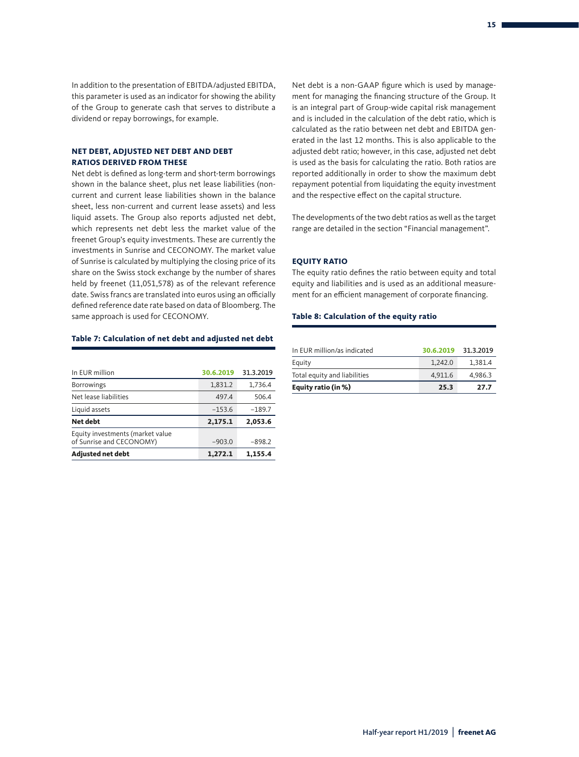In addition to the presentation of EBITDA/adjusted EBITDA, this parameter is used as an indicator for showing the ability of the Group to generate cash that serves to distribute a dividend or repay borrowings, for example.

### NET DEBT, ADJUSTED NET DEBT AND DEBT RATIOS DERIVED FROM THESE

Net debt is defined as long-term and short-term borrowings shown in the balance sheet, plus net lease liabilities (non-current and current lease liabilities shown in the balance sheet, less non-current and current lease assets) and less liquid assets. The Group also reports adjusted net debt, which represents net debt less the market value of the freenet Group's equity investments. These are currently the investments in Sunrise and CECONOMY. The market value of Sunrise is calculated by multiplying the closing price of its share on the Swiss stock exchange by the number of shares held by freenet (11,051,578) as of the relevant reference date. Swiss francs are translated into euros using an officially defined reference date rate based on data of Bloomberg. The same approach is used for CECONOMY.

**Table 7: Calculation of net debt and adjusted net debt**

| In EUR million | 30.6.2019 | 31.3.2019 |
|---|---|---|
| Borrowings | 1,831.2 | 1,736.4 |
| Net lease liabilities | 497.4 | 506.4 |
| Liquid assets | –153.6 | –189.7 |
| **Net debt** | **2,175.1** | **2,053.6** |
| Equity investments (market value of Sunrise and CECONOMY) | –903.0 | –898.2 |
| **Adjusted net debt** | **1,272.1** | **1,155.4** |

Net debt is a non-GAAP figure which is used by management for managing the financing structure of the Group. It is an integral part of Group-wide capital risk management and is included in the calculation of the debt ratio, which is calculated as the ratio between net debt and EBITDA generated in the last 12 months. This is also applicable to the adjusted debt ratio; however, in this case, adjusted net debt is used as the basis for calculating the ratio. Both ratios are reported additionally in order to show the maximum debt repayment potential from liquidating the equity investment and the respective effect on the capital structure.

The developments of the two debt ratios as well as the target range are detailed in the section "Financial management".

### EQUITY RATIO

The equity ratio defines the ratio between equity and total equity and liabilities and is used as an additional measurement for an efficient management of corporate financing.

**Table 8: Calculation of the equity ratio**

| In EUR million/as indicated | 30.6.2019 | 31.3.2019 |
|---|---|---|
| Equity | 1,242.0 | 1,381.4 |
| Total equity and liabilities | 4,911.6 | 4,986.3 |
| **Equity ratio (in %)** | **25.3** | **27.7** |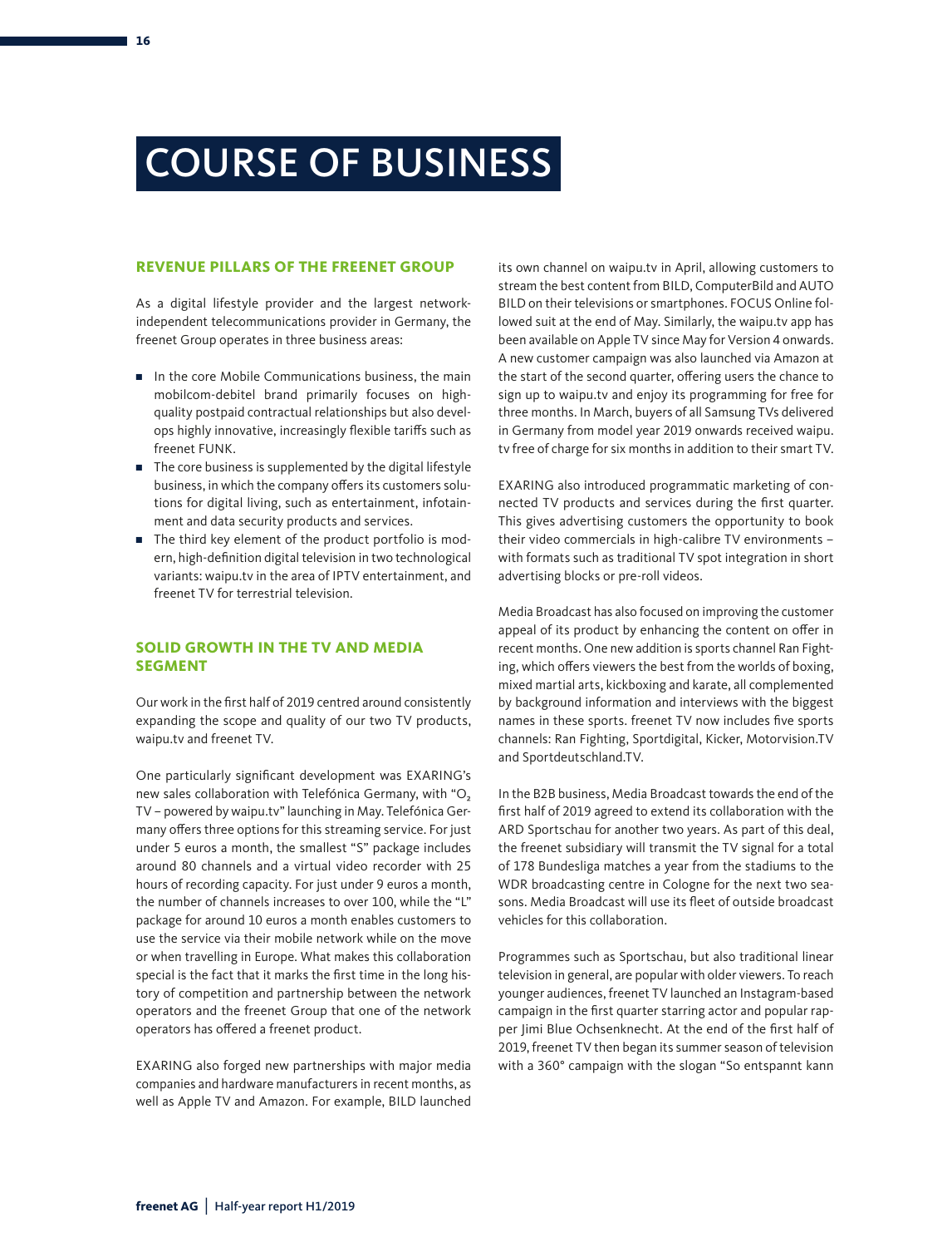# COURSE OF BUSINESS

## REVENUE PILLARS OF THE FREENET GROUP

As a digital lifestyle provider and the largest network-independent telecommunications provider in Germany, the freenet Group operates in three business areas:

- In the core Mobile Communications business, the main mobilcom-debitel brand primarily focuses on high-quality postpaid contractual relationships but also develops highly innovative, increasingly flexible tariffs such as freenet FUNK.
- The core business is supplemented by the digital lifestyle business, in which the company offers its customers solutions for digital living, such as entertainment, infotainment and data security products and services.
- The third key element of the product portfolio is modern, high-definition digital television in two technological variants: waipu.tv in the area of IPTV entertainment, and freenet TV for terrestrial television.

## SOLID GROWTH IN THE TV AND MEDIA SEGMENT

Our work in the first half of 2019 centred around consistently expanding the scope and quality of our two TV products, waipu.tv and freenet TV.

One particularly significant development was EXARING's new sales collaboration with Telefónica Germany, with "$O_2$ TV – powered by waipu.tv" launching in May. Telefónica Germany offers three options for this streaming service. For just under 5 euros a month, the smallest "S" package includes around 80 channels and a virtual video recorder with 25 hours of recording capacity. For just under 9 euros a month, the number of channels increases to over 100, while the "L" package for around 10 euros a month enables customers to use the service via their mobile network while on the move or when travelling in Europe. What makes this collaboration special is the fact that it marks the first time in the long history of competition and partnership between the network operators and the freenet Group that one of the network operators has offered a freenet product.

EXARING also forged new partnerships with major media companies and hardware manufacturers in recent months, as well as Apple TV and Amazon. For example, BILD launched its own channel on waipu.tv in April, allowing customers to stream the best content from BILD, ComputerBild and AUTO BILD on their televisions or smartphones. FOCUS Online followed suit at the end of May. Similarly, the waipu.tv app has been available on Apple TV since May for Version 4 onwards. A new customer campaign was also launched via Amazon at the start of the second quarter, offering users the chance to sign up to waipu.tv and enjoy its programming for free for three months. In March, buyers of all Samsung TVs delivered in Germany from model year 2019 onwards received waipu.tv free of charge for six months in addition to their smart TV.

EXARING also introduced programmatic marketing of connected TV products and services during the first quarter. This gives advertising customers the opportunity to book their video commercials in high-calibre TV environments – with formats such as traditional TV spot integration in short advertising blocks or pre-roll videos.

Media Broadcast has also focused on improving the customer appeal of its product by enhancing the content on offer in recent months. One new addition is sports channel Ran Fighting, which offers viewers the best from the worlds of boxing, mixed martial arts, kickboxing and karate, all complemented by background information and interviews with the biggest names in these sports. freenet TV now includes five sports channels: Ran Fighting, Sportdigital, Kicker, Motorvision.TV and Sportdeutschland.TV.

In the B2B business, Media Broadcast towards the end of the first half of 2019 agreed to extend its collaboration with the ARD Sportschau for another two years. As part of this deal, the freenet subsidiary will transmit the TV signal for a total of 178 Bundesliga matches a year from the stadiums to the WDR broadcasting centre in Cologne for the next two seasons. Media Broadcast will use its fleet of outside broadcast vehicles for this collaboration.

Programmes such as Sportschau, but also traditional linear television in general, are popular with older viewers. To reach younger audiences, freenet TV launched an Instagram-based campaign in the first quarter starring actor and popular rapper Jimi Blue Ochsenknecht. At the end of the first half of 2019, freenet TV then began its summer season of television with a 360° campaign with the slogan "So entspannt kann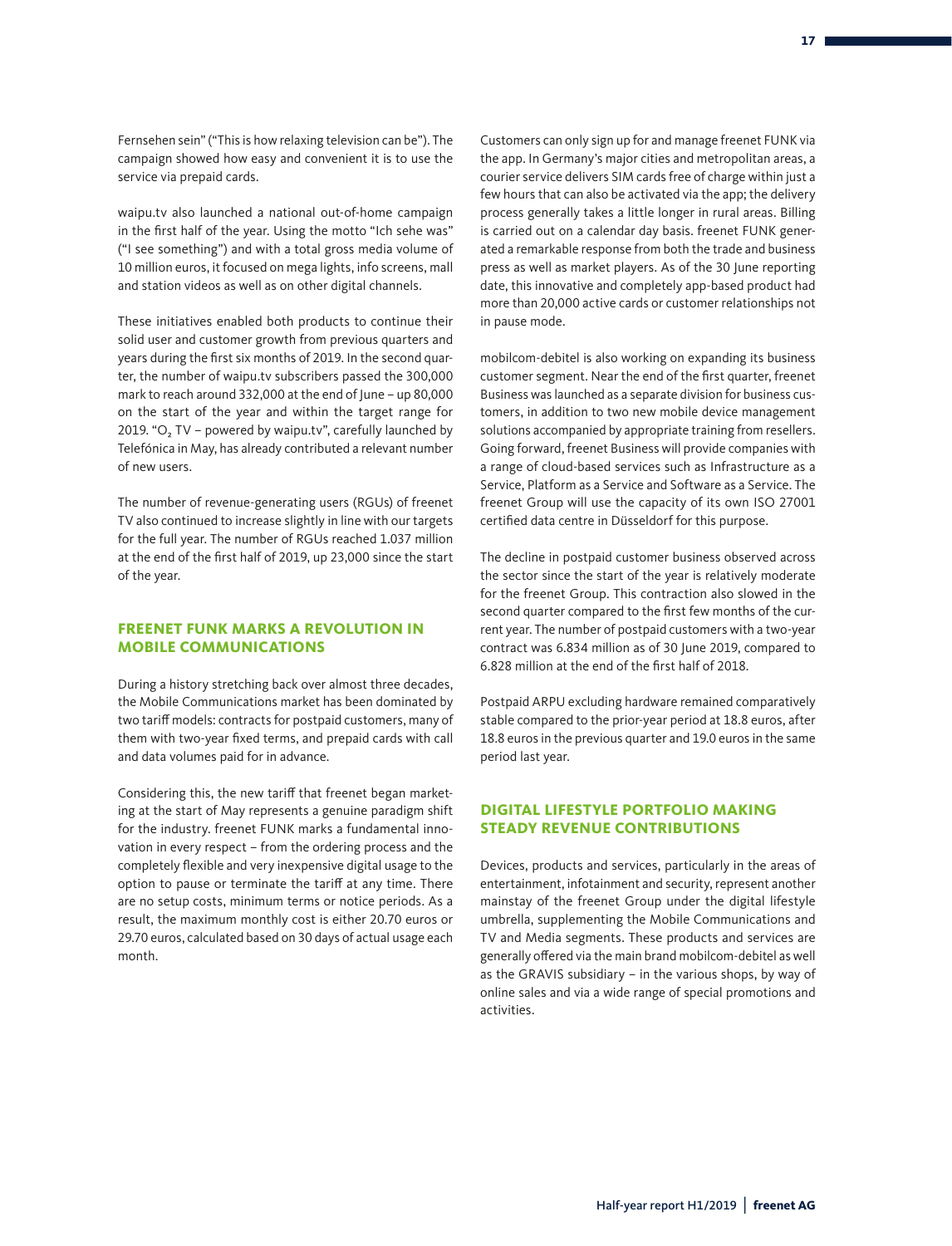Fernsehen sein" ("This is how relaxing television can be"). The campaign showed how easy and convenient it is to use the service via prepaid cards.

waipu.tv also launched a national out-of-home campaign in the first half of the year. Using the motto "Ich sehe was" ("I see something") and with a total gross media volume of 10 million euros, it focused on mega lights, info screens, mall and station videos as well as on other digital channels.

These initiatives enabled both products to continue their solid user and customer growth from previous quarters and years during the first six months of 2019. In the second quarter, the number of waipu.tv subscribers passed the 300,000 mark to reach around 332,000 at the end of June – up 80,000 on the start of the year and within the target range for 2019. "$O_2$ TV – powered by waipu.tv", carefully launched by Telefónica in May, has already contributed a relevant number of new users.

The number of revenue-generating users (RGUs) of freenet TV also continued to increase slightly in line with our targets for the full year. The number of RGUs reached 1.037 million at the end of the first half of 2019, up 23,000 since the start of the year.

## FREENET FUNK MARKS A REVOLUTION IN MOBILE COMMUNICATIONS

During a history stretching back over almost three decades, the Mobile Communications market has been dominated by two tariff models: contracts for postpaid customers, many of them with two-year fixed terms, and prepaid cards with call and data volumes paid for in advance.

Considering this, the new tariff that freenet began marketing at the start of May represents a genuine paradigm shift for the industry. freenet FUNK marks a fundamental innovation in every respect – from the ordering process and the completely flexible and very inexpensive digital usage to the option to pause or terminate the tariff at any time. There are no setup costs, minimum terms or notice periods. As a result, the maximum monthly cost is either 20.70 euros or 29.70 euros, calculated based on 30 days of actual usage each month.

Customers can only sign up for and manage freenet FUNK via the app. In Germany's major cities and metropolitan areas, a courier service delivers SIM cards free of charge within just a few hours that can also be activated via the app; the delivery process generally takes a little longer in rural areas. Billing is carried out on a calendar day basis. freenet FUNK generated a remarkable response from both the trade and business press as well as market players. As of the 30 June reporting date, this innovative and completely app-based product had more than 20,000 active cards or customer relationships not in pause mode.

mobilcom-debitel is also working on expanding its business customer segment. Near the end of the first quarter, freenet Business was launched as a separate division for business customers, in addition to two new mobile device management solutions accompanied by appropriate training from resellers. Going forward, freenet Business will provide companies with a range of cloud-based services such as Infrastructure as a Service, Platform as a Service and Software as a Service. The freenet Group will use the capacity of its own ISO 27001 certified data centre in Düsseldorf for this purpose.

The decline in postpaid customer business observed across the sector since the start of the year is relatively moderate for the freenet Group. This contraction also slowed in the second quarter compared to the first few months of the current year. The number of postpaid customers with a two-year contract was 6.834 million as of 30 June 2019, compared to 6.828 million at the end of the first half of 2018.

Postpaid ARPU excluding hardware remained comparatively stable compared to the prior-year period at 18.8 euros, after 18.8 euros in the previous quarter and 19.0 euros in the same period last year.

## DIGITAL LIFESTYLE PORTFOLIO MAKING STEADY REVENUE CONTRIBUTIONS

Devices, products and services, particularly in the areas of entertainment, infotainment and security, represent another mainstay of the freenet Group under the digital lifestyle umbrella, supplementing the Mobile Communications and TV and Media segments. These products and services are generally offered via the main brand mobilcom-debitel as well as the GRAVIS subsidiary – in the various shops, by way of online sales and via a wide range of special promotions and activities.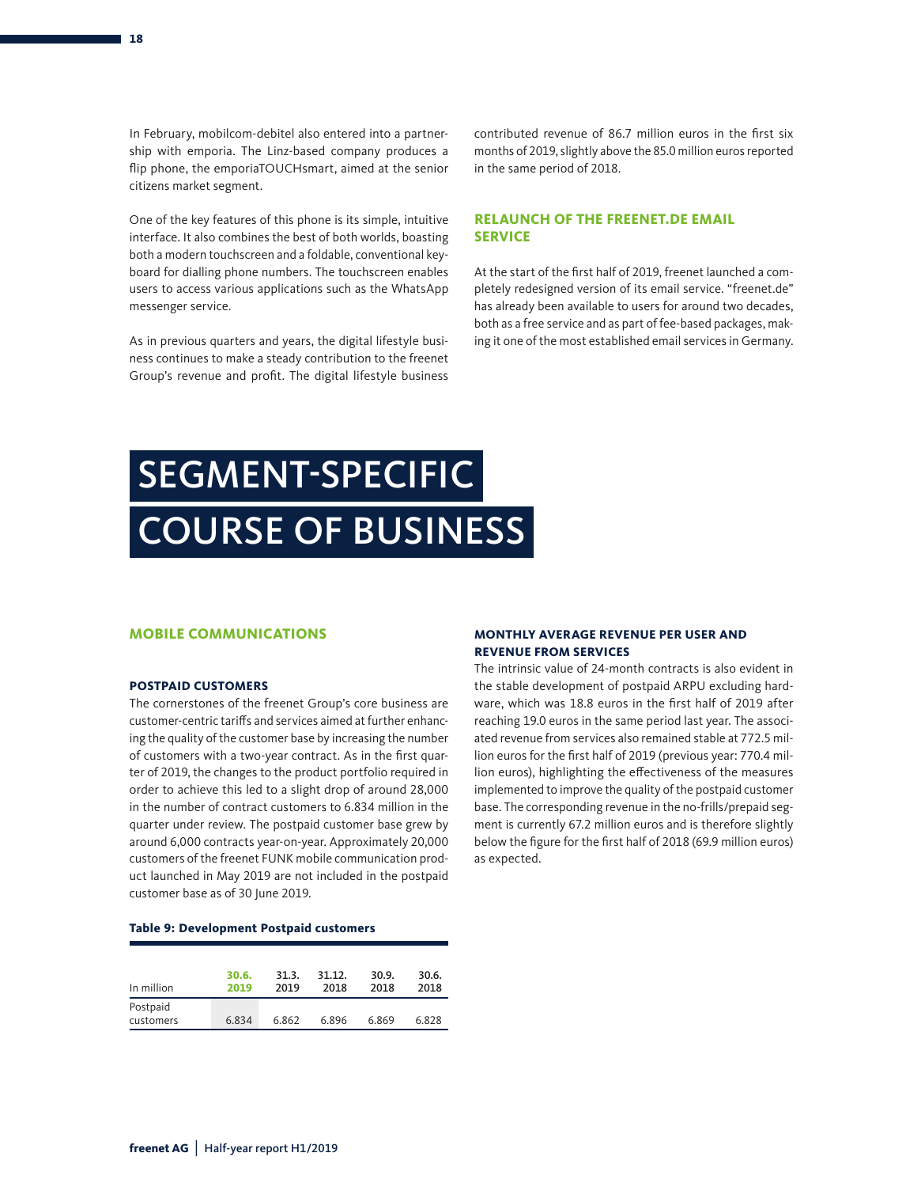In February, mobilcom-debitel also entered into a partnership with emporia. The Linz-based company produces a flip phone, the emporiaTOUCHsmart, aimed at the senior citizens market segment.

One of the key features of this phone is its simple, intuitive interface. It also combines the best of both worlds, boasting both a modern touchscreen and a foldable, conventional keyboard for dialling phone numbers. The touchscreen enables users to access various applications such as the WhatsApp messenger service.

As in previous quarters and years, the digital lifestyle business continues to make a steady contribution to the freenet Group's revenue and profit. The digital lifestyle business contributed revenue of 86.7 million euros in the first six months of 2019, slightly above the 85.0 million euros reported in the same period of 2018.

### RELAUNCH OF THE FREENET.DE EMAIL SERVICE

At the start of the first half of 2019, freenet launched a completely redesigned version of its email service. "freenet.de" has already been available to users for around two decades, both as a free service and as part of fee-based packages, making it one of the most established email services in Germany.

# SEGMENT-SPECIFIC COURSE OF BUSINESS

## MOBILE COMMUNICATIONS

### POSTPAID CUSTOMERS

The cornerstones of the freenet Group's core business are customer-centric tariffs and services aimed at further enhancing the quality of the customer base by increasing the number of customers with a two-year contract. As in the first quarter of 2019, the changes to the product portfolio required in order to achieve this led to a slight drop of around 28,000 in the number of contract customers to 6.834 million in the quarter under review. The postpaid customer base grew by around 6,000 contracts year-on-year. Approximately 20,000 customers of the freenet FUNK mobile communication product launched in May 2019 are not included in the postpaid customer base as of 30 June 2019.

**Table 9: Development Postpaid customers**

| In million | 30.6. 2019 | 31.3. 2019 | 31.12. 2018 | 30.9. 2018 | 30.6. 2018 |
|---|---|---|---|---|---|
| Postpaid customers | 6.834 | 6.862 | 6.896 | 6.869 | 6.828 |

### MONTHLY AVERAGE REVENUE PER USER AND REVENUE FROM SERVICES

The intrinsic value of 24-month contracts is also evident in the stable development of postpaid ARPU excluding hardware, which was 18.8 euros in the first half of 2019 after reaching 19.0 euros in the same period last year. The associated revenue from services also remained stable at 772.5 million euros for the first half of 2019 (previous year: 770.4 million euros), highlighting the effectiveness of the measures implemented to improve the quality of the postpaid customer base. The corresponding revenue in the no-frills/prepaid segment is currently 67.2 million euros and is therefore slightly below the figure for the first half of 2018 (69.9 million euros) as expected.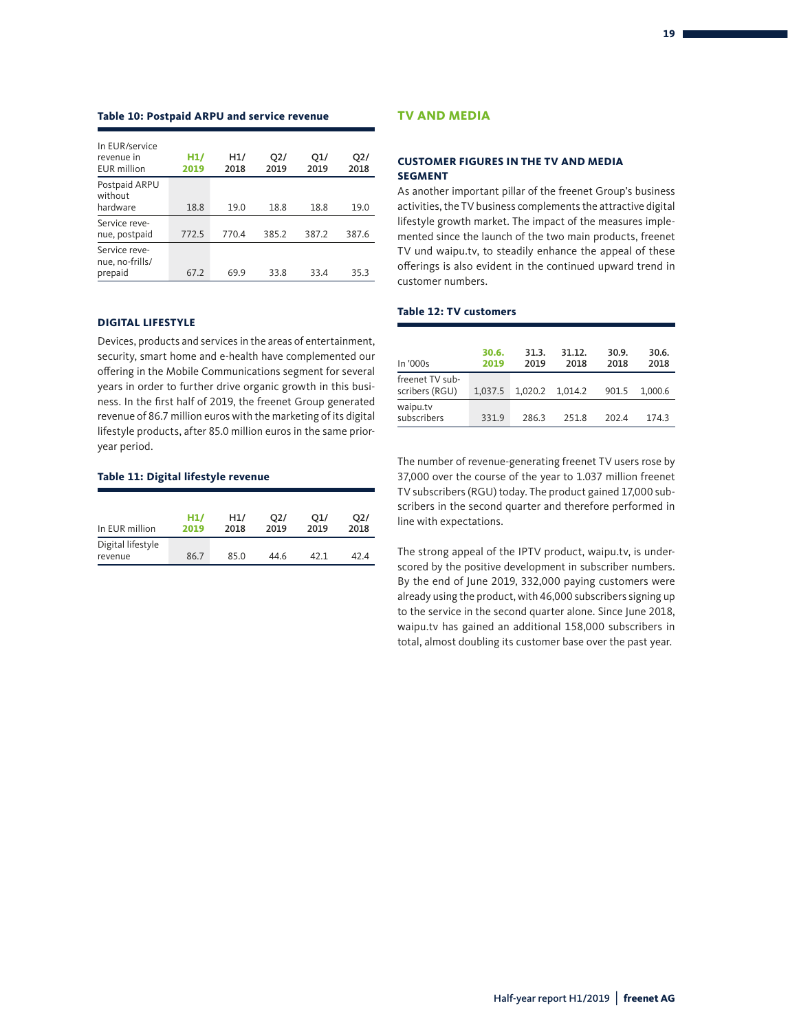**Table 10: Postpaid ARPU and service revenue**

| In EUR/service revenue in EUR million | H1/ 2019 | H1/ 2018 | Q2/ 2019 | Q1/ 2019 | Q2/ 2018 |
|---|---|---|---|---|---|
| Postpaid ARPU without hardware | 18.8 | 19.0 | 18.8 | 18.8 | 19.0 |
| Service revenue, postpaid | 772.5 | 770.4 | 385.2 | 387.2 | 387.6 |
| Service revenue, no-frills/prepaid | 67.2 | 69.9 | 33.8 | 33.4 | 35.3 |

### DIGITAL LIFESTYLE

Devices, products and services in the areas of entertainment, security, smart home and e-health have complemented our offering in the Mobile Communications segment for several years in order to further drive organic growth in this business. In the first half of 2019, the freenet Group generated revenue of 86.7 million euros with the marketing of its digital lifestyle products, after 85.0 million euros in the same prior-year period.

**Table 11: Digital lifestyle revenue**

| In EUR million | H1/ 2019 | H1/ 2018 | Q2/ 2019 | Q1/ 2019 | Q2/ 2018 |
|---|---|---|---|---|---|
| Digital lifestyle revenue | 86.7 | 85.0 | 44.6 | 42.1 | 42.4 |

## TV AND MEDIA

### CUSTOMER FIGURES IN THE TV AND MEDIA SEGMENT

As another important pillar of the freenet Group's business activities, the TV business complements the attractive digital lifestyle growth market. The impact of the measures implemented since the launch of the two main products, freenet TV und waipu.tv, to steadily enhance the appeal of these offerings is also evident in the continued upward trend in customer numbers.

**Table 12: TV customers**

| In '000s | 30.6. 2019 | 31.3. 2019 | 31.12. 2018 | 30.9. 2018 | 30.6. 2018 |
|---|---|---|---|---|---|
| freenet TV subscribers (RGU) | 1,037.5 | 1,020.2 | 1,014.2 | 901.5 | 1,000.6 |
| waipu.tv subscribers | 331.9 | 286.3 | 251.8 | 202.4 | 174.3 |

The number of revenue-generating freenet TV users rose by 37,000 over the course of the year to 1.037 million freenet TV subscribers (RGU) today. The product gained 17,000 subscribers in the second quarter and therefore performed in line with expectations.

The strong appeal of the IPTV product, waipu.tv, is underscored by the positive development in subscriber numbers. By the end of June 2019, 332,000 paying customers were already using the product, with 46,000 subscribers signing up to the service in the second quarter alone. Since June 2018, waipu.tv has gained an additional 158,000 subscribers in total, almost doubling its customer base over the past year.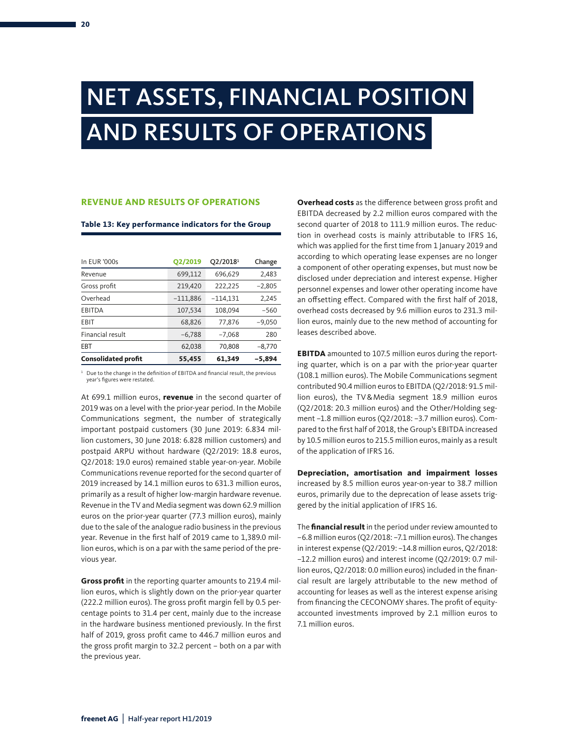# NET ASSETS, FINANCIAL POSITION AND RESULTS OF OPERATIONS

## REVENUE AND RESULTS OF OPERATIONS

**Table 13: Key performance indicators for the Group**

| In EUR '000s | Q2/2019 | Q2/2018[1] | Change |
|---|---|---|---|
| Revenue | 699,112 | 696,629 | 2,483 |
| Gross profit | 219,420 | 222,225 | –2,805 |
| Overhead | –111,886 | –114,131 | 2,245 |
| EBITDA | 107,534 | 108,094 | –560 |
| EBIT | 68,826 | 77,876 | –9,050 |
| Financial result | –6,788 | –7,068 | 280 |
| EBT | 62,038 | 70,808 | –8,770 |
| **Consolidated profit** | **55,455** | **61,349** | **–5,894** |

[1] Due to the change in the definition of EBITDA and financial result, the previous year's figures were restated.

At 699.1 million euros, **revenue** in the second quarter of 2019 was on a level with the prior-year period. In the Mobile Communications segment, the number of strategically important postpaid customers (30 June 2019: 6.834 million customers, 30 June 2018: 6.828 million customers) and postpaid ARPU without hardware (Q2/2019: 18.8 euros, Q2/2018: 19.0 euros) remained stable year-on-year. Mobile Communications revenue reported for the second quarter of 2019 increased by 14.1 million euros to 631.3 million euros, primarily as a result of higher low-margin hardware revenue. Revenue in the TV and Media segment was down 62.9 million euros on the prior-year quarter (77.3 million euros), mainly due to the sale of the analogue radio business in the previous year. Revenue in the first half of 2019 came to 1,389.0 million euros, which is on a par with the same period of the previous year.

**Gross profit** in the reporting quarter amounts to 219.4 million euros, which is slightly down on the prior-year quarter (222.2 million euros). The gross profit margin fell by 0.5 percentage points to 31.4 per cent, mainly due to the increase in the hardware business mentioned previously. In the first half of 2019, gross profit came to 446.7 million euros and the gross profit margin to 32.2 percent – both on a par with the previous year.

**Overhead costs** as the difference between gross profit and EBITDA decreased by 2.2 million euros compared with the second quarter of 2018 to 111.9 million euros. The reduction in overhead costs is mainly attributable to IFRS 16, which was applied for the first time from 1 January 2019 and according to which operating lease expenses are no longer a component of other operating expenses, but must now be disclosed under depreciation and interest expense. Higher personnel expenses and lower other operating income have an offsetting effect. Compared with the first half of 2018, overhead costs decreased by 9.6 million euros to 231.3 million euros, mainly due to the new method of accounting for leases described above.

**EBITDA** amounted to 107.5 million euros during the reporting quarter, which is on a par with the prior-year quarter (108.1 million euros). The Mobile Communications segment contributed 90.4 million euros to EBITDA (Q2/2018: 91.5 million euros), the TV & Media segment 18.9 million euros (Q2/2018: 20.3 million euros) and the Other/Holding segment –1.8 million euros (Q2/2018: –3.7 million euros). Compared to the first half of 2018, the Group's EBITDA increased by 10.5 million euros to 215.5 million euros, mainly as a result of the application of IFRS 16.

**Depreciation, amortisation and impairment losses** increased by 8.5 million euros year-on-year to 38.7 million euros, primarily due to the deprecation of lease assets triggered by the initial application of IFRS 16.

The **financial result** in the period under review amounted to –6.8 million euros (Q2/2018: –7.1 million euros). The changes in interest expense (Q2/2019: –14.8 million euros, Q2/2018: –12.2 million euros) and interest income (Q2/2019: 0.7 million euros, Q2/2018: 0.0 million euros) included in the financial result are largely attributable to the new method of accounting for leases as well as the interest expense arising from financing the CECONOMY shares. The profit of equity-accounted investments improved by 2.1 million euros to 7.1 million euros.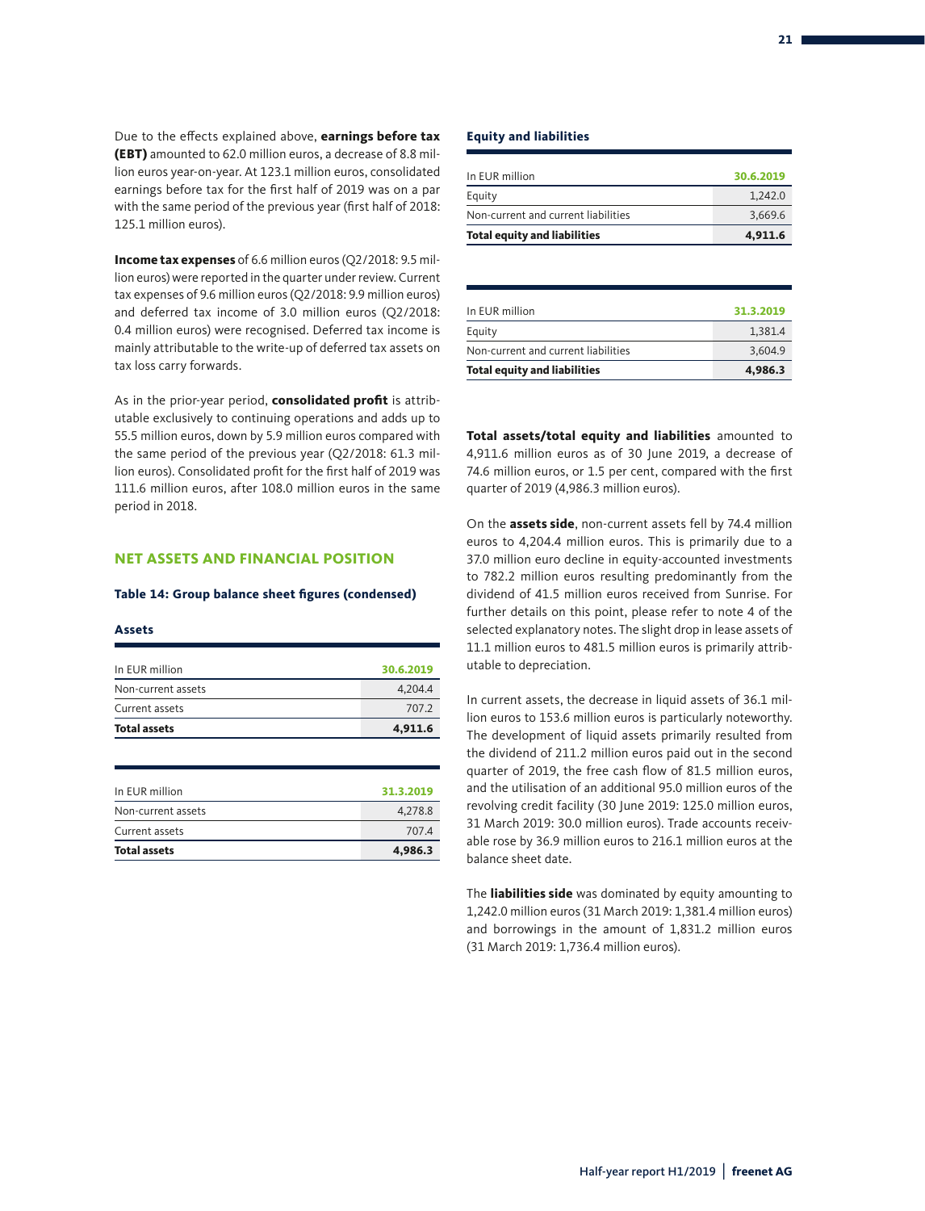Due to the effects explained above, **earnings before tax (EBT)** amounted to 62.0 million euros, a decrease of 8.8 million euros year-on-year. At 123.1 million euros, consolidated earnings before tax for the first half of 2019 was on a par with the same period of the previous year (first half of 2018: 125.1 million euros).

**Income tax expenses** of 6.6 million euros (Q2/2018: 9.5 million euros) were reported in the quarter under review. Current tax expenses of 9.6 million euros (Q2/2018: 9.9 million euros) and deferred tax income of 3.0 million euros (Q2/2018: 0.4 million euros) were recognised. Deferred tax income is mainly attributable to the write-up of deferred tax assets on tax loss carry forwards.

As in the prior-year period, **consolidated profit** is attributable exclusively to continuing operations and adds up to 55.5 million euros, down by 5.9 million euros compared with the same period of the previous year (Q2/2018: 61.3 million euros). Consolidated profit for the first half of 2019 was 111.6 million euros, after 108.0 million euros in the same period in 2018.

## NET ASSETS AND FINANCIAL POSITION

### Table 14: Group balance sheet figures (condensed)

**Assets**

| In EUR million | 30.6.2019 |
|---|---|
| Non-current assets | 4,204.4 |
| Current assets | 707.2 |
| **Total assets** | **4,911.6** |

| In EUR million | 31.3.2019 |
|---|---|
| Non-current assets | 4,278.8 |
| Current assets | 707.4 |
| **Total assets** | **4,986.3** |

**Equity and liabilities**

| In EUR million | 30.6.2019 |
|---|---|
| Equity | 1,242.0 |
| Non-current and current liabilities | 3,669.6 |
| **Total equity and liabilities** | **4,911.6** |

| In EUR million | 31.3.2019 |
|---|---|
| Equity | 1,381.4 |
| Non-current and current liabilities | 3,604.9 |
| **Total equity and liabilities** | **4,986.3** |

**Total assets/total equity and liabilities** amounted to 4,911.6 million euros as of 30 June 2019, a decrease of 74.6 million euros, or 1.5 per cent, compared with the first quarter of 2019 (4,986.3 million euros).

On the **assets side**, non-current assets fell by 74.4 million euros to 4,204.4 million euros. This is primarily due to a 37.0 million euro decline in equity-accounted investments to 782.2 million euros resulting predominantly from the dividend of 41.5 million euros received from Sunrise. For further details on this point, please refer to note 4 of the selected explanatory notes. The slight drop in lease assets of 11.1 million euros to 481.5 million euros is primarily attributable to depreciation.

In current assets, the decrease in liquid assets of 36.1 million euros to 153.6 million euros is particularly noteworthy. The development of liquid assets primarily resulted from the dividend of 211.2 million euros paid out in the second quarter of 2019, the free cash flow of 81.5 million euros, and the utilisation of an additional 95.0 million euros of the revolving credit facility (30 June 2019: 125.0 million euros, 31 March 2019: 30.0 million euros). Trade accounts receivable rose by 36.9 million euros to 216.1 million euros at the balance sheet date.

The **liabilities side** was dominated by equity amounting to 1,242.0 million euros (31 March 2019: 1,381.4 million euros) and borrowings in the amount of 1,831.2 million euros (31 March 2019: 1,736.4 million euros).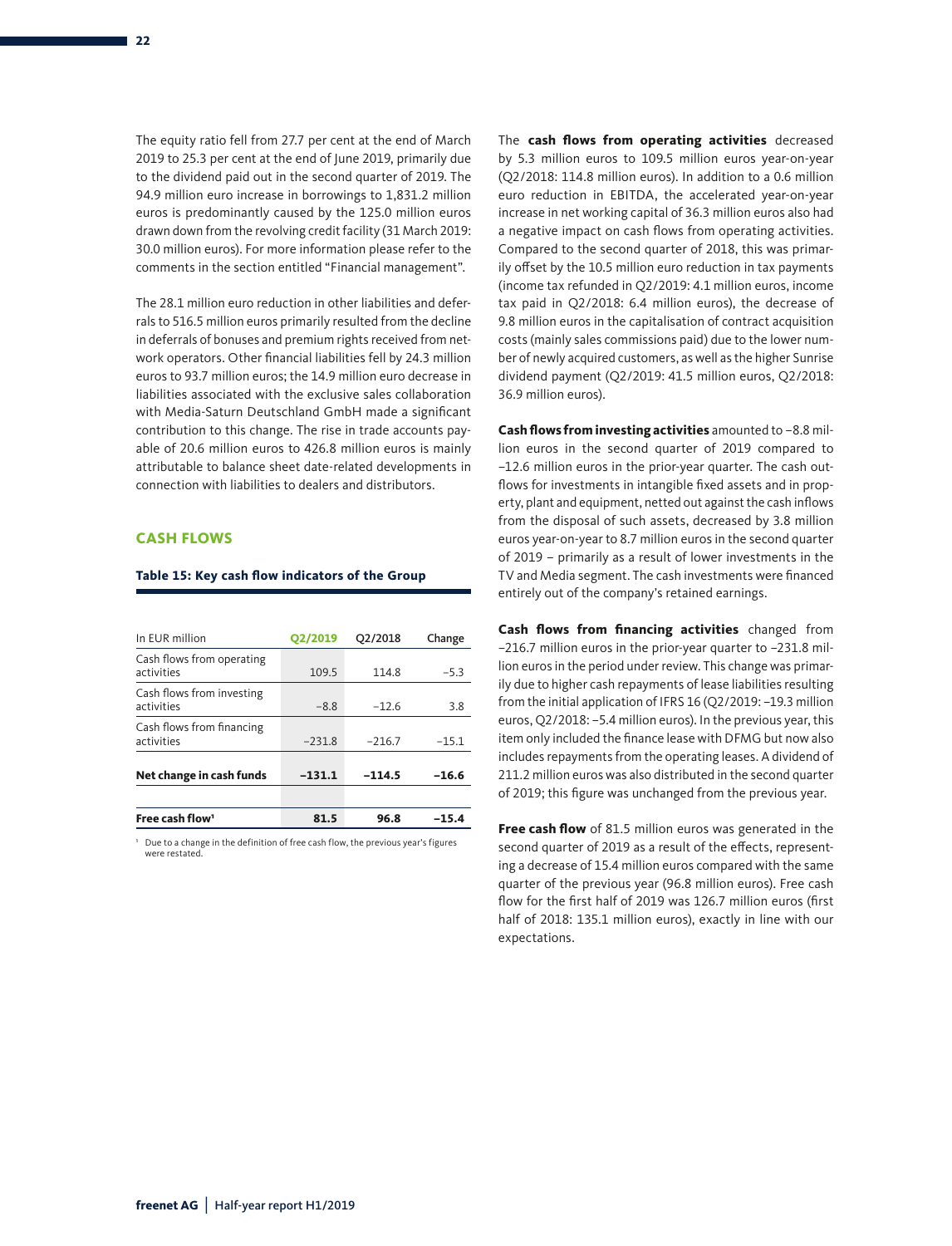The equity ratio fell from 27.7 per cent at the end of March 2019 to 25.3 per cent at the end of June 2019, primarily due to the dividend paid out in the second quarter of 2019. The 94.9 million euro increase in borrowings to 1,831.2 million euros is predominantly caused by the 125.0 million euros drawn down from the revolving credit facility (31 March 2019: 30.0 million euros). For more information please refer to the comments in the section entitled "Financial management".

The 28.1 million euro reduction in other liabilities and deferrals to 516.5 million euros primarily resulted from the decline in deferrals of bonuses and premium rights received from network operators. Other financial liabilities fell by 24.3 million euros to 93.7 million euros; the 14.9 million euro decrease in liabilities associated with the exclusive sales collaboration with Media-Saturn Deutschland GmbH made a significant contribution to this change. The rise in trade accounts payable of 20.6 million euros to 426.8 million euros is mainly attributable to balance sheet date-related developments in connection with liabilities to dealers and distributors.

## CASH FLOWS

**Table 15: Key cash flow indicators of the Group**

| In EUR million | Q2/2019 | Q2/2018 | Change |
|---|---|---|---|
| Cash flows from operating activities | 109.5 | 114.8 | –5.3 |
| Cash flows from investing activities | –8.8 | –12.6 | 3.8 |
| Cash flows from financing activities | –231.8 | –216.7 | –15.1 |
| **Net change in cash funds** | **–131.1** | **–114.5** | **–16.6** |
| **Free cash flow[1]** | **81.5** | **96.8** | **–15.4** |

[1] Due to a change in the definition of free cash flow, the previous year's figures were restated.

The **cash flows from operating activities** decreased by 5.3 million euros to 109.5 million euros year-on-year (Q2/2018: 114.8 million euros). In addition to a 0.6 million euro reduction in EBITDA, the accelerated year-on-year increase in net working capital of 36.3 million euros also had a negative impact on cash flows from operating activities. Compared to the second quarter of 2018, this was primarily offset by the 10.5 million euro reduction in tax payments (income tax refunded in Q2/2019: 4.1 million euros, income tax paid in Q2/2018: 6.4 million euros), the decrease of 9.8 million euros in the capitalisation of contract acquisition costs (mainly sales commissions paid) due to the lower number of newly acquired customers, as well as the higher Sunrise dividend payment (Q2/2019: 41.5 million euros, Q2/2018: 36.9 million euros).

**Cash flows from investing activities** amounted to –8.8 million euros in the second quarter of 2019 compared to –12.6 million euros in the prior-year quarter. The cash outflows for investments in intangible fixed assets and in property, plant and equipment, netted out against the cash inflows from the disposal of such assets, decreased by 3.8 million euros year-on-year to 8.7 million euros in the second quarter of 2019 – primarily as a result of lower investments in the TV and Media segment. The cash investments were financed entirely out of the company's retained earnings.

**Cash flows from financing activities** changed from –216.7 million euros in the prior-year quarter to –231.8 million euros in the period under review. This change was primarily due to higher cash repayments of lease liabilities resulting from the initial application of IFRS 16 (Q2/2019: –19.3 million euros, Q2/2018: –5.4 million euros). In the previous year, this item only included the finance lease with DFMG but now also includes repayments from the operating leases. A dividend of 211.2 million euros was also distributed in the second quarter of 2019; this figure was unchanged from the previous year.

**Free cash flow** of 81.5 million euros was generated in the second quarter of 2019 as a result of the effects, representing a decrease of 15.4 million euros compared with the same quarter of the previous year (96.8 million euros). Free cash flow for the first half of 2019 was 126.7 million euros (first half of 2018: 135.1 million euros), exactly in line with our expectations.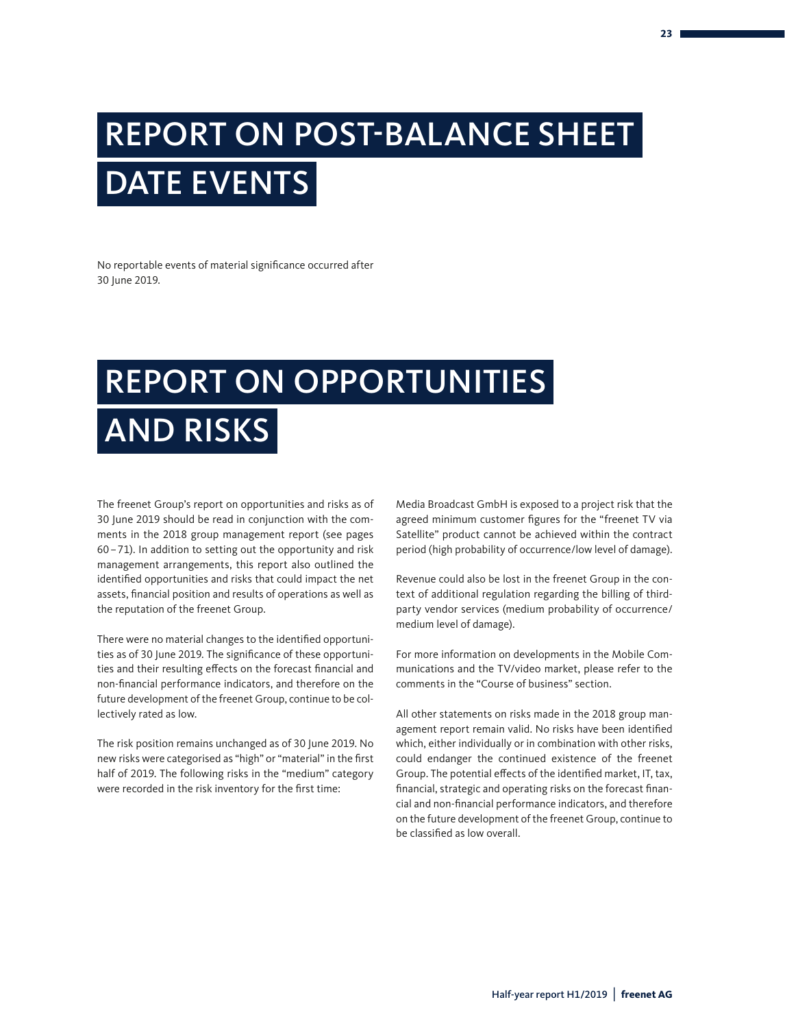# REPORT ON POST-BALANCE SHEET DATE EVENTS

No reportable events of material significance occurred after 30 June 2019.

# REPORT ON OPPORTUNITIES AND RISKS

The freenet Group's report on opportunities and risks as of 30 June 2019 should be read in conjunction with the comments in the 2018 group management report (see pages 60 – 71). In addition to setting out the opportunity and risk management arrangements, this report also outlined the identified opportunities and risks that could impact the net assets, financial position and results of operations as well as the reputation of the freenet Group.

There were no material changes to the identified opportunities as of 30 June 2019. The significance of these opportunities and their resulting effects on the forecast financial and non-financial performance indicators, and therefore on the future development of the freenet Group, continue to be collectively rated as low.

The risk position remains unchanged as of 30 June 2019. No new risks were categorised as "high" or "material" in the first half of 2019. The following risks in the "medium" category were recorded in the risk inventory for the first time:

Media Broadcast GmbH is exposed to a project risk that the agreed minimum customer figures for the "freenet TV via Satellite" product cannot be achieved within the contract period (high probability of occurrence/low level of damage).

Revenue could also be lost in the freenet Group in the context of additional regulation regarding the billing of third-party vendor services (medium probability of occurrence/medium level of damage).

For more information on developments in the Mobile Communications and the TV/video market, please refer to the comments in the "Course of business" section.

All other statements on risks made in the 2018 group management report remain valid. No risks have been identified which, either individually or in combination with other risks, could endanger the continued existence of the freenet Group. The potential effects of the identified market, IT, tax, financial, strategic and operating risks on the forecast financial and non-financial performance indicators, and therefore on the future development of the freenet Group, continue to be classified as low overall.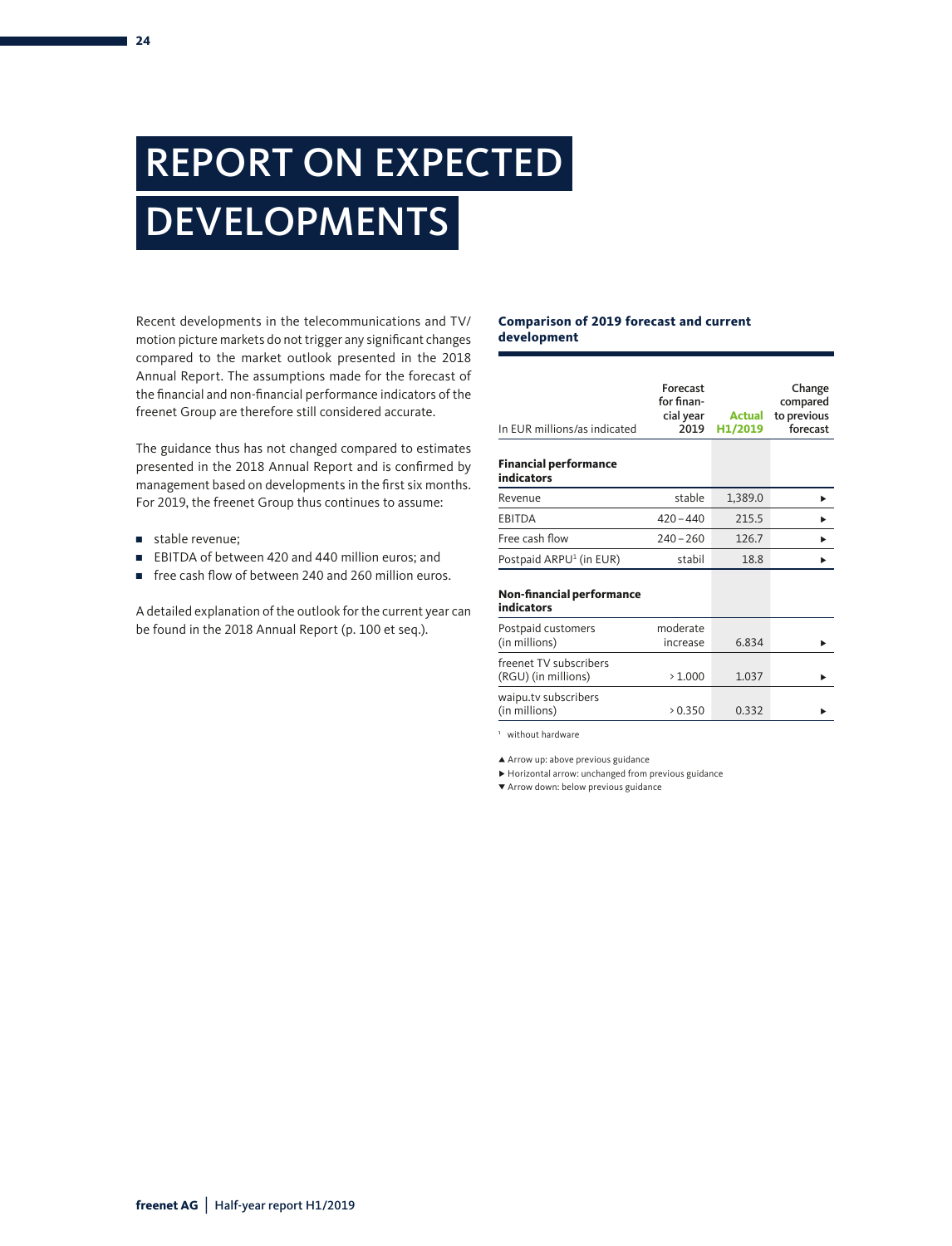# REPORT ON EXPECTED DEVELOPMENTS

Recent developments in the telecommunications and TV/motion picture markets do not trigger any significant changes compared to the market outlook presented in the 2018 Annual Report. The assumptions made for the forecast of the financial and non-financial performance indicators of the freenet Group are therefore still considered accurate.

The guidance thus has not changed compared to estimates presented in the 2018 Annual Report and is confirmed by management based on developments in the first six months. For 2019, the freenet Group thus continues to assume:

- stable revenue;
- EBITDA of between 420 and 440 million euros; and
- free cash flow of between 240 and 260 million euros.

A detailed explanation of the outlook for the current year can be found in the 2018 Annual Report (p. 100 et seq.).

**Comparison of 2019 forecast and current development**

| In EUR millions/as indicated | Forecast for financial year 2019 | Actual H1/2019 | Change compared to previous forecast |
|---|---|---|---|
| **Financial performance indicators** | | | |
| Revenue | stable | 1,389.0 | ▶ |
| EBITDA | 420 – 440 | 215.5 | ▶ |
| Free cash flow | 240 – 260 | 126.7 | ▶ |
| Postpaid ARPU[1] (in EUR) | stabil | 18.8 | ▶ |
| **Non-financial performance indicators** | | | |
| Postpaid customers (in millions) | moderate increase | 6.834 | ▶ |
| freenet TV subscribers (RGU) (in millions) | > 1.000 | 1.037 | ▶ |
| waipu.tv subscribers (in millions) | > 0.350 | 0.332 | ▶ |

[1] without hardware

▲ Arrow up: above previous guidance
▶ Horizontal arrow: unchanged from previous guidance
▼ Arrow down: below previous guidance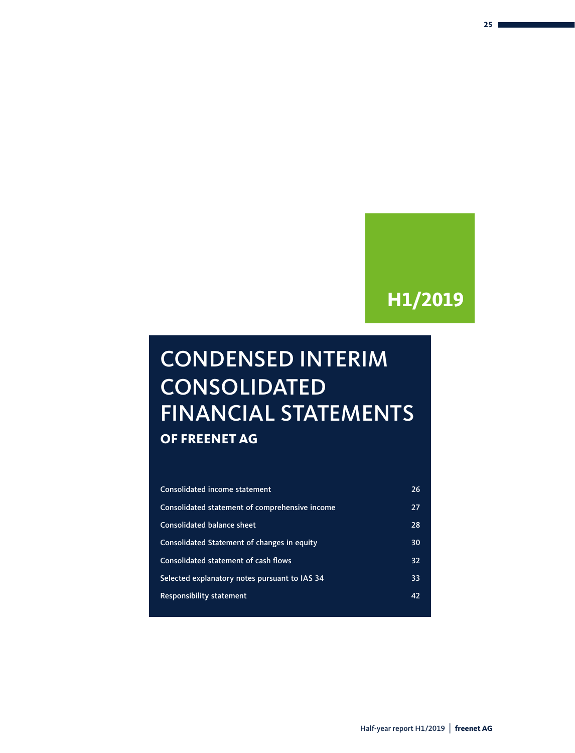H1/2019

# CONDENSED INTERIM CONSOLIDATED FINANCIAL STATEMENTS

## OF FREENET AG

| | |
|---|---|
| Consolidated income statement | 26 |
| Consolidated statement of comprehensive income | 27 |
| Consolidated balance sheet | 28 |
| Consolidated Statement of changes in equity | 30 |
| Consolidated statement of cash flows | 32 |
| Selected explanatory notes pursuant to IAS 34 | 33 |
| Responsibility statement | 42 |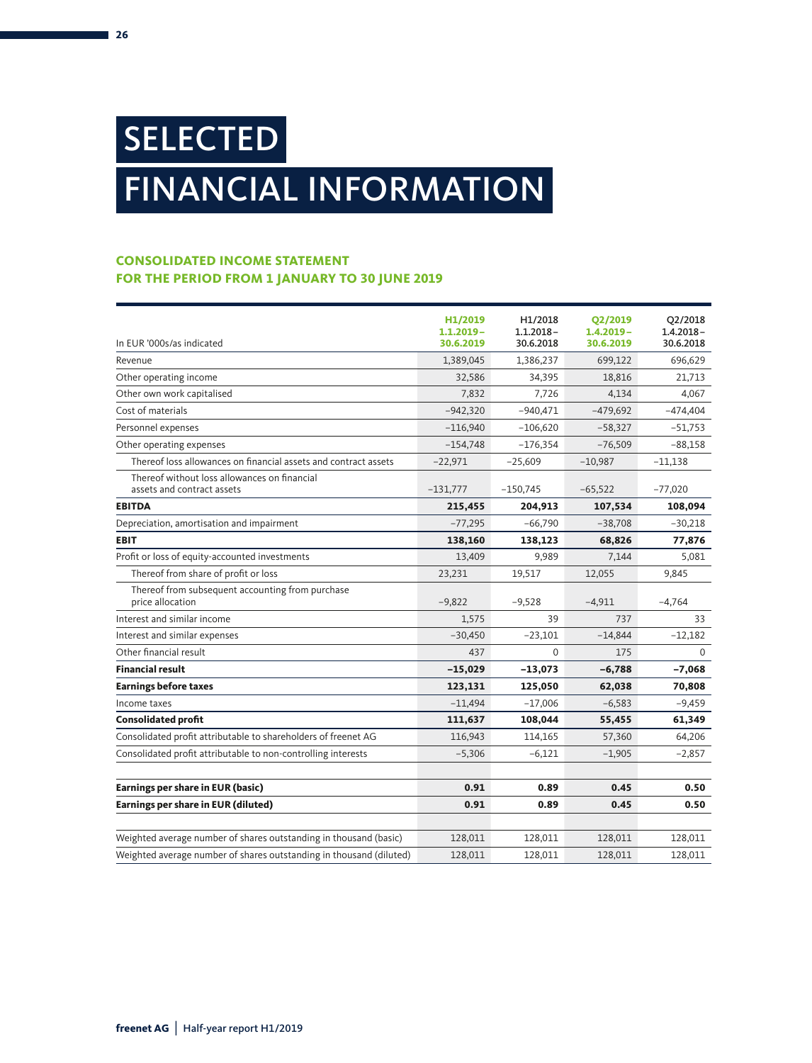# SELECTED FINANCIAL INFORMATION

## CONSOLIDATED INCOME STATEMENT FOR THE PERIOD FROM 1 JANUARY TO 30 JUNE 2019

| In EUR '000s/as indicated | H1/2019 1.1.2019–30.6.2019 | H1/2018 1.1.2018–30.6.2018 | Q2/2019 1.4.2019–30.6.2019 | Q2/2018 1.4.2018–30.6.2018 |
|---|---|---|---|---|
| Revenue | 1,389,045 | 1,386,237 | 699,122 | 696,629 |
| Other operating income | 32,586 | 34,395 | 18,816 | 21,713 |
| Other own work capitalised | 7,832 | 7,726 | 4,134 | 4,067 |
| Cost of materials | −942,320 | −940,471 | −479,692 | −474,404 |
| Personnel expenses | −116,940 | −106,620 | −58,327 | −51,753 |
| Other operating expenses | −154,748 | −176,354 | −76,509 | −88,158 |
| Thereof loss allowances on financial assets and contract assets | −22,971 | −25,609 | −10,987 | −11,138 |
| Thereof without loss allowances on financial assets and contract assets | −131,777 | −150,745 | −65,522 | −77,020 |
| **EBITDA** | **215,455** | **204,913** | **107,534** | **108,094** |
| Depreciation, amortisation and impairment | −77,295 | −66,790 | −38,708 | −30,218 |
| **EBIT** | **138,160** | **138,123** | **68,826** | **77,876** |
| Profit or loss of equity-accounted investments | 13,409 | 9,989 | 7,144 | 5,081 |
| Thereof from share of profit or loss | 23,231 | 19,517 | 12,055 | 9,845 |
| Thereof from subsequent accounting from purchase price allocation | −9,822 | −9,528 | −4,911 | −4,764 |
| Interest and similar income | 1,575 | 39 | 737 | 33 |
| Interest and similar expenses | −30,450 | −23,101 | −14,844 | −12,182 |
| Other financial result | 437 | 0 | 175 | 0 |
| **Financial result** | **−15,029** | **−13,073** | **−6,788** | **−7,068** |
| **Earnings before taxes** | **123,131** | **125,050** | **62,038** | **70,808** |
| Income taxes | −11,494 | −17,006 | −6,583 | −9,459 |
| **Consolidated profit** | **111,637** | **108,044** | **55,455** | **61,349** |
| Consolidated profit attributable to shareholders of freenet AG | 116,943 | 114,165 | 57,360 | 64,206 |
| Consolidated profit attributable to non-controlling interests | −5,306 | −6,121 | −1,905 | −2,857 |
| | | | | |
| **Earnings per share in EUR (basic)** | **0.91** | **0.89** | **0.45** | **0.50** |
| **Earnings per share in EUR (diluted)** | **0.91** | **0.89** | **0.45** | **0.50** |
| | | | | |
| Weighted average number of shares outstanding in thousand (basic) | 128,011 | 128,011 | 128,011 | 128,011 |
| Weighted average number of shares outstanding in thousand (diluted) | 128,011 | 128,011 | 128,011 | 128,011 |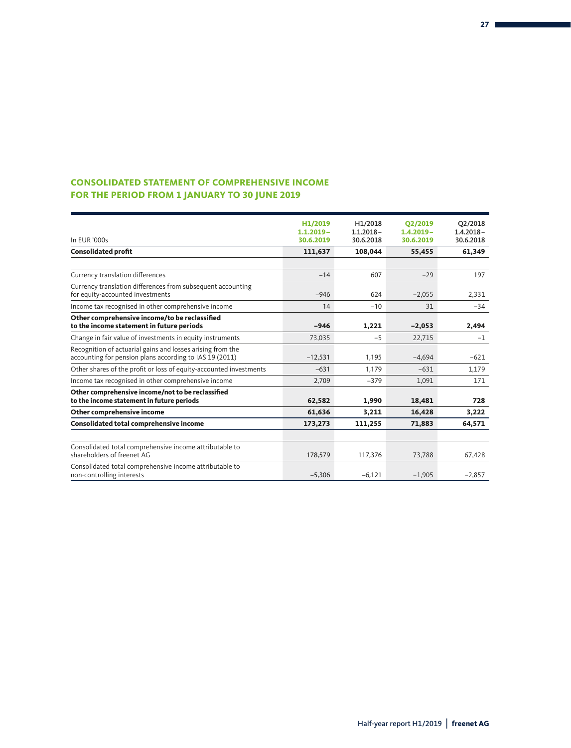## CONSOLIDATED STATEMENT OF COMPREHENSIVE INCOME FOR THE PERIOD FROM 1 JANUARY TO 30 JUNE 2019

| In EUR '000s | H1/2019 1.1.2019 – 30.6.2019 | H1/2018 1.1.2018 – 30.6.2018 | Q2/2019 1.4.2019 – 30.6.2019 | Q2/2018 1.4.2018 – 30.6.2018 |
|---|---|---|---|---|
| **Consolidated profit** | **111,637** | **108,044** | **55,455** | **61,349** |
| | | | | |
| Currency translation differences | –14 | 607 | –29 | 197 |
| Currency translation differences from subsequent accounting for equity-accounted investments | –946 | 624 | –2,055 | 2,331 |
| Income tax recognised in other comprehensive income | 14 | –10 | 31 | –34 |
| **Other comprehensive income/to be reclassified to the income statement in future periods** | **–946** | **1,221** | **–2,053** | **2,494** |
| Change in fair value of investments in equity instruments | 73,035 | –5 | 22,715 | –1 |
| Recognition of actuarial gains and losses arising from the accounting for pension plans according to IAS 19 (2011) | –12,531 | 1,195 | –4,694 | –621 |
| Other shares of the profit or loss of equity-accounted investments | –631 | 1,179 | –631 | 1,179 |
| Income tax recognised in other comprehensive income | 2,709 | –379 | 1,091 | 171 |
| **Other comprehensive income/not to be reclassified to the income statement in future periods** | **62,582** | **1,990** | **18,481** | **728** |
| **Other comprehensive income** | **61,636** | **3,211** | **16,428** | **3,222** |
| **Consolidated total comprehensive income** | **173,273** | **111,255** | **71,883** | **64,571** |
| | | | | |
| Consolidated total comprehensive income attributable to shareholders of freenet AG | 178,579 | 117,376 | 73,788 | 67,428 |
| Consolidated total comprehensive income attributable to non-controlling interests | –5,306 | –6,121 | –1,905 | –2,857 |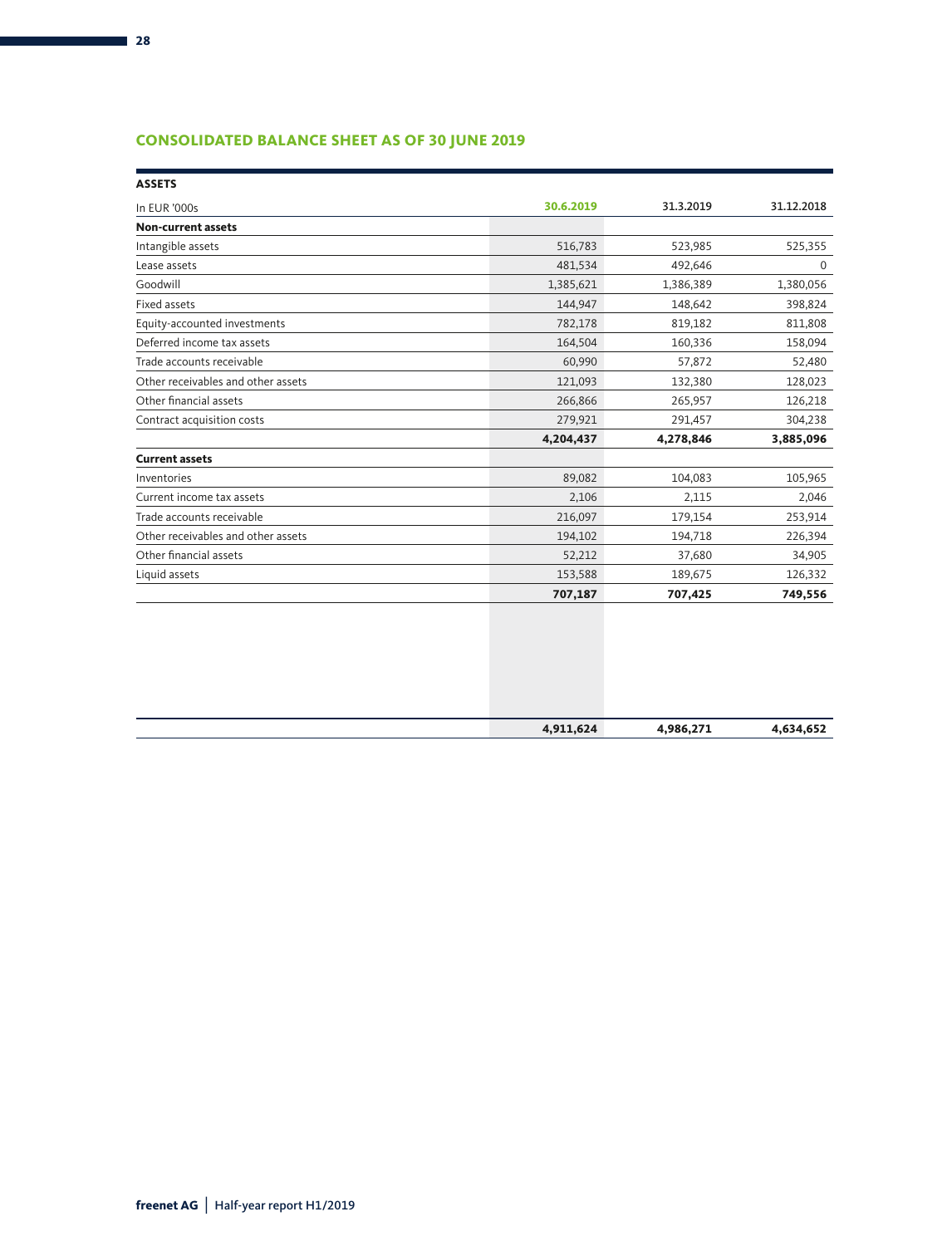## CONSOLIDATED BALANCE SHEET AS OF 30 JUNE 2019

| ASSETS | | | |
|---|---|---|---|
| In EUR '000s | 30.6.2019 | 31.3.2019 | 31.12.2018 |
| **Non-current assets** | | | |
| Intangible assets | 516,783 | 523,985 | 525,355 |
| Lease assets | 481,534 | 492,646 | 0 |
| Goodwill | 1,385,621 | 1,386,389 | 1,380,056 |
| Fixed assets | 144,947 | 148,642 | 398,824 |
| Equity-accounted investments | 782,178 | 819,182 | 811,808 |
| Deferred income tax assets | 164,504 | 160,336 | 158,094 |
| Trade accounts receivable | 60,990 | 57,872 | 52,480 |
| Other receivables and other assets | 121,093 | 132,380 | 128,023 |
| Other financial assets | 266,866 | 265,957 | 126,218 |
| Contract acquisition costs | 279,921 | 291,457 | 304,238 |
| | **4,204,437** | **4,278,846** | **3,885,096** |
| **Current assets** | | | |
| Inventories | 89,082 | 104,083 | 105,965 |
| Current income tax assets | 2,106 | 2,115 | 2,046 |
| Trade accounts receivable | 216,097 | 179,154 | 253,914 |
| Other receivables and other assets | 194,102 | 194,718 | 226,394 |
| Other financial assets | 52,212 | 37,680 | 34,905 |
| Liquid assets | 153,588 | 189,675 | 126,332 |
| | **707,187** | **707,425** | **749,556** |
| | **4,911,624** | **4,986,271** | **4,634,652** |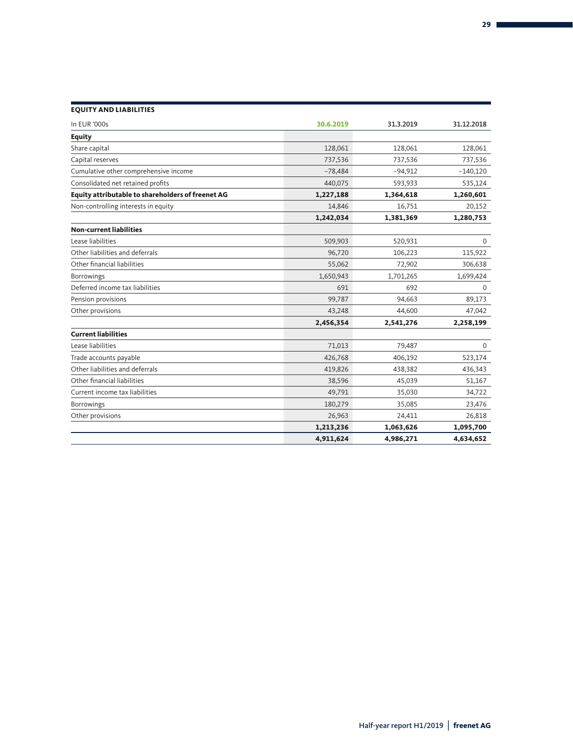## EQUITY AND LIABILITIES

| In EUR '000s | 30.6.2019 | 31.3.2019 | 31.12.2018 |
|---|---|---|---|
| **Equity** | | | |
| Share capital | 128,061 | 128,061 | 128,061 |
| Capital reserves | 737,536 | 737,536 | 737,536 |
| Cumulative other comprehensive income | −78,484 | −94,912 | −140,120 |
| Consolidated net retained profits | 440,075 | 593,933 | 535,124 |
| **Equity attributable to shareholders of freenet AG** | **1,227,188** | **1,364,618** | **1,260,601** |
| Non-controlling interests in equity | 14,846 | 16,751 | 20,152 |
| | **1,242,034** | **1,381,369** | **1,280,753** |
| **Non-current liabilities** | | | |
| Lease liabilities | 509,903 | 520,931 | 0 |
| Other liabilities and deferrals | 96,720 | 106,223 | 115,922 |
| Other financial liabilities | 55,062 | 72,902 | 306,638 |
| Borrowings | 1,650,943 | 1,701,265 | 1,699,424 |
| Deferred income tax liabilities | 691 | 692 | 0 |
| Pension provisions | 99,787 | 94,663 | 89,173 |
| Other provisions | 43,248 | 44,600 | 47,042 |
| | **2,456,354** | **2,541,276** | **2,258,199** |
| **Current liabilities** | | | |
| Lease liabilities | 71,013 | 79,487 | 0 |
| Trade accounts payable | 426,768 | 406,192 | 523,174 |
| Other liabilities and deferrals | 419,826 | 438,382 | 436,343 |
| Other financial liabilities | 38,596 | 45,039 | 51,167 |
| Current income tax liabilities | 49,791 | 35,030 | 34,722 |
| Borrowings | 180,279 | 35,085 | 23,476 |
| Other provisions | 26,963 | 24,411 | 26,818 |
| | **1,213,236** | **1,063,626** | **1,095,700** |
| | **4,911,624** | **4,986,271** | **4,634,652** |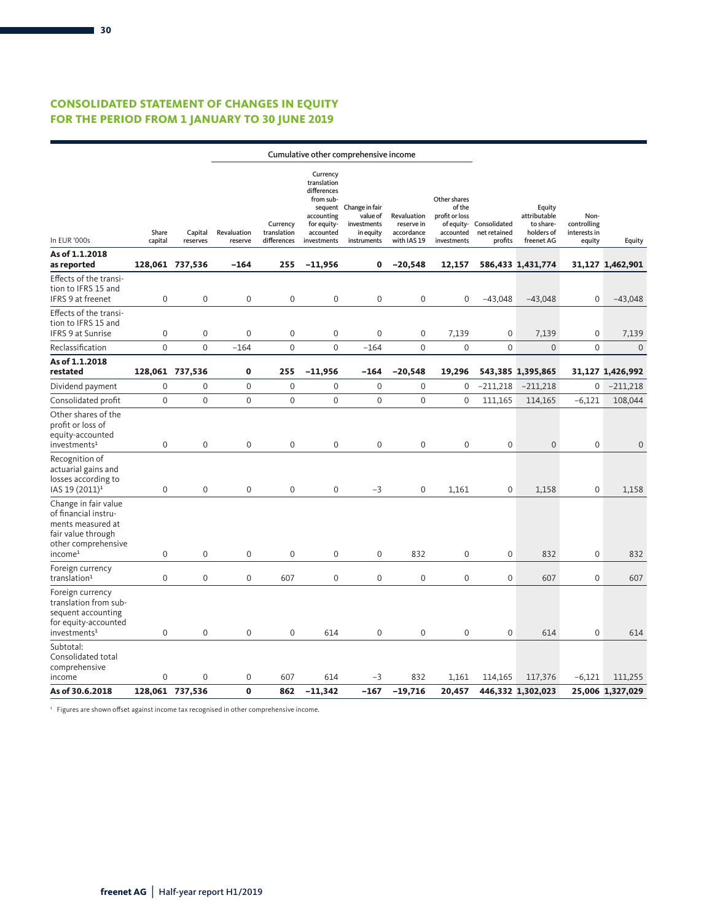## CONSOLIDATED STATEMENT OF CHANGES IN EQUITY FOR THE PERIOD FROM 1 JANUARY TO 30 JUNE 2019

| In EUR '000s | Share capital | Capital reserves | Cumulative other comprehensive income: Revaluation reserve | Currency translation differences | Currency translation differences from subsequent accounting for equity-accounted investments | Change in fair value of investments in equity instruments | Revaluation reserve in accordance with IAS 19 | Other shares of the profit or loss of equity-accounted investments | Consolidated net retained profits | Equity attributable to shareholders of freenet AG | Non-controlling interests in equity | Equity |
|---|---|---|---|---|---|---|---|---|---|---|---|---|
| **As of 1.1.2018 as reported** | **128,061** | **737,536** | **−164** | **255** | **−11,956** | **0** | **−20,548** | **12,157** | **586,433** | **1,431,774** | **31,127** | **1,462,901** |
| Effects of the transition to IFRS 15 and IFRS 9 at freenet | 0 | 0 | 0 | 0 | 0 | 0 | 0 | 0 | −43,048 | −43,048 | 0 | −43,048 |
| Effects of the transition to IFRS 15 and IFRS 9 at Sunrise | 0 | 0 | 0 | 0 | 0 | 0 | 0 | 7,139 | 0 | 7,139 | 0 | 7,139 |
| Reclassification | 0 | 0 | −164 | 0 | 0 | −164 | 0 | 0 | 0 | 0 | 0 | 0 |
| **As of 1.1.2018 restated** | **128,061** | **737,536** | **0** | **255** | **−11,956** | **−164** | **−20,548** | **19,296** | **543,385** | **1,395,865** | **31,127** | **1,426,992** |
| Dividend payment | 0 | 0 | 0 | 0 | 0 | 0 | 0 | 0 | −211,218 | −211,218 | 0 | −211,218 |
| Consolidated profit | 0 | 0 | 0 | 0 | 0 | 0 | 0 | 0 | 111,165 | 114,165 | −6,121 | 108,044 |
| Other shares of the profit or loss of equity-accounted investments[1] | 0 | 0 | 0 | 0 | 0 | 0 | 0 | 0 | 0 | 0 | 0 | 0 |
| Recognition of actuarial gains and losses according to IAS 19 (2011)[1] | 0 | 0 | 0 | 0 | 0 | −3 | 0 | 1,161 | 0 | 1,158 | 0 | 1,158 |
| Change in fair value of financial instruments measured at fair value through other comprehensive income[1] | 0 | 0 | 0 | 0 | 0 | 0 | 832 | 0 | 0 | 832 | 0 | 832 |
| Foreign currency translation[1] | 0 | 0 | 0 | 607 | 0 | 0 | 0 | 0 | 0 | 607 | 0 | 607 |
| Foreign currency translation from subsequent accounting for equity-accounted investments[1] | 0 | 0 | 0 | 0 | 614 | 0 | 0 | 0 | 0 | 614 | 0 | 614 |
| Subtotal: Consolidated total comprehensive income | 0 | 0 | 0 | 607 | 614 | −3 | 832 | 1,161 | 114,165 | 117,376 | −6,121 | 111,255 |
| **As of 30.6.2018** | **128,061** | **737,536** | **0** | **862** | **−11,342** | **−167** | **−19,716** | **20,457** | **446,332** | **1,302,023** | **25,006** | **1,327,029** |

[1] Figures are shown offset against income tax recognised in other comprehensive income.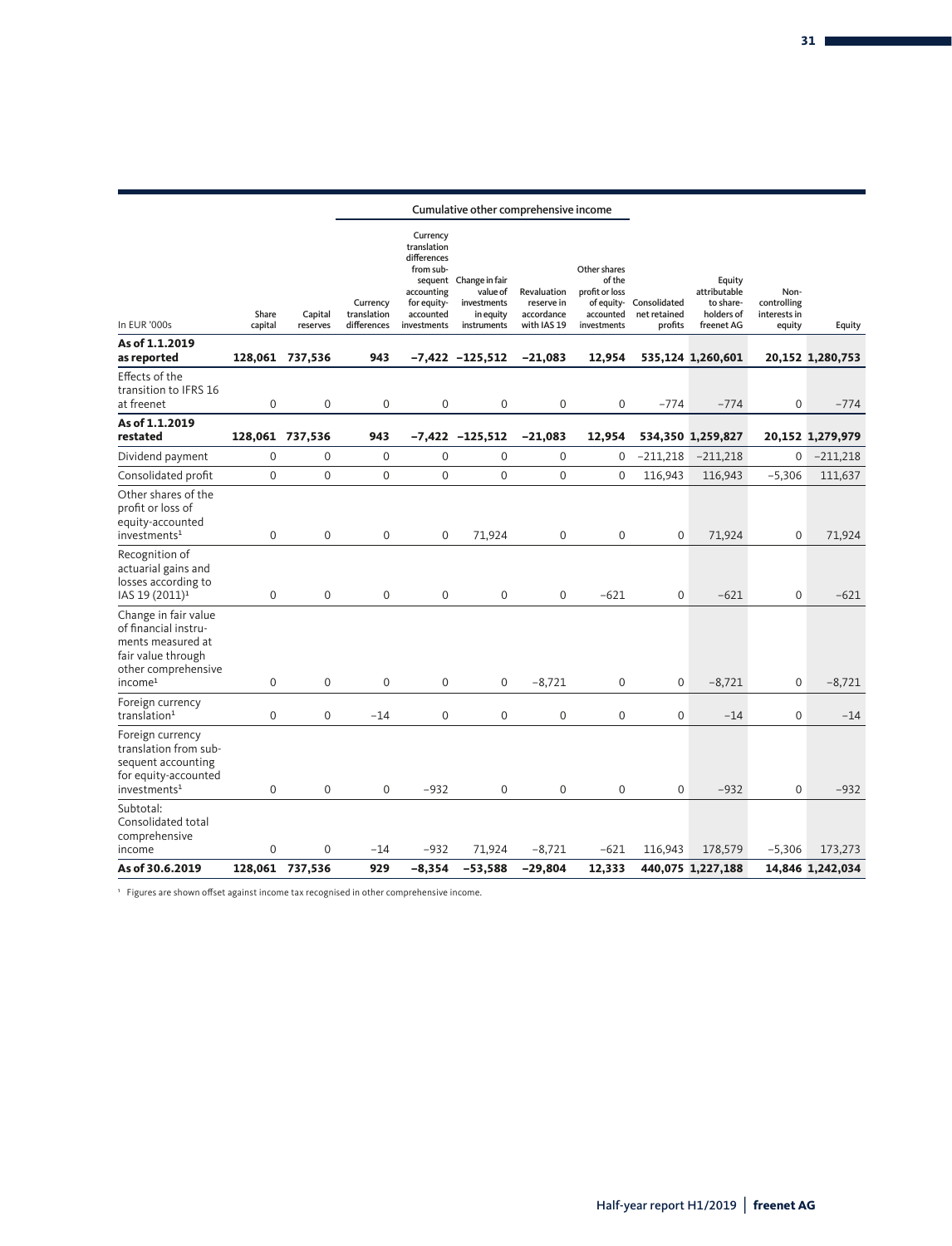| In EUR '000s | Share capital | Capital reserves | Cumulative other comprehensive income | | | | | Consolidated net retained profits | Equity attributable to share-holders of freenet AG | Non-controlling interests in equity | Equity |
|---|---|---|---|---|---|---|---|---|---|---|---|
| | | | Currency translation differences | Currency translation differences from sub-sequent accounting for equity-accounted investments | Change in fair value of investments in equity instruments | Revaluation reserve in accordance with IAS 19 | Other shares of the profit or loss of equity-accounted investments | | | | |
| **As of 1.1.2019 as reported** | **128,061** | **737,536** | **943** | **−7,422** | **−125,512** | **−21,083** | **12,954** | **535,124** | **1,260,601** | **20,152** | **1,280,753** |
| Effects of the transition to IFRS 16 at freenet | 0 | 0 | 0 | 0 | 0 | 0 | 0 | −774 | −774 | 0 | −774 |
| **As of 1.1.2019 restated** | **128,061** | **737,536** | **943** | **−7,422** | **−125,512** | **−21,083** | **12,954** | **534,350** | **1,259,827** | **20,152** | **1,279,979** |
| Dividend payment | 0 | 0 | 0 | 0 | 0 | 0 | 0 | −211,218 | −211,218 | 0 | −211,218 |
| Consolidated profit | 0 | 0 | 0 | 0 | 0 | 0 | 0 | 116,943 | 116,943 | −5,306 | 111,637 |
| Other shares of the profit or loss of equity-accounted investments[1] | 0 | 0 | 0 | 0 | 71,924 | 0 | 0 | 0 | 71,924 | 0 | 71,924 |
| Recognition of actuarial gains and losses according to IAS 19 (2011)[1] | 0 | 0 | 0 | 0 | 0 | 0 | −621 | 0 | −621 | 0 | −621 |
| Change in fair value of financial instruments measured at fair value through other comprehensive income[1] | 0 | 0 | 0 | 0 | 0 | −8,721 | 0 | 0 | −8,721 | 0 | −8,721 |
| Foreign currency translation[1] | 0 | 0 | −14 | 0 | 0 | 0 | 0 | 0 | −14 | 0 | −14 |
| Foreign currency translation from subsequent accounting for equity-accounted investments[1] | 0 | 0 | 0 | −932 | 0 | 0 | 0 | 0 | −932 | 0 | −932 |
| Subtotal: Consolidated total comprehensive income | 0 | 0 | −14 | −932 | 71,924 | −8,721 | −621 | 116,943 | 178,579 | −5,306 | 173,273 |
| **As of 30.6.2019** | **128,061** | **737,536** | **929** | **−8,354** | **−53,588** | **−29,804** | **12,333** | **440,075** | **1,227,188** | **14,846** | **1,242,034** |

[1] Figures are shown offset against income tax recognised in other comprehensive income.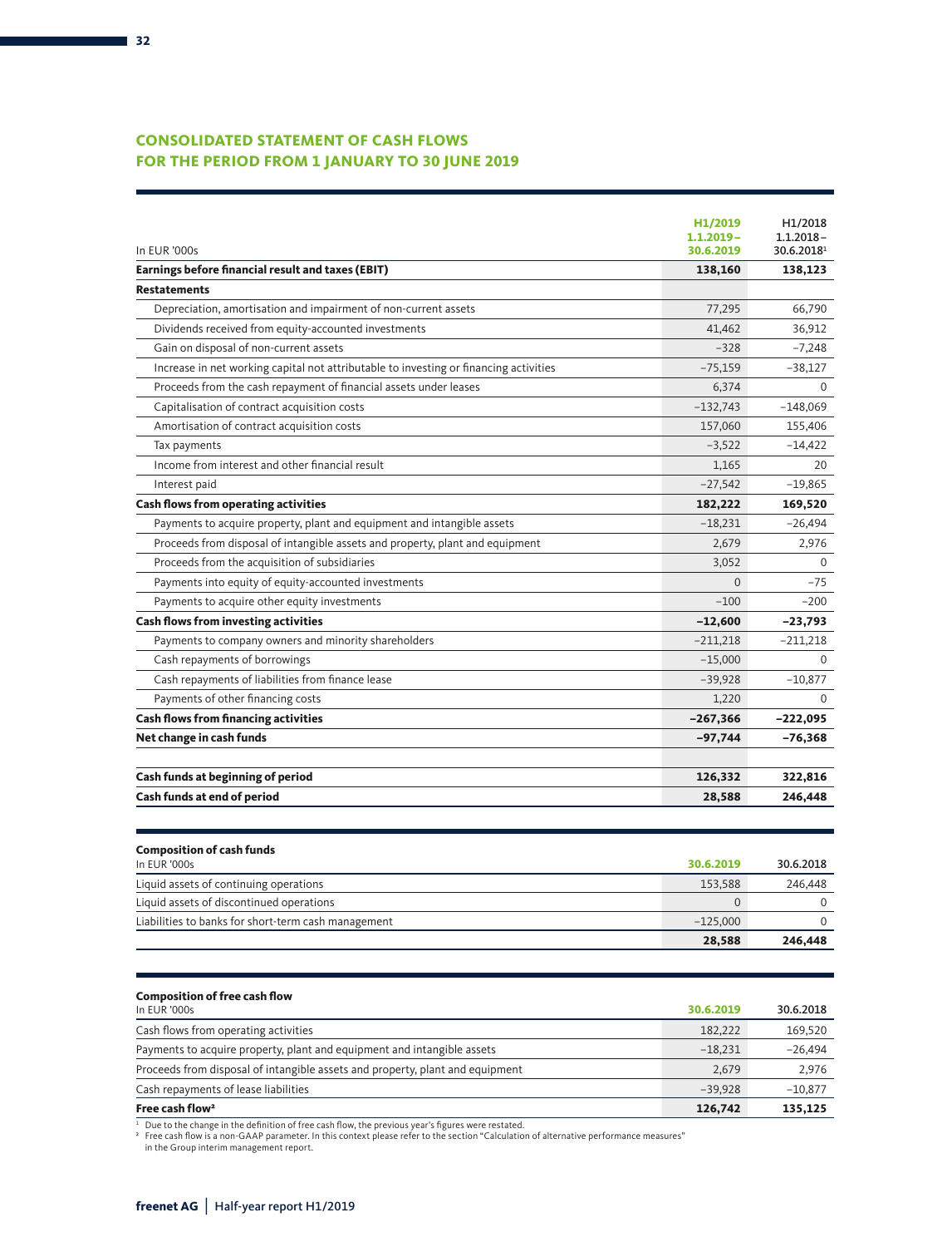## CONSOLIDATED STATEMENT OF CASH FLOWS FOR THE PERIOD FROM 1 JANUARY TO 30 JUNE 2019

| In EUR '000s | H1/2019 1.1.2019 – 30.6.2019 | H1/2018 1.1.2018 – 30.6.2018[1] |
|---|---|---|
| **Earnings before financial result and taxes (EBIT)** | **138,160** | **138,123** |
| **Restatements** | | |
| Depreciation, amortisation and impairment of non-current assets | 77,295 | 66,790 |
| Dividends received from equity-accounted investments | 41,462 | 36,912 |
| Gain on disposal of non-current assets | –328 | –7,248 |
| Increase in net working capital not attributable to investing or financing activities | –75,159 | –38,127 |
| Proceeds from the cash repayment of financial assets under leases | 6,374 | 0 |
| Capitalisation of contract acquisition costs | –132,743 | –148,069 |
| Amortisation of contract acquisition costs | 157,060 | 155,406 |
| Tax payments | –3,522 | –14,422 |
| Income from interest and other financial result | 1,165 | 20 |
| Interest paid | –27,542 | –19,865 |
| **Cash flows from operating activities** | **182,222** | **169,520** |
| Payments to acquire property, plant and equipment and intangible assets | –18,231 | –26,494 |
| Proceeds from disposal of intangible assets and property, plant and equipment | 2,679 | 2,976 |
| Proceeds from the acquisition of subsidiaries | 3,052 | 0 |
| Payments into equity of equity-accounted investments | 0 | –75 |
| Payments to acquire other equity investments | –100 | –200 |
| **Cash flows from investing activities** | **–12,600** | **–23,793** |
| Payments to company owners and minority shareholders | –211,218 | –211,218 |
| Cash repayments of borrowings | –15,000 | 0 |
| Cash repayments of liabilities from finance lease | –39,928 | –10,877 |
| Payments of other financing costs | 1,220 | 0 |
| **Cash flows from financing activities** | **–267,366** | **–222,095** |
| **Net change in cash funds** | **–97,744** | **–76,368** |
| | | |
| **Cash funds at beginning of period** | **126,332** | **322,816** |
| **Cash funds at end of period** | **28,588** | **246,448** |

**Composition of cash funds**

| In EUR '000s | 30.6.2019 | 30.6.2018 |
|---|---|---|
| Liquid assets of continuing operations | 153,588 | 246,448 |
| Liquid assets of discontinued operations | 0 | 0 |
| Liabilities to banks for short-term cash management | –125,000 | 0 |
| | **28,588** | **246,448** |

**Composition of free cash flow**

| In EUR '000s | 30.6.2019 | 30.6.2018 |
|---|---|---|
| Cash flows from operating activities | 182,222 | 169,520 |
| Payments to acquire property, plant and equipment and intangible assets | –18,231 | –26,494 |
| Proceeds from disposal of intangible assets and property, plant and equipment | 2,679 | 2,976 |
| Cash repayments of lease liabilities | –39,928 | –10,877 |
| **Free cash flow[2]** | **126,742** | **135,125** |

[1] Due to the change in the definition of free cash flow, the previous year's figures were restated.
[2] Free cash flow is a non-GAAP parameter. In this context please refer to the section "Calculation of alternative performance measures" in the Group interim management report.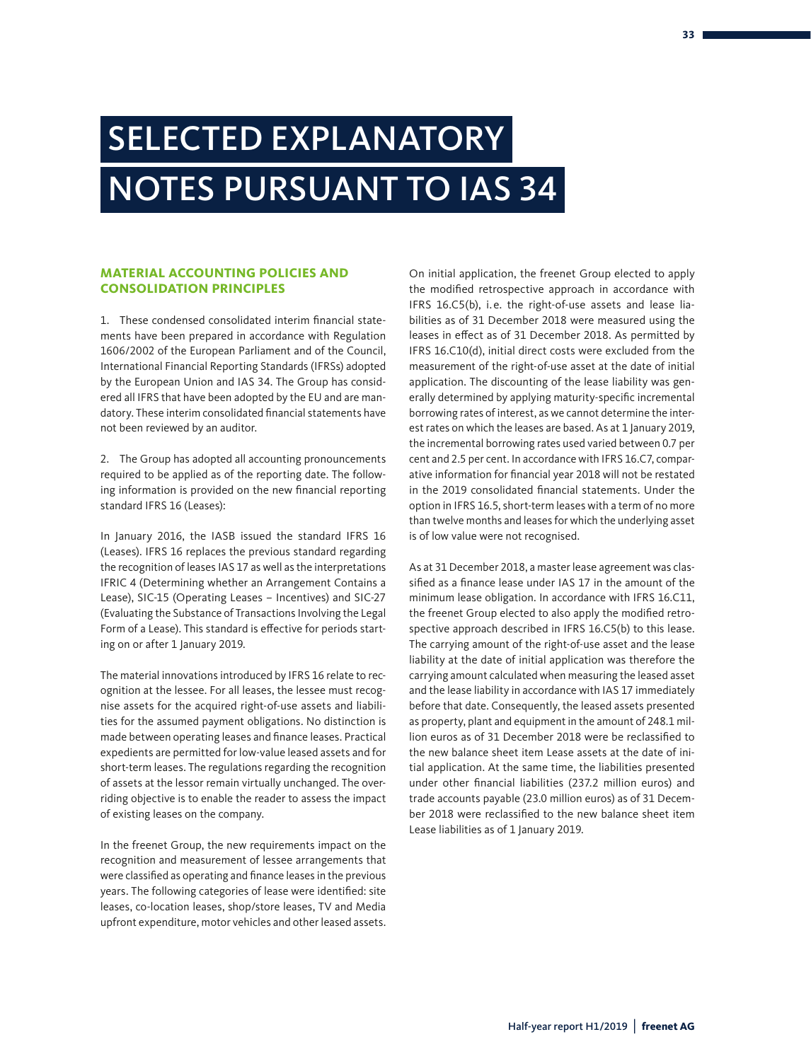# SELECTED EXPLANATORY NOTES PURSUANT TO IAS 34

## MATERIAL ACCOUNTING POLICIES AND CONSOLIDATION PRINCIPLES

1. These condensed consolidated interim financial statements have been prepared in accordance with Regulation 1606/2002 of the European Parliament and of the Council, International Financial Reporting Standards (IFRSs) adopted by the European Union and IAS 34. The Group has considered all IFRS that have been adopted by the EU and are mandatory. These interim consolidated financial statements have not been reviewed by an auditor.

2. The Group has adopted all accounting pronouncements required to be applied as of the reporting date. The following information is provided on the new financial reporting standard IFRS 16 (Leases):

In January 2016, the IASB issued the standard IFRS 16 (Leases). IFRS 16 replaces the previous standard regarding the recognition of leases IAS 17 as well as the interpretations IFRIC 4 (Determining whether an Arrangement Contains a Lease), SIC-15 (Operating Leases – Incentives) and SIC-27 (Evaluating the Substance of Transactions Involving the Legal Form of a Lease). This standard is effective for periods starting on or after 1 January 2019.

The material innovations introduced by IFRS 16 relate to recognition at the lessee. For all leases, the lessee must recognise assets for the acquired right-of-use assets and liabilities for the assumed payment obligations. No distinction is made between operating leases and finance leases. Practical expedients are permitted for low-value leased assets and for short-term leases. The regulations regarding the recognition of assets at the lessor remain virtually unchanged. The overriding objective is to enable the reader to assess the impact of existing leases on the company.

In the freenet Group, the new requirements impact on the recognition and measurement of lessee arrangements that were classified as operating and finance leases in the previous years. The following categories of lease were identified: site leases, co-location leases, shop/store leases, TV and Media upfront expenditure, motor vehicles and other leased assets.

On initial application, the freenet Group elected to apply the modified retrospective approach in accordance with IFRS 16.C5(b), i.e. the right-of-use assets and lease liabilities as of 31 December 2018 were measured using the leases in effect as of 31 December 2018. As permitted by IFRS 16.C10(d), initial direct costs were excluded from the measurement of the right-of-use asset at the date of initial application. The discounting of the lease liability was generally determined by applying maturity-specific incremental borrowing rates of interest, as we cannot determine the interest rates on which the leases are based. As at 1 January 2019, the incremental borrowing rates used varied between 0.7 per cent and 2.5 per cent. In accordance with IFRS 16.C7, comparative information for financial year 2018 will not be restated in the 2019 consolidated financial statements. Under the option in IFRS 16.5, short-term leases with a term of no more than twelve months and leases for which the underlying asset is of low value were not recognised.

As at 31 December 2018, a master lease agreement was classified as a finance lease under IAS 17 in the amount of the minimum lease obligation. In accordance with IFRS 16.C11, the freenet Group elected to also apply the modified retrospective approach described in IFRS 16.C5(b) to this lease. The carrying amount of the right-of-use asset and the lease liability at the date of initial application was therefore the carrying amount calculated when measuring the leased asset and the lease liability in accordance with IAS 17 immediately before that date. Consequently, the leased assets presented as property, plant and equipment in the amount of 248.1 million euros as of 31 December 2018 were be reclassified to the new balance sheet item Lease assets at the date of initial application. At the same time, the liabilities presented under other financial liabilities (237.2 million euros) and trade accounts payable (23.0 million euros) as of 31 December 2018 were reclassified to the new balance sheet item Lease liabilities as of 1 January 2019.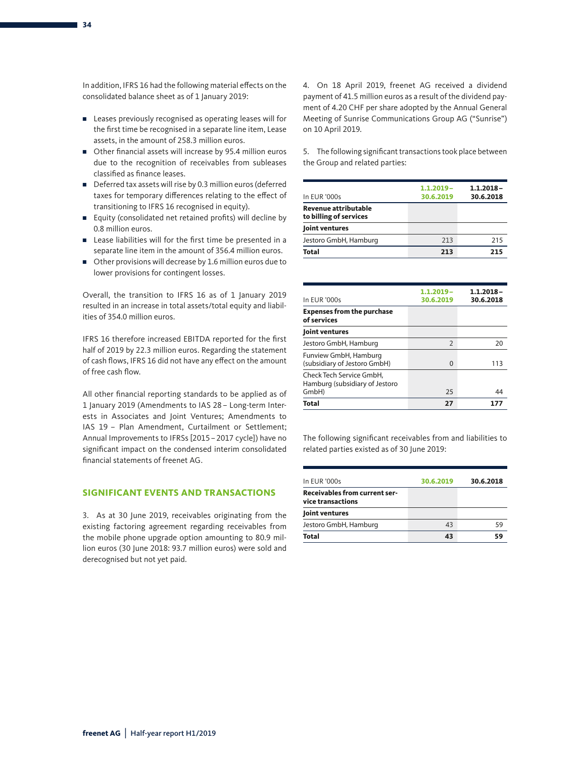In addition, IFRS 16 had the following material effects on the consolidated balance sheet as of 1 January 2019:

- Leases previously recognised as operating leases will for the first time be recognised in a separate line item, Lease assets, in the amount of 258.3 million euros.
- Other financial assets will increase by 95.4 million euros due to the recognition of receivables from subleases classified as finance leases.
- Deferred tax assets will rise by 0.3 million euros (deferred taxes for temporary differences relating to the effect of transitioning to IFRS 16 recognised in equity).
- Equity (consolidated net retained profits) will decline by 0.8 million euros.
- Lease liabilities will for the first time be presented in a separate line item in the amount of 356.4 million euros.
- Other provisions will decrease by 1.6 million euros due to lower provisions for contingent losses.

Overall, the transition to IFRS 16 as of 1 January 2019 resulted in an increase in total assets/total equity and liabilities of 354.0 million euros.

IFRS 16 therefore increased EBITDA reported for the first half of 2019 by 22.3 million euros. Regarding the statement of cash flows, IFRS 16 did not have any effect on the amount of free cash flow.

All other financial reporting standards to be applied as of 1 January 2019 (Amendments to IAS 28 – Long-term Interests in Associates and Joint Ventures; Amendments to IAS 19 – Plan Amendment, Curtailment or Settlement; Annual Improvements to IFRSs [2015 – 2017 cycle]) have no significant impact on the condensed interim consolidated financial statements of freenet AG.

## SIGNIFICANT EVENTS AND TRANSACTIONS

3. As at 30 June 2019, receivables originating from the existing factoring agreement regarding receivables from the mobile phone upgrade option amounting to 80.9 million euros (30 June 2018: 93.7 million euros) were sold and derecognised but not yet paid.

4. On 18 April 2019, freenet AG received a dividend payment of 41.5 million euros as a result of the dividend payment of 4.20 CHF per share adopted by the Annual General Meeting of Sunrise Communications Group AG ("Sunrise") on 10 April 2019.

5. The following significant transactions took place between the Group and related parties:

| In EUR '000s | 1.1.2019 – 30.6.2019 | 1.1.2018 – 30.6.2018 |
|---|---|---|
| **Revenue attributable to billing of services** | | |
| **Joint ventures** | | |
| Jestoro GmbH, Hamburg | 213 | 215 |
| **Total** | **213** | **215** |

| In EUR '000s | 1.1.2019 – 30.6.2019 | 1.1.2018 – 30.6.2018 |
|---|---|---|
| **Expenses from the purchase of services** | | |
| **Joint ventures** | | |
| Jestoro GmbH, Hamburg | 2 | 20 |
| Funview GmbH, Hamburg (subsidiary of Jestoro GmbH) | 0 | 113 |
| Check Tech Service GmbH, Hamburg (subsidiary of Jestoro GmbH) | 25 | 44 |
| **Total** | **27** | **177** |

The following significant receivables from and liabilities to related parties existed as of 30 June 2019:

| In EUR '000s | 30.6.2019 | 30.6.2018 |
|---|---|---|
| **Receivables from current service transactions** | | |
| **Joint ventures** | | |
| Jestoro GmbH, Hamburg | 43 | 59 |
| **Total** | **43** | **59** |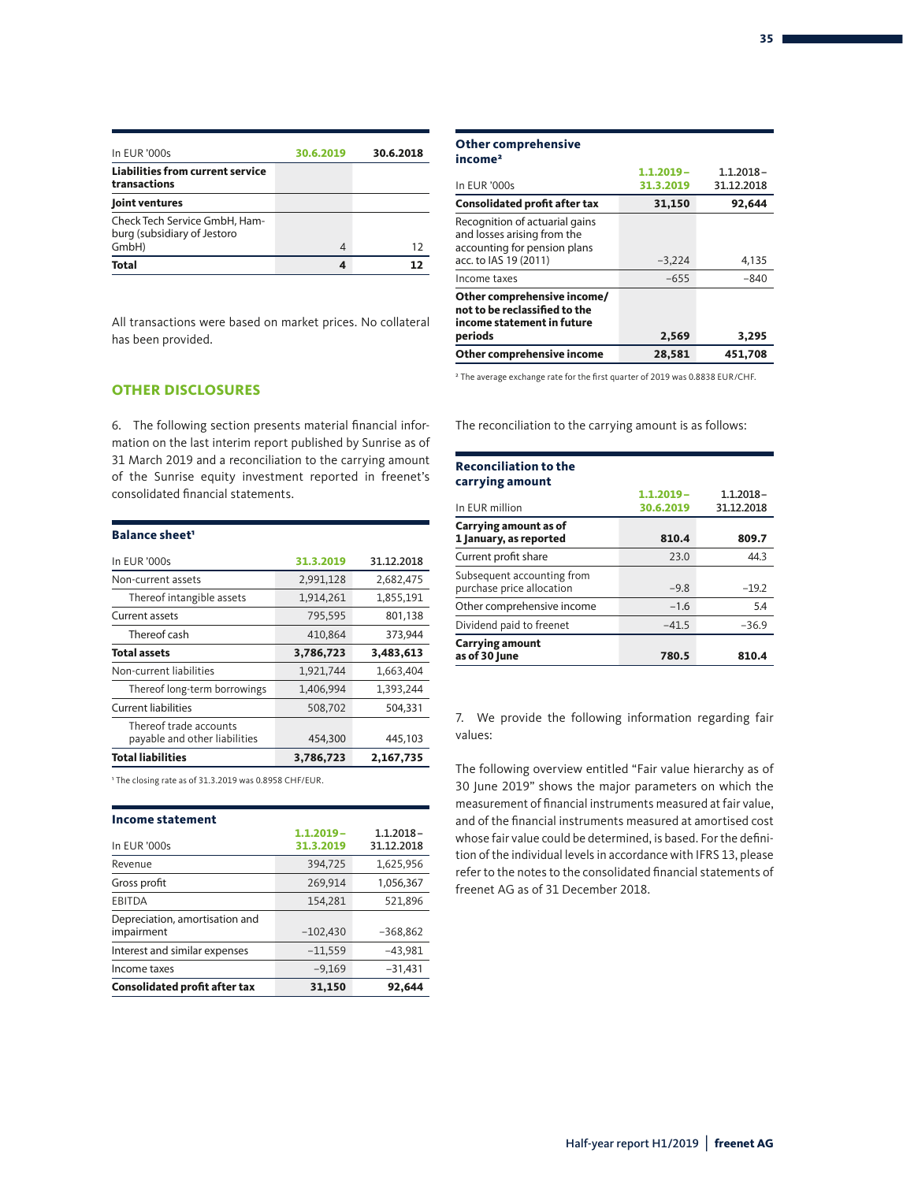| In EUR '000s | 30.6.2019 | 30.6.2018 |
|---|---|---|
| **Liabilities from current service transactions** | | |
| **Joint ventures** | | |
| Check Tech Service GmbH, Hamburg (subsidiary of Jestoro GmbH) | 4 | 12 |
| **Total** | **4** | **12** |

All transactions were based on market prices. No collateral has been provided.

## OTHER DISCLOSURES

6. The following section presents material financial information on the last interim report published by Sunrise as of 31 March 2019 and a reconciliation to the carrying amount of the Sunrise equity investment reported in freenet's consolidated financial statements.

**Balance sheet**[1]

| In EUR '000s | 31.3.2019 | 31.12.2018 |
|---|---|---|
| Non-current assets | 2,991,128 | 2,682,475 |
| Thereof intangible assets | 1,914,261 | 1,855,191 |
| Current assets | 795,595 | 801,138 |
| Thereof cash | 410,864 | 373,944 |
| **Total assets** | **3,786,723** | **3,483,613** |
| Non-current liabilities | 1,921,744 | 1,663,404 |
| Thereof long-term borrowings | 1,406,994 | 1,393,244 |
| Current liabilities | 508,702 | 504,331 |
| Thereof trade accounts payable and other liabilities | 454,300 | 445,103 |
| **Total liabilities** | **3,786,723** | **2,167,735** |

[1] The closing rate as of 31.3.2019 was 0.8958 CHF/EUR.

**Income statement**

| In EUR '000s | 1.1.2019 – 31.3.2019 | 1.1.2018 – 31.12.2018 |
|---|---|---|
| Revenue | 394,725 | 1,625,956 |
| Gross profit | 269,914 | 1,056,367 |
| EBITDA | 154,281 | 521,896 |
| Depreciation, amortisation and impairment | −102,430 | −368,862 |
| Interest and similar expenses | −11,559 | −43,981 |
| Income taxes | −9,169 | −31,431 |
| **Consolidated profit after tax** | **31,150** | **92,644** |

**Other comprehensive income**[2]

| In EUR '000s | 1.1.2019 – 31.3.2019 | 1.1.2018 – 31.12.2018 |
|---|---|---|
| **Consolidated profit after tax** | **31,150** | **92,644** |
| Recognition of actuarial gains and losses arising from the accounting for pension plans acc. to IAS 19 (2011) | −3,224 | 4,135 |
| Income taxes | −655 | −840 |
| **Other comprehensive income/ not to be reclassified to the income statement in future periods** | **2,569** | **3,295** |
| **Other comprehensive income** | **28,581** | **451,708** |

[2] The average exchange rate for the first quarter of 2019 was 0.8838 EUR/CHF.

The reconciliation to the carrying amount is as follows:

**Reconciliation to the carrying amount**

| In EUR million | 1.1.2019 – 30.6.2019 | 1.1.2018 – 31.12.2018 |
|---|---|---|
| **Carrying amount as of 1 January, as reported** | **810.4** | **809.7** |
| Current profit share | 23.0 | 44.3 |
| Subsequent accounting from purchase price allocation | −9.8 | −19.2 |
| Other comprehensive income | −1.6 | 5.4 |
| Dividend paid to freenet | −41.5 | −36.9 |
| **Carrying amount as of 30 June** | **780.5** | **810.4** |

7. We provide the following information regarding fair values:

The following overview entitled "Fair value hierarchy as of 30 June 2019" shows the major parameters on which the measurement of financial instruments measured at fair value, and of the financial instruments measured at amortised cost whose fair value could be determined, is based. For the definition of the individual levels in accordance with IFRS 13, please refer to the notes to the consolidated financial statements of freenet AG as of 31 December 2018.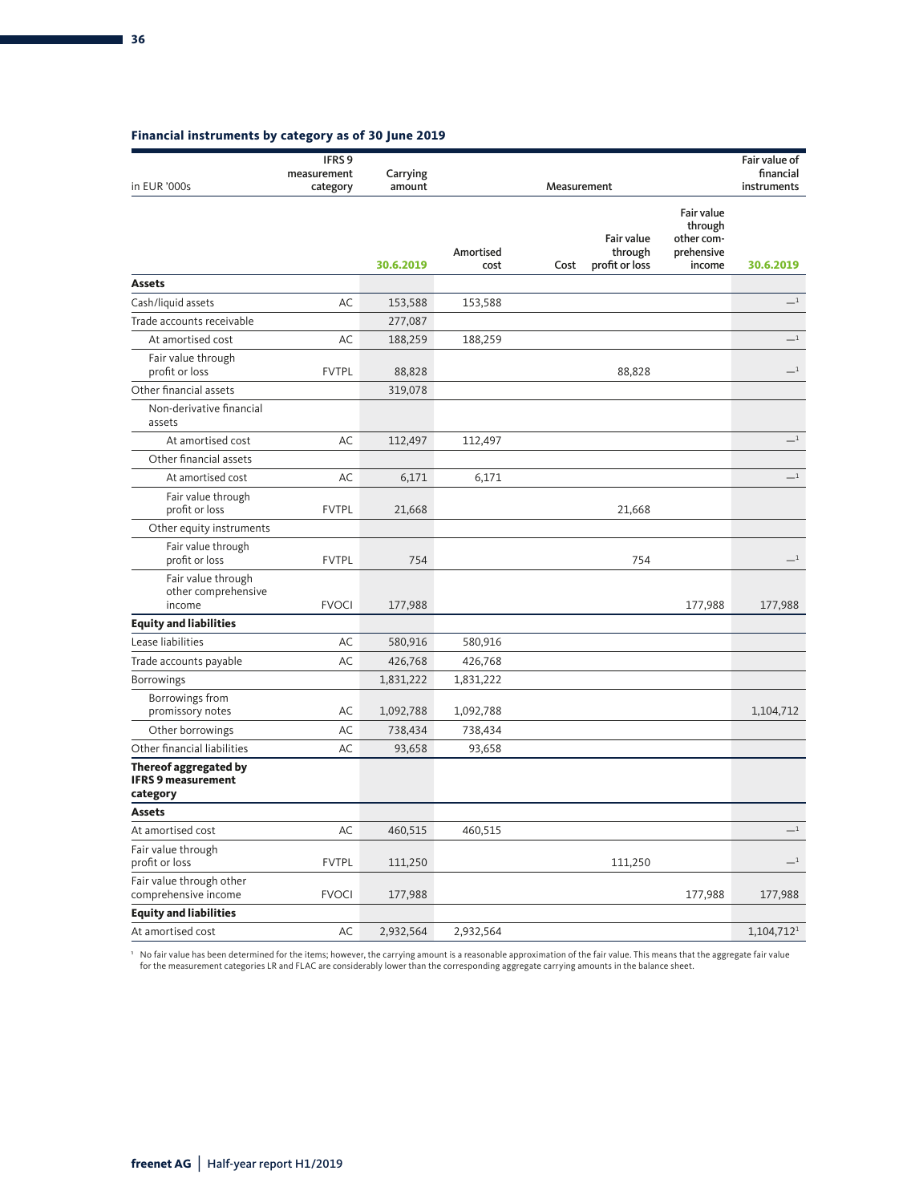### Financial instruments by category as of 30 June 2019

| in EUR '000s | IFRS 9 measurement category | Carrying amount | Measurement | | | | Fair value of financial instruments |
|---|---|---|---|---|---|---|---|
| | | 30.6.2019 | Amortised cost | Cost | Fair value through profit or loss | Fair value through other comprehensive income | 30.6.2019 |
| **Assets** | | | | | | | |
| Cash/liquid assets | AC | 153,588 | 153,588 | | | | —[1] |
| Trade accounts receivable | | 277,087 | | | | | |
| At amortised cost | AC | 188,259 | 188,259 | | | | —[1] |
| Fair value through profit or loss | FVTPL | 88,828 | | | 88,828 | | —[1] |
| Other financial assets | | 319,078 | | | | | |
| Non-derivative financial assets | | | | | | | |
| At amortised cost | AC | 112,497 | 112,497 | | | | —[1] |
| Other financial assets | | | | | | | |
| At amortised cost | AC | 6,171 | 6,171 | | | | —[1] |
| Fair value through profit or loss | FVTPL | 21,668 | | | 21,668 | | |
| Other equity instruments | | | | | | | |
| Fair value through profit or loss | FVTPL | 754 | | | 754 | | —[1] |
| Fair value through other comprehensive income | FVOCI | 177,988 | | | | 177,988 | 177,988 |
| **Equity and liabilities** | | | | | | | |
| Lease liabilities | AC | 580,916 | 580,916 | | | | |
| Trade accounts payable | AC | 426,768 | 426,768 | | | | |
| Borrowings | | 1,831,222 | 1,831,222 | | | | |
| Borrowings from promissory notes | AC | 1,092,788 | 1,092,788 | | | | 1,104,712 |
| Other borrowings | AC | 738,434 | 738,434 | | | | |
| Other financial liabilities | AC | 93,658 | 93,658 | | | | |
| **Thereof aggregated by IFRS 9 measurement category** | | | | | | | |
| **Assets** | | | | | | | |
| At amortised cost | AC | 460,515 | 460,515 | | | | —[1] |
| Fair value through profit or loss | FVTPL | 111,250 | | | 111,250 | | —[1] |
| Fair value through other comprehensive income | FVOCI | 177,988 | | | | 177,988 | 177,988 |
| **Equity and liabilities** | | | | | | | |
| At amortised cost | AC | 2,932,564 | 2,932,564 | | | | 1,104,712[1] |

[1] No fair value has been determined for the items; however, the carrying amount is a reasonable approximation of the fair value. This means that the aggregate fair value for the measurement categories LR and FLAC are considerably lower than the corresponding aggregate carrying amounts in the balance sheet.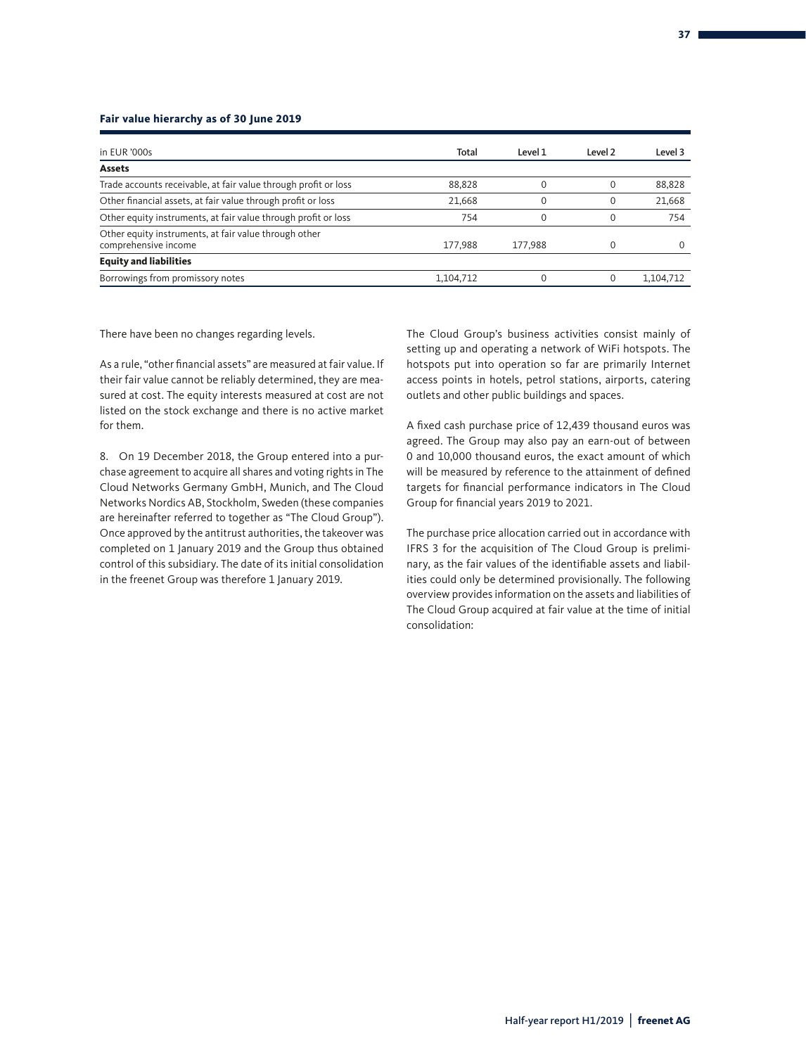**Fair value hierarchy as of 30 June 2019**

| in EUR '000s | Total | Level 1 | Level 2 | Level 3 |
|---|---|---|---|---|
| **Assets** | | | | |
| Trade accounts receivable, at fair value through profit or loss | 88,828 | 0 | 0 | 88,828 |
| Other financial assets, at fair value through profit or loss | 21,668 | 0 | 0 | 21,668 |
| Other equity instruments, at fair value through profit or loss | 754 | 0 | 0 | 754 |
| Other equity instruments, at fair value through other comprehensive income | 177,988 | 177,988 | 0 | 0 |
| **Equity and liabilities** | | | | |
| Borrowings from promissory notes | 1,104,712 | 0 | 0 | 1,104,712 |

There have been no changes regarding levels.

As a rule, "other financial assets" are measured at fair value. If their fair value cannot be reliably determined, they are measured at cost. The equity interests measured at cost are not listed on the stock exchange and there is no active market for them.

8. On 19 December 2018, the Group entered into a purchase agreement to acquire all shares and voting rights in The Cloud Networks Germany GmbH, Munich, and The Cloud Networks Nordics AB, Stockholm, Sweden (these companies are hereinafter referred to together as "The Cloud Group"). Once approved by the antitrust authorities, the takeover was completed on 1 January 2019 and the Group thus obtained control of this subsidiary. The date of its initial consolidation in the freenet Group was therefore 1 January 2019.

The Cloud Group's business activities consist mainly of setting up and operating a network of WiFi hotspots. The hotspots put into operation so far are primarily Internet access points in hotels, petrol stations, airports, catering outlets and other public buildings and spaces.

A fixed cash purchase price of 12,439 thousand euros was agreed. The Group may also pay an earn-out of between 0 and 10,000 thousand euros, the exact amount of which will be measured by reference to the attainment of defined targets for financial performance indicators in The Cloud Group for financial years 2019 to 2021.

The purchase price allocation carried out in accordance with IFRS 3 for the acquisition of The Cloud Group is preliminary, as the fair values of the identifiable assets and liabilities could only be determined provisionally. The following overview provides information on the assets and liabilities of The Cloud Group acquired at fair value at the time of initial consolidation: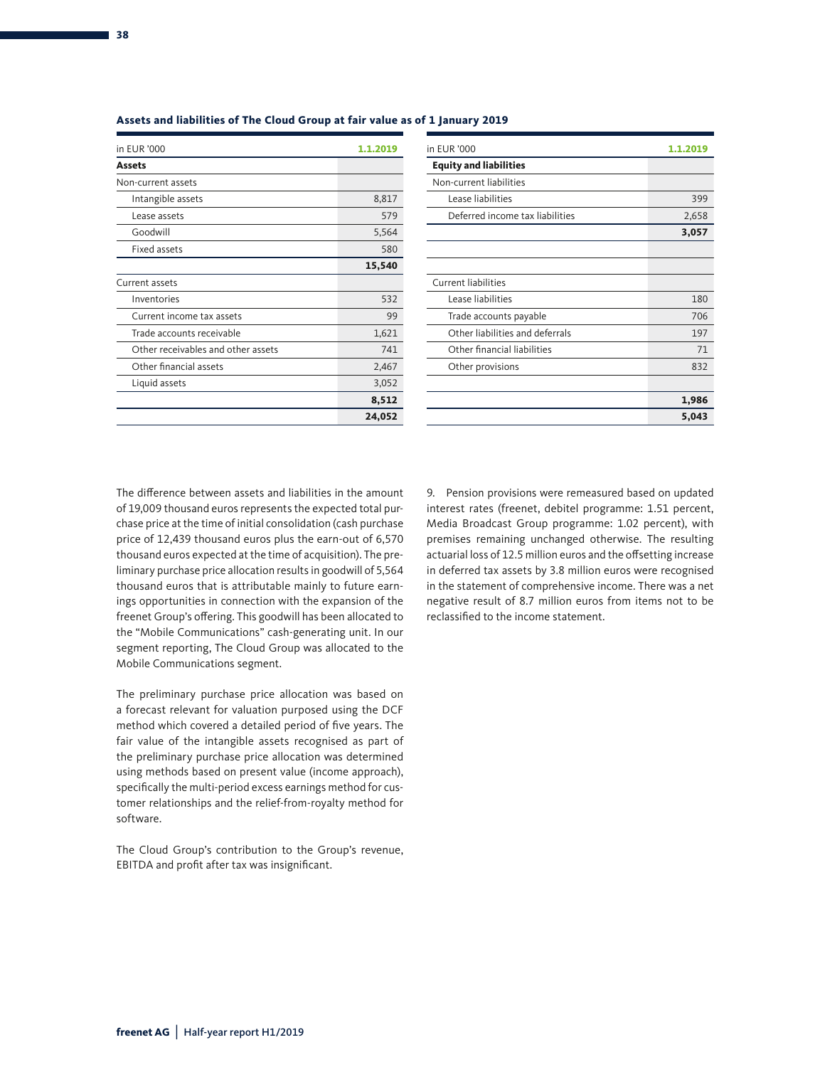**Assets and liabilities of The Cloud Group at fair value as of 1 January 2019**

| in EUR '000 | 1.1.2019 |
|---|---|
| **Assets** | |
| Non-current assets | |
| Intangible assets | 8,817 |
| Lease assets | 579 |
| Goodwill | 5,564 |
| Fixed assets | 580 |
| | **15,540** |
| Current assets | |
| Inventories | 532 |
| Current income tax assets | 99 |
| Trade accounts receivable | 1,621 |
| Other receivables and other assets | 741 |
| Other financial assets | 2,467 |
| Liquid assets | 3,052 |
| | **8,512** |
| | **24,052** |

| in EUR '000 | 1.1.2019 |
|---|---|
| **Equity and liabilities** | |
| Non-current liabilities | |
| Lease liabilities | 399 |
| Deferred income tax liabilities | 2,658 |
| | **3,057** |
| | |
| | |
| Current liabilities | |
| Lease liabilities | 180 |
| Trade accounts payable | 706 |
| Other liabilities and deferrals | 197 |
| Other financial liabilities | 71 |
| Other provisions | 832 |
| | |
| | **1,986** |
| | **5,043** |

The difference between assets and liabilities in the amount of 19,009 thousand euros represents the expected total purchase price at the time of initial consolidation (cash purchase price of 12,439 thousand euros plus the earn-out of 6,570 thousand euros expected at the time of acquisition). The preliminary purchase price allocation results in goodwill of 5,564 thousand euros that is attributable mainly to future earnings opportunities in connection with the expansion of the freenet Group's offering. This goodwill has been allocated to the "Mobile Communications" cash-generating unit. In our segment reporting, The Cloud Group was allocated to the Mobile Communications segment.

The preliminary purchase price allocation was based on a forecast relevant for valuation purposed using the DCF method which covered a detailed period of five years. The fair value of the intangible assets recognised as part of the preliminary purchase price allocation was determined using methods based on present value (income approach), specifically the multi-period excess earnings method for customer relationships and the relief-from-royalty method for software.

The Cloud Group's contribution to the Group's revenue, EBITDA and profit after tax was insignificant.

9. Pension provisions were remeasured based on updated interest rates (freenet, debitel programme: 1.51 percent, Media Broadcast Group programme: 1.02 percent), with premises remaining unchanged otherwise. The resulting actuarial loss of 12.5 million euros and the offsetting increase in deferred tax assets by 3.8 million euros were recognised in the statement of comprehensive income. There was a net negative result of 8.7 million euros from items not to be reclassified to the income statement.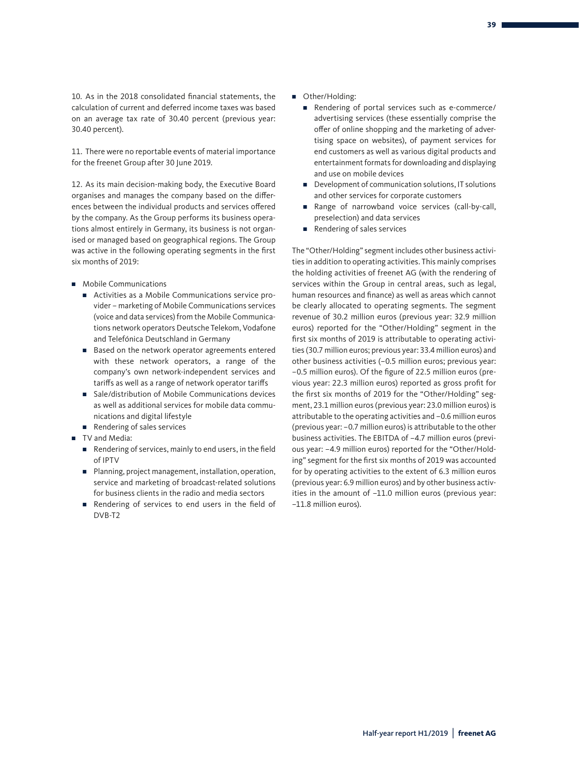10. As in the 2018 consolidated financial statements, the calculation of current and deferred income taxes was based on an average tax rate of 30.40 percent (previous year: 30.40 percent).

11. There were no reportable events of material importance for the freenet Group after 30 June 2019.

12. As its main decision-making body, the Executive Board organises and manages the company based on the differences between the individual products and services offered by the company. As the Group performs its business operations almost entirely in Germany, its business is not organised or managed based on geographical regions. The Group was active in the following operating segments in the first six months of 2019:

- Mobile Communications
  - Activities as a Mobile Communications service provider – marketing of Mobile Communications services (voice and data services) from the Mobile Communications network operators Deutsche Telekom, Vodafone and Telefónica Deutschland in Germany
  - Based on the network operator agreements entered with these network operators, a range of the company's own network-independent services and tariffs as well as a range of network operator tariffs
  - Sale/distribution of Mobile Communications devices as well as additional services for mobile data communications and digital lifestyle
  - Rendering of sales services
- TV and Media:
  - Rendering of services, mainly to end users, in the field of IPTV
  - Planning, project management, installation, operation, service and marketing of broadcast-related solutions for business clients in the radio and media sectors
  - Rendering of services to end users in the field of DVB-T2
- Other/Holding:
  - Rendering of portal services such as e-commerce/advertising services (these essentially comprise the offer of online shopping and the marketing of advertising space on websites), of payment services for end customers as well as various digital products and entertainment formats for downloading and displaying and use on mobile devices
  - Development of communication solutions, IT solutions and other services for corporate customers
  - Range of narrowband voice services (call-by-call, preselection) and data services
  - Rendering of sales services

The "Other/Holding" segment includes other business activities in addition to operating activities. This mainly comprises the holding activities of freenet AG (with the rendering of services within the Group in central areas, such as legal, human resources and finance) as well as areas which cannot be clearly allocated to operating segments. The segment revenue of 30.2 million euros (previous year: 32.9 million euros) reported for the "Other/Holding" segment in the first six months of 2019 is attributable to operating activities (30.7 million euros; previous year: 33.4 million euros) and other business activities (−0.5 million euros; previous year: −0.5 million euros). Of the figure of 22.5 million euros (previous year: 22.3 million euros) reported as gross profit for the first six months of 2019 for the "Other/Holding" segment, 23.1 million euros (previous year: 23.0 million euros) is attributable to the operating activities and −0.6 million euros (previous year: −0.7 million euros) is attributable to the other business activities. The EBITDA of −4.7 million euros (previous year: −4.9 million euros) reported for the "Other/Holding" segment for the first six months of 2019 was accounted for by operating activities to the extent of 6.3 million euros (previous year: 6.9 million euros) and by other business activities in the amount of −11.0 million euros (previous year: −11.8 million euros).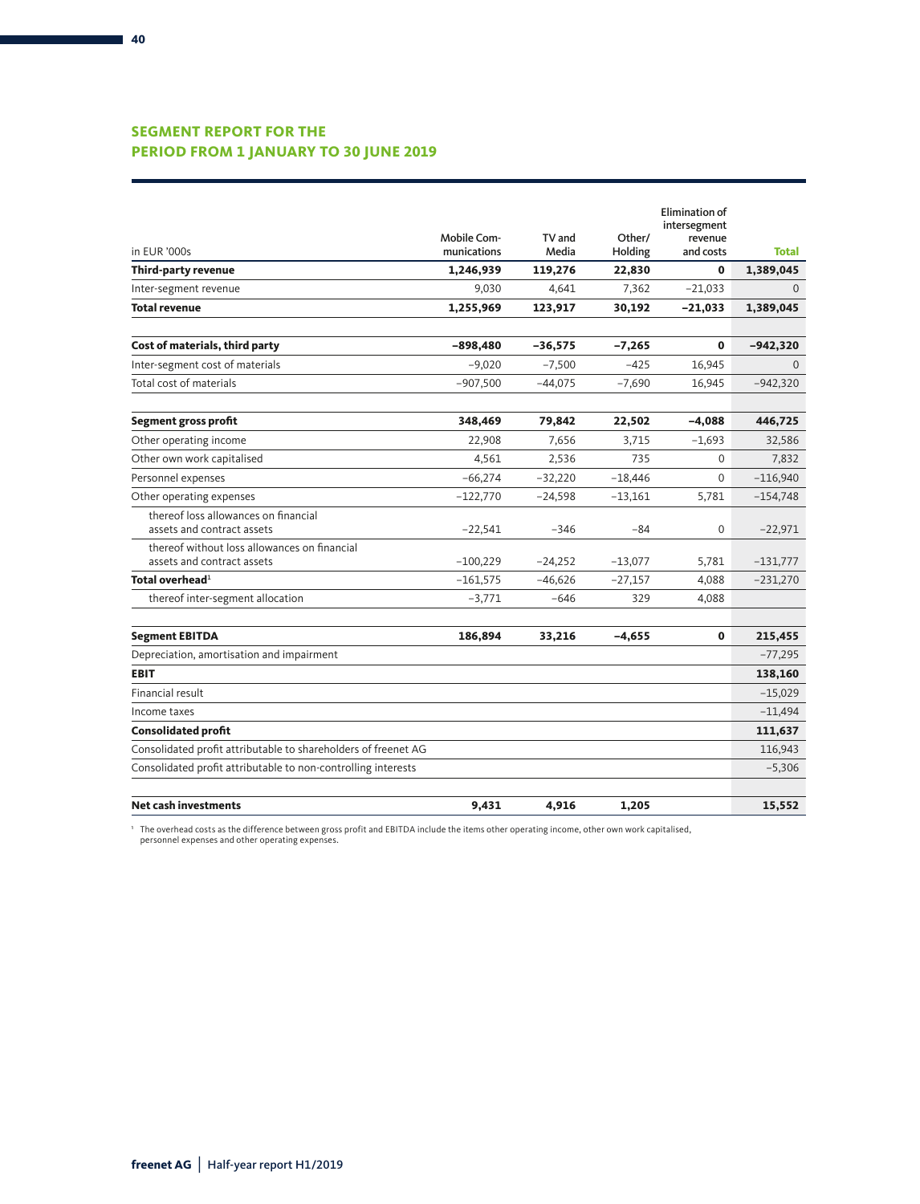## SEGMENT REPORT FOR THE PERIOD FROM 1 JANUARY TO 30 JUNE 2019

| in EUR '000s | Mobile Communications | TV and Media | Other/ Holding | Elimination of intersegment revenue and costs | Total |
|---|---|---|---|---|---|
| **Third-party revenue** | **1,246,939** | **119,276** | **22,830** | **0** | **1,389,045** |
| Inter-segment revenue | 9,030 | 4,641 | 7,362 | −21,033 | 0 |
| **Total revenue** | **1,255,969** | **123,917** | **30,192** | **−21,033** | **1,389,045** |
| | | | | | |
| **Cost of materials, third party** | **−898,480** | **−36,575** | **−7,265** | **0** | **−942,320** |
| Inter-segment cost of materials | −9,020 | −7,500 | −425 | 16,945 | 0 |
| Total cost of materials | −907,500 | −44,075 | −7,690 | 16,945 | −942,320 |
| | | | | | |
| **Segment gross profit** | **348,469** | **79,842** | **22,502** | **−4,088** | **446,725** |
| Other operating income | 22,908 | 7,656 | 3,715 | −1,693 | 32,586 |
| Other own work capitalised | 4,561 | 2,536 | 735 | 0 | 7,832 |
| Personnel expenses | −66,274 | −32,220 | −18,446 | 0 | −116,940 |
| Other operating expenses | −122,770 | −24,598 | −13,161 | 5,781 | −154,748 |
| thereof loss allowances on financial assets and contract assets | −22,541 | −346 | −84 | 0 | −22,971 |
| thereof without loss allowances on financial assets and contract assets | −100,229 | −24,252 | −13,077 | 5,781 | −131,777 |
| **Total overhead**[1] | −161,575 | −46,626 | −27,157 | 4,088 | −231,270 |
| thereof inter-segment allocation | −3,771 | −646 | 329 | 4,088 | |
| | | | | | |
| **Segment EBITDA** | **186,894** | **33,216** | **−4,655** | **0** | **215,455** |
| Depreciation, amortisation and impairment | | | | | −77,295 |
| **EBIT** | | | | | **138,160** |
| Financial result | | | | | −15,029 |
| Income taxes | | | | | −11,494 |
| **Consolidated profit** | | | | | **111,637** |
| Consolidated profit attributable to shareholders of freenet AG | | | | | 116,943 |
| Consolidated profit attributable to non-controlling interests | | | | | −5,306 |
| | | | | | |
| **Net cash investments** | **9,431** | **4,916** | **1,205** | | **15,552** |

[1] The overhead costs as the difference between gross profit and EBITDA include the items other operating income, other own work capitalised, personnel expenses and other operating expenses.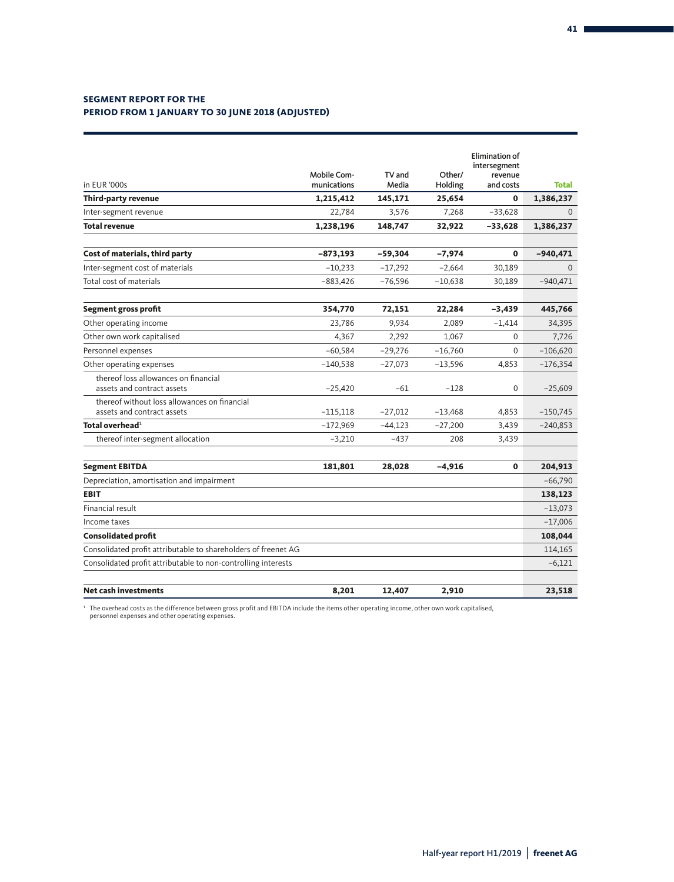## SEGMENT REPORT FOR THE PERIOD FROM 1 JANUARY TO 30 JUNE 2018 (ADJUSTED)

| in EUR '000s | Mobile Communications | TV and Media | Other/ Holding | Elimination of intersegment revenue and costs | Total |
|---|---|---|---|---|---|
| **Third-party revenue** | **1,215,412** | **145,171** | **25,654** | **0** | **1,386,237** |
| Inter-segment revenue | 22,784 | 3,576 | 7,268 | −33,628 | 0 |
| **Total revenue** | **1,238,196** | **148,747** | **32,922** | **−33,628** | **1,386,237** |
| | | | | | |
| **Cost of materials, third party** | **−873,193** | **−59,304** | **−7,974** | **0** | **−940,471** |
| Inter-segment cost of materials | −10,233 | −17,292 | −2,664 | 30,189 | 0 |
| Total cost of materials | −883,426 | −76,596 | −10,638 | 30,189 | −940,471 |
| | | | | | |
| **Segment gross profit** | **354,770** | **72,151** | **22,284** | **−3,439** | **445,766** |
| Other operating income | 23,786 | 9,934 | 2,089 | −1,414 | 34,395 |
| Other own work capitalised | 4,367 | 2,292 | 1,067 | 0 | 7,726 |
| Personnel expenses | −60,584 | −29,276 | −16,760 | 0 | −106,620 |
| Other operating expenses | −140,538 | −27,073 | −13,596 | 4,853 | −176,354 |
| thereof loss allowances on financial assets and contract assets | −25,420 | −61 | −128 | 0 | −25,609 |
| thereof without loss allowances on financial assets and contract assets | −115,118 | −27,012 | −13,468 | 4,853 | −150,745 |
| **Total overhead**[1] | −172,969 | −44,123 | −27,200 | 3,439 | −240,853 |
| thereof inter-segment allocation | −3,210 | −437 | 208 | 3,439 | |
| | | | | | |
| **Segment EBITDA** | **181,801** | **28,028** | **−4,916** | **0** | **204,913** |
| Depreciation, amortisation and impairment | | | | | −66,790 |
| **EBIT** | | | | | **138,123** |
| Financial result | | | | | −13,073 |
| Income taxes | | | | | −17,006 |
| **Consolidated profit** | | | | | **108,044** |
| Consolidated profit attributable to shareholders of freenet AG | | | | | 114,165 |
| Consolidated profit attributable to non-controlling interests | | | | | −6,121 |
| | | | | | |
| **Net cash investments** | **8,201** | **12,407** | **2,910** | | **23,518** |

[1] The overhead costs as the difference between gross profit and EBITDA include the items other operating income, other own work capitalised, personnel expenses and other operating expenses.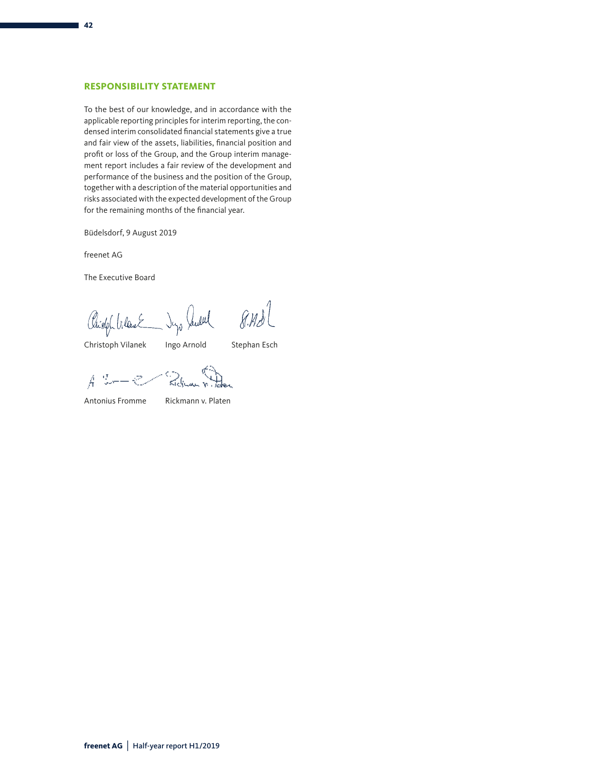## RESPONSIBILITY STATEMENT

To the best of our knowledge, and in accordance with the applicable reporting principles for interim reporting, the condensed interim consolidated financial statements give a true and fair view of the assets, liabilities, financial position and profit or loss of the Group, and the Group interim management report includes a fair review of the development and performance of the business and the position of the Group, together with a description of the material opportunities and risks associated with the expected development of the Group for the remaining months of the financial year.

Büdelsdorf, 9 August 2019

freenet AG

The Executive Board

Christoph Vilanek    Ingo Arnold    Stephan Esch

Antonius Fromme    Rickmann v. Platen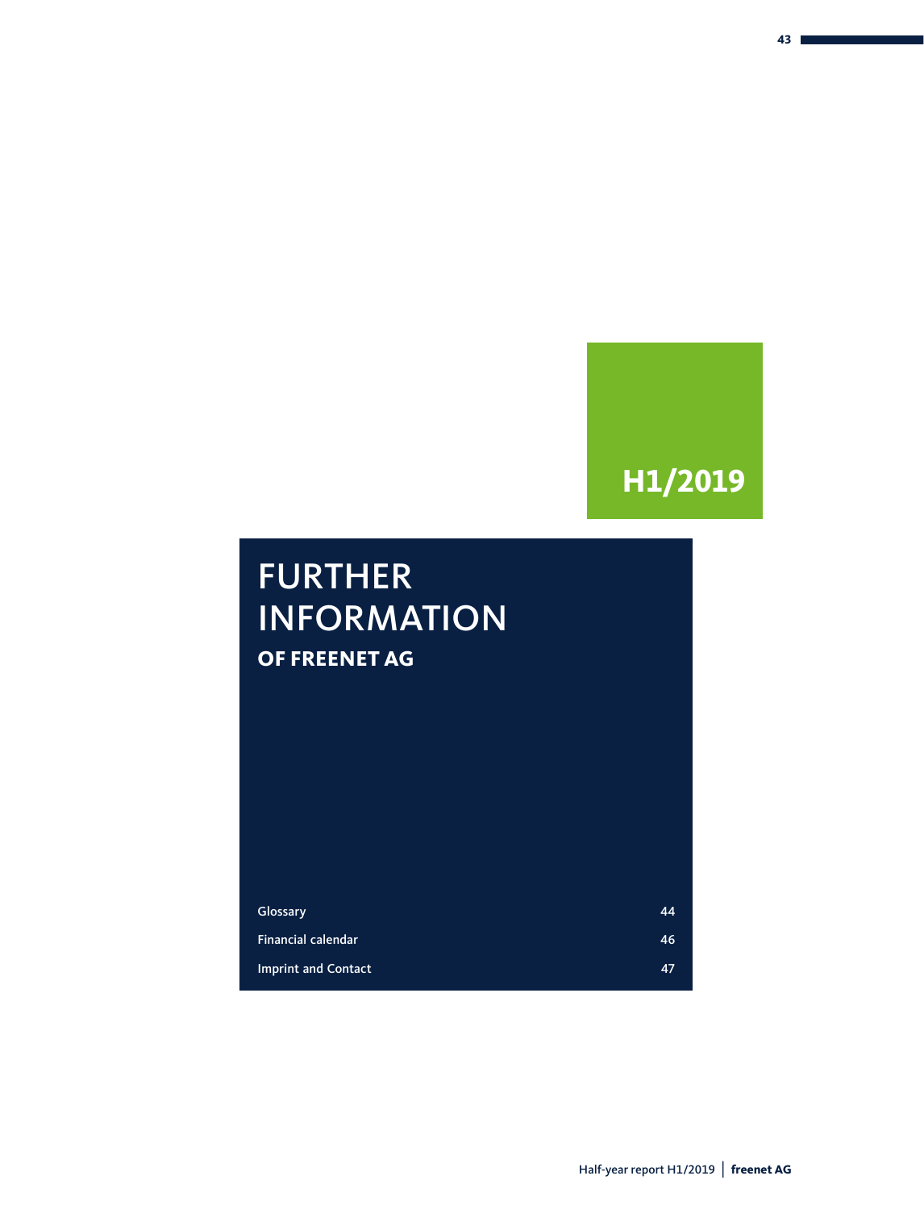H1/2019

# FURTHER INFORMATION

## OF FREENET AG

| | |
|---|---|
| Glossary | 44 |
| Financial calendar | 46 |
| Imprint and Contact | 47 |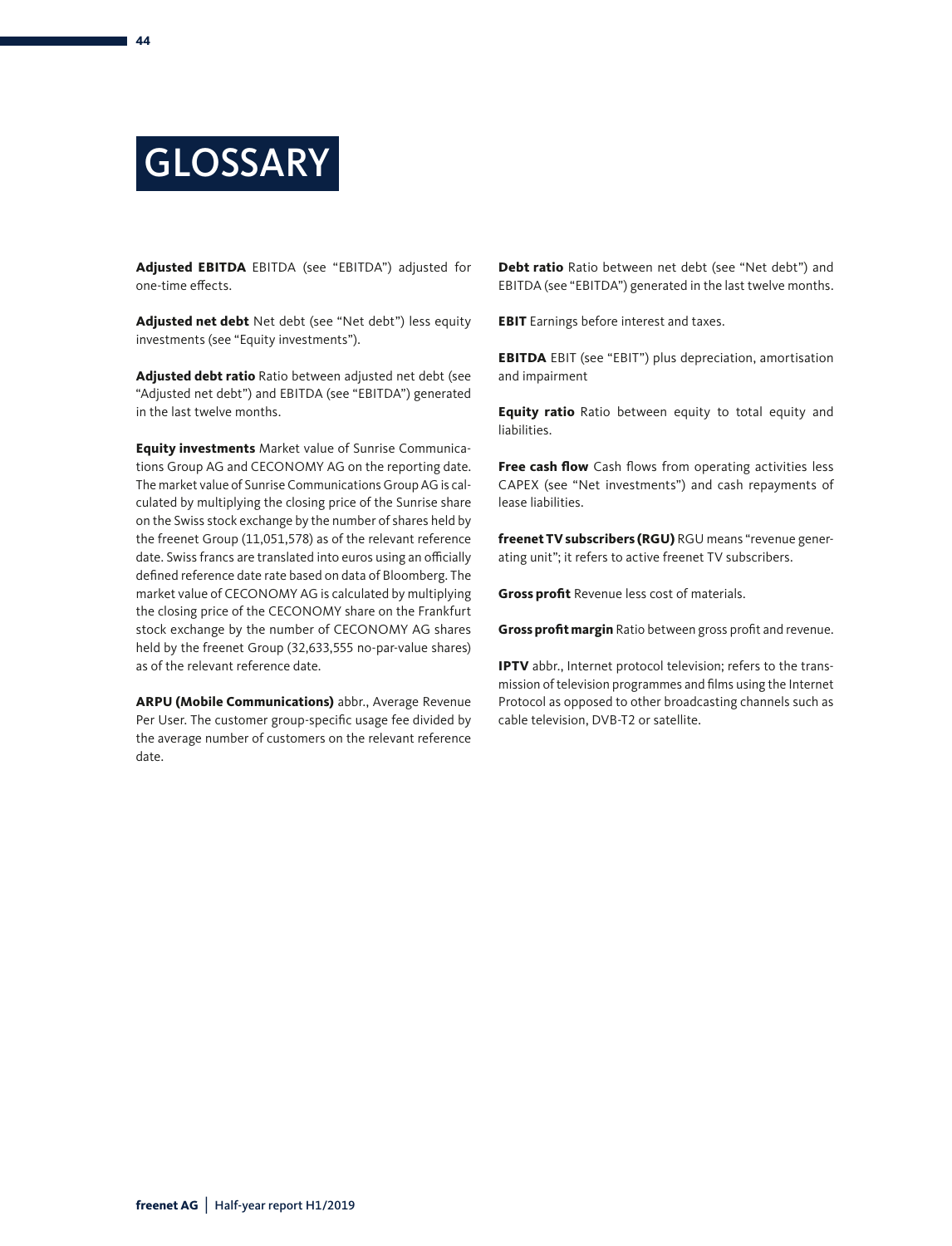# GLOSSARY

**Adjusted EBITDA** EBITDA (see "EBITDA") adjusted for one-time effects.

**Adjusted net debt** Net debt (see "Net debt") less equity investments (see "Equity investments").

**Adjusted debt ratio** Ratio between adjusted net debt (see "Adjusted net debt") and EBITDA (see "EBITDA") generated in the last twelve months.

**Equity investments** Market value of Sunrise Communications Group AG and CECONOMY AG on the reporting date. The market value of Sunrise Communications Group AG is calculated by multiplying the closing price of the Sunrise share on the Swiss stock exchange by the number of shares held by the freenet Group (11,051,578) as of the relevant reference date. Swiss francs are translated into euros using an officially defined reference date rate based on data of Bloomberg. The market value of CECONOMY AG is calculated by multiplying the closing price of the CECONOMY share on the Frankfurt stock exchange by the number of CECONOMY AG shares held by the freenet Group (32,633,555 no-par-value shares) as of the relevant reference date.

**ARPU (Mobile Communications)** abbr., Average Revenue Per User. The customer group-specific usage fee divided by the average number of customers on the relevant reference date.

**Debt ratio** Ratio between net debt (see "Net debt") and EBITDA (see "EBITDA") generated in the last twelve months.

**EBIT** Earnings before interest and taxes.

**EBITDA** EBIT (see "EBIT") plus depreciation, amortisation and impairment

**Equity ratio** Ratio between equity to total equity and liabilities.

**Free cash flow** Cash flows from operating activities less CAPEX (see "Net investments") and cash repayments of lease liabilities.

**freenet TV subscribers (RGU)** RGU means "revenue generating unit"; it refers to active freenet TV subscribers.

**Gross profit** Revenue less cost of materials.

**Gross profit margin** Ratio between gross profit and revenue.

**IPTV** abbr., Internet protocol television; refers to the transmission of television programmes and films using the Internet Protocol as opposed to other broadcasting channels such as cable television, DVB-T2 or satellite.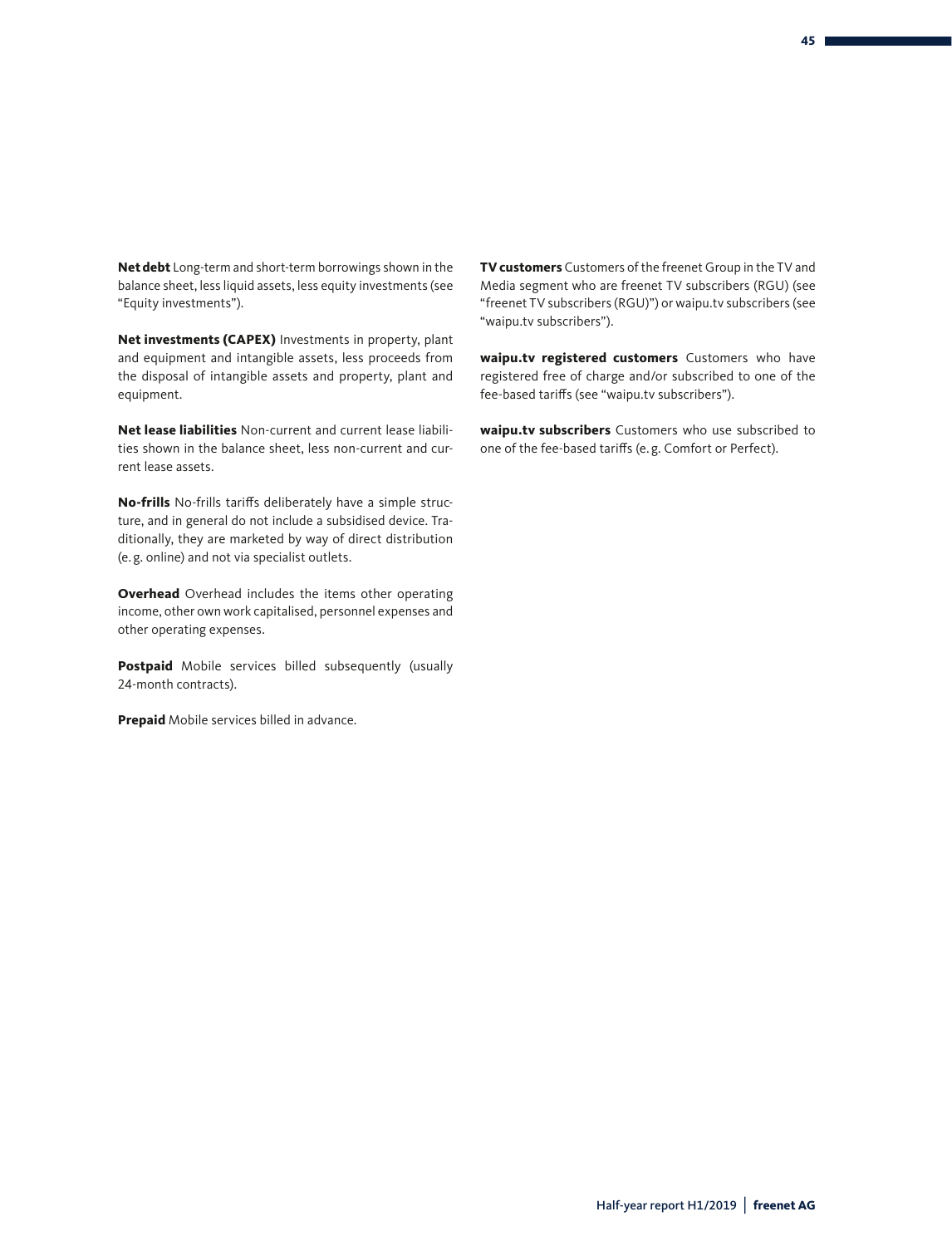**Net debt** Long-term and short-term borrowings shown in the balance sheet, less liquid assets, less equity investments (see "Equity investments").

**Net investments (CAPEX)** Investments in property, plant and equipment and intangible assets, less proceeds from the disposal of intangible assets and property, plant and equipment.

**Net lease liabilities** Non-current and current lease liabilities shown in the balance sheet, less non-current and current lease assets.

**No-frills** No-frills tariffs deliberately have a simple structure, and in general do not include a subsidised device. Traditionally, they are marketed by way of direct distribution (e.g. online) and not via specialist outlets.

**Overhead** Overhead includes the items other operating income, other own work capitalised, personnel expenses and other operating expenses.

**Postpaid** Mobile services billed subsequently (usually 24-month contracts).

**Prepaid** Mobile services billed in advance.

**TV customers** Customers of the freenet Group in the TV and Media segment who are freenet TV subscribers (RGU) (see "freenet TV subscribers (RGU)") or waipu.tv subscribers (see "waipu.tv subscribers").

**waipu.tv registered customers** Customers who have registered free of charge and/or subscribed to one of the fee-based tariffs (see "waipu.tv subscribers").

**waipu.tv subscribers** Customers who use subscribed to one of the fee-based tariffs (e.g. Comfort or Perfect).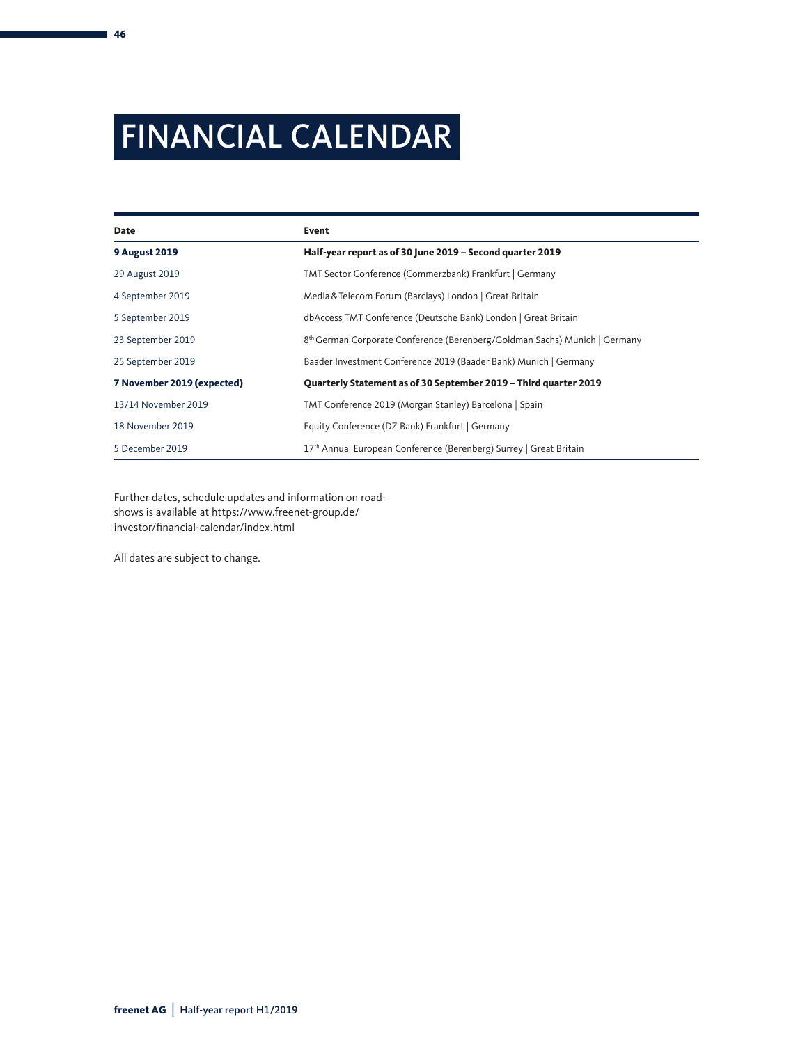# FINANCIAL CALENDAR

| Date | Event |
|---|---|
| **9 August 2019** | **Half-year report as of 30 June 2019 – Second quarter 2019** |
| 29 August 2019 | TMT Sector Conference (Commerzbank) Frankfurt \| Germany |
| 4 September 2019 | Media & Telecom Forum (Barclays) London \| Great Britain |
| 5 September 2019 | dbAccess TMT Conference (Deutsche Bank) London \| Great Britain |
| 23 September 2019 | 8th German Corporate Conference (Berenberg/Goldman Sachs) Munich \| Germany |
| 25 September 2019 | Baader Investment Conference 2019 (Baader Bank) Munich \| Germany |
| **7 November 2019 (expected)** | **Quarterly Statement as of 30 September 2019 – Third quarter 2019** |
| 13/14 November 2019 | TMT Conference 2019 (Morgan Stanley) Barcelona \| Spain |
| 18 November 2019 | Equity Conference (DZ Bank) Frankfurt \| Germany |
| 5 December 2019 | 17th Annual European Conference (Berenberg) Surrey \| Great Britain |

Further dates, schedule updates and information on roadshows is available at https://www.freenet-group.de/investor/financial-calendar/index.html

All dates are subject to change.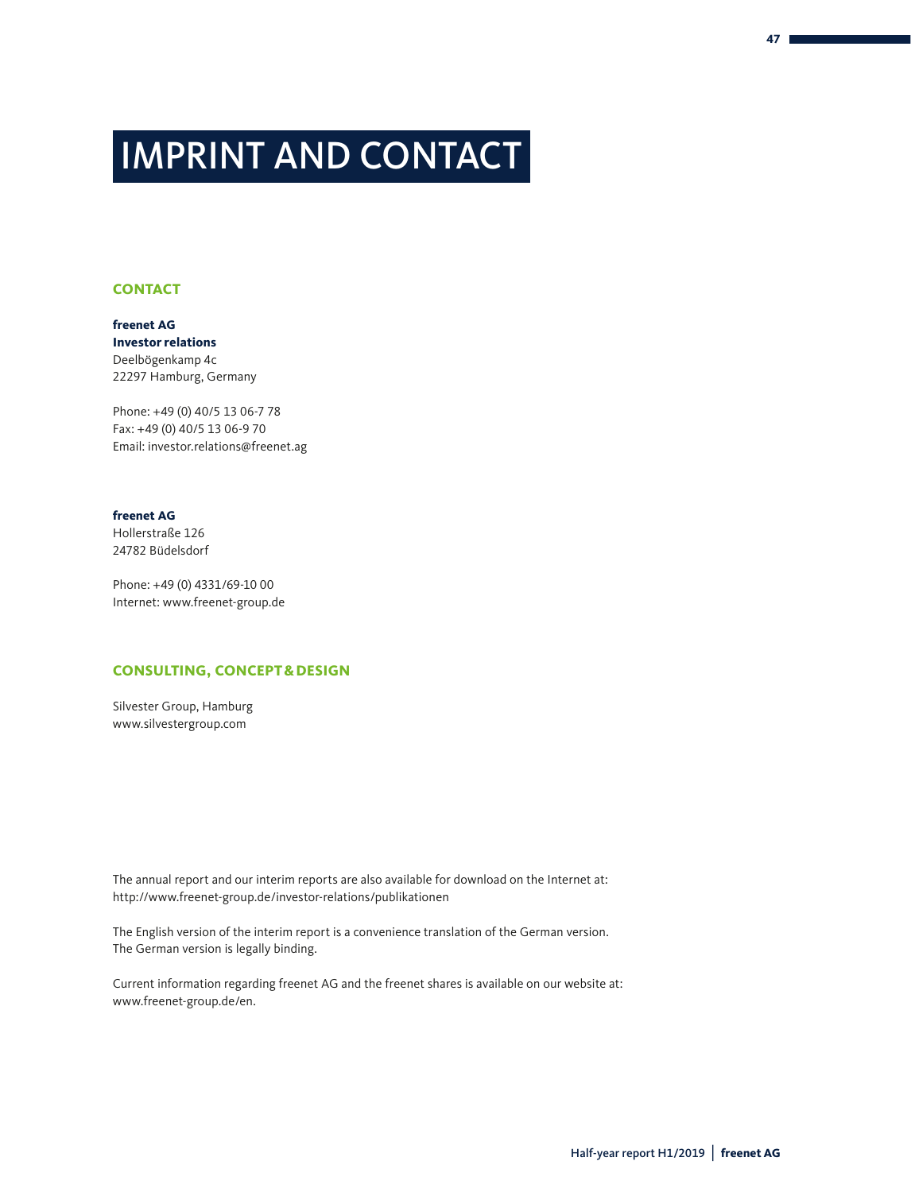# IMPRINT AND CONTACT

## CONTACT

**freenet AG**
**Investor relations**
Deelbögenkamp 4c
22297 Hamburg, Germany

Phone: +49 (0) 40/5 13 06-7 78
Fax: +49 (0) 40/5 13 06-9 70
Email: investor.relations@freenet.ag

**freenet AG**
Hollerstraße 126
24782 Büdelsdorf

Phone: +49 (0) 4331/69-10 00
Internet: www.freenet-group.de

## CONSULTING, CONCEPT & DESIGN

Silvester Group, Hamburg
www.silvestergroup.com

The annual report and our interim reports are also available for download on the Internet at:
http://www.freenet-group.de/investor-relations/publikationen

The English version of the interim report is a convenience translation of the German version. The German version is legally binding.

Current information regarding freenet AG and the freenet shares is available on our website at: www.freenet-group.de/en.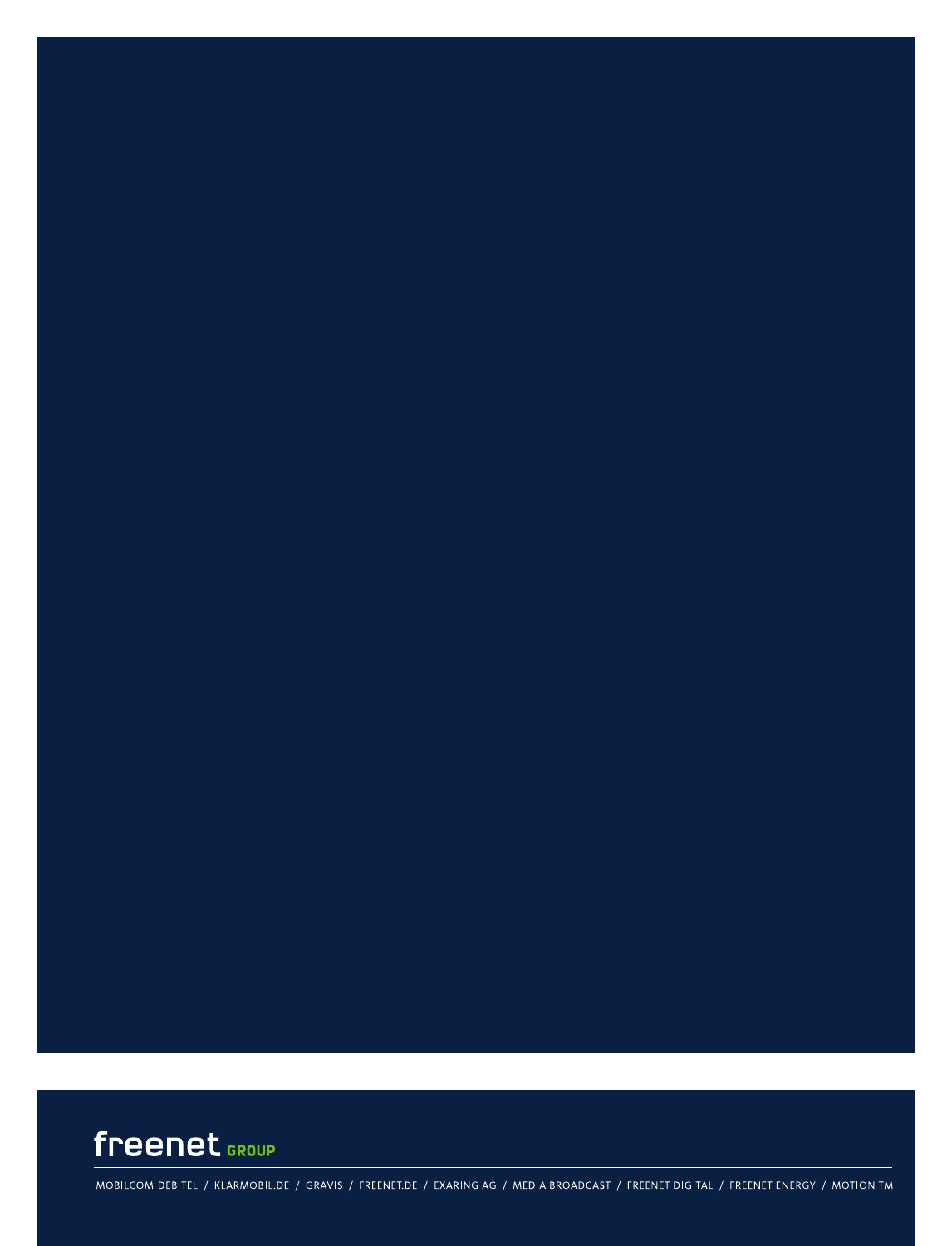freenet GROUP

MOBILCOM-DEBITEL / KLARMOBIL.DE / GRAVIS / FREENET.DE / EXARING AG / MEDIA BROADCAST / FREENET DIGITAL / FREENET ENERGY / MOTION TM